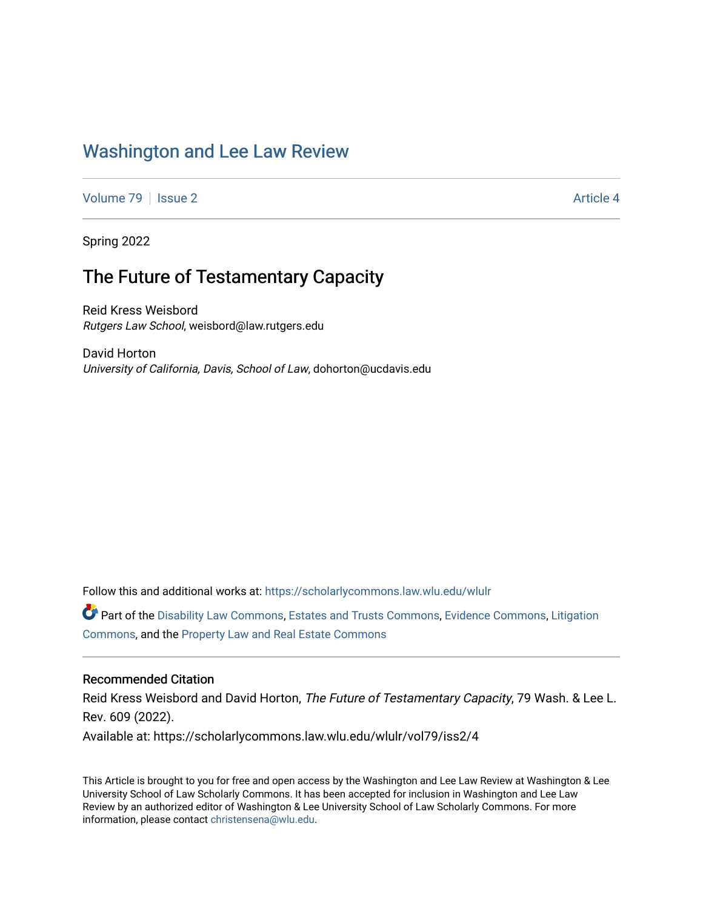# Washington and Lee Law Review

Volume 79 | Issue 2 | Article 4

Spring 2022

## The Future of Testamentary Capacity

Reid Kress Weisbord
*Rutgers Law School*, weisbord@law.rutgers.edu

David Horton
*University of California, Davis, School of Law*, dohorton@ucdavis.edu

Follow this and additional works at: https://scholarlycommons.law.wlu.edu/wlulr

Part of the Disability Law Commons, Estates and Trusts Commons, Evidence Commons, Litigation Commons, and the Property Law and Real Estate Commons

### Recommended Citation

Reid Kress Weisbord and David Horton, *The Future of Testamentary Capacity*, 79 Wash. & Lee L. Rev. 609 (2022).

Available at: https://scholarlycommons.law.wlu.edu/wlulr/vol79/iss2/4

This Article is brought to you for free and open access by the Washington and Lee Law Review at Washington & Lee University School of Law Scholarly Commons. It has been accepted for inclusion in Washington and Lee Law Review by an authorized editor of Washington & Lee University School of Law Scholarly Commons. For more information, please contact christensena@wlu.edu.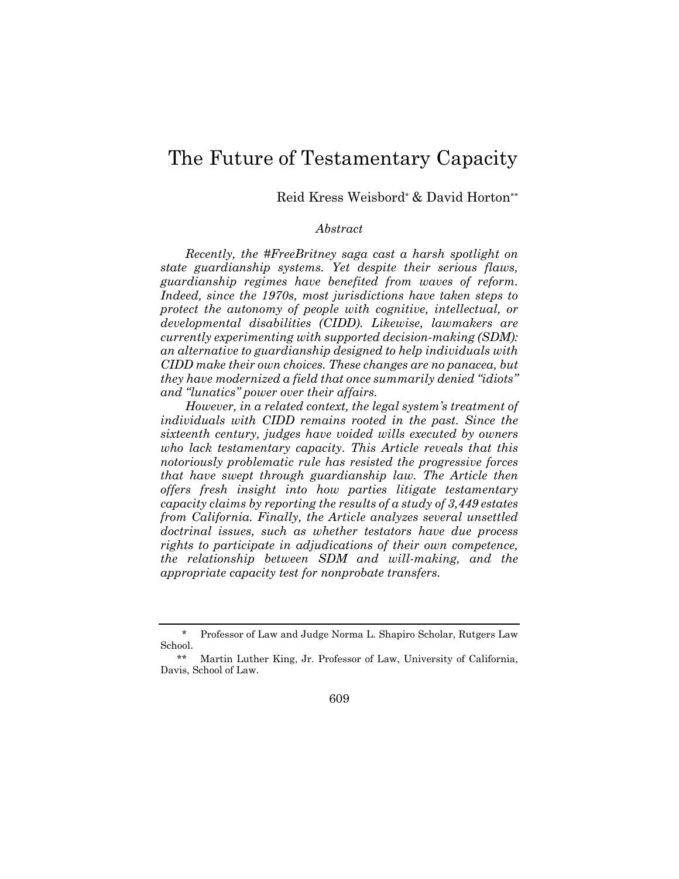# The Future of Testamentary Capacity

Reid Kress Weisbord[*] & David Horton[**]

*Abstract*

*Recently, the #FreeBritney saga cast a harsh spotlight on state guardianship systems. Yet despite their serious flaws, guardianship regimes have benefited from waves of reform. Indeed, since the 1970s, most jurisdictions have taken steps to protect the autonomy of people with cognitive, intellectual, or developmental disabilities (CIDD). Likewise, lawmakers are currently experimenting with supported decision-making (SDM): an alternative to guardianship designed to help individuals with CIDD make their own choices. These changes are no panacea, but they have modernized a field that once summarily denied "idiots" and "lunatics" power over their affairs.*

*However, in a related context, the legal system's treatment of individuals with CIDD remains rooted in the past. Since the sixteenth century, judges have voided wills executed by owners who lack testamentary capacity. This Article reveals that this notoriously problematic rule has resisted the progressive forces that have swept through guardianship law. The Article then offers fresh insight into how parties litigate testamentary capacity claims by reporting the results of a study of 3,449 estates from California. Finally, the Article analyzes several unsettled doctrinal issues, such as whether testators have due process rights to participate in adjudications of their own competence, the relationship between SDM and will-making, and the appropriate capacity test for nonprobate transfers.*

---

[*] Professor of Law and Judge Norma L. Shapiro Scholar, Rutgers Law School.

[**] Martin Luther King, Jr. Professor of Law, University of California, Davis, School of Law.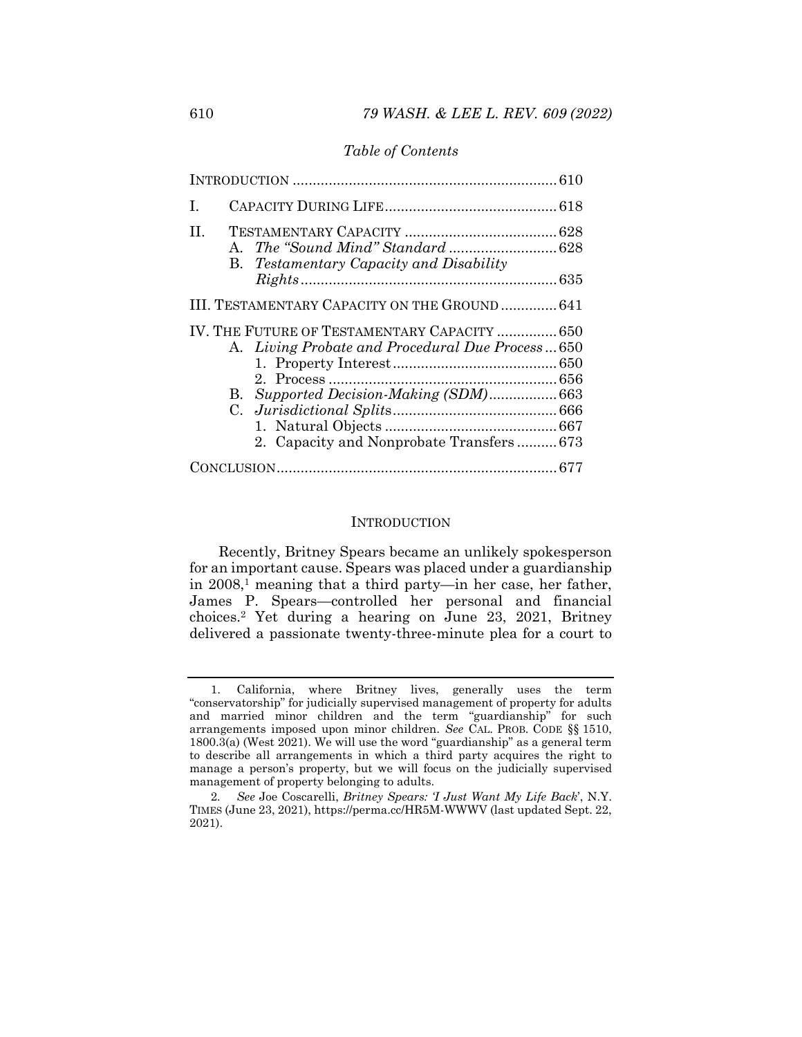*Table of Contents*

| | |
|---|---|
| INTRODUCTION | 610 |
| I. CAPACITY DURING LIFE | 618 |
| II. TESTAMENTARY CAPACITY | 628 |
| A. *The "Sound Mind" Standard* | 628 |
| B. *Testamentary Capacity and Disability Rights* | 635 |
| III. TESTAMENTARY CAPACITY ON THE GROUND | 641 |
| IV. THE FUTURE OF TESTAMENTARY CAPACITY | 650 |
| A. *Living Probate and Procedural Due Process* | 650 |
| 1. Property Interest | 650 |
| 2. Process | 656 |
| B. *Supported Decision-Making (SDM)* | 663 |
| C. *Jurisdictional Splits* | 666 |
| 1. Natural Objects | 667 |
| 2. Capacity and Nonprobate Transfers | 673 |
| CONCLUSION | 677 |

## INTRODUCTION

Recently, Britney Spears became an unlikely spokesperson for an important cause. Spears was placed under a guardianship in 2008,[1] meaning that a third party—in her case, her father, James P. Spears—controlled her personal and financial choices.[2] Yet during a hearing on June 23, 2021, Britney delivered a passionate twenty-three-minute plea for a court to

---

1. California, where Britney lives, generally uses the term "conservatorship" for judicially supervised management of property for adults and married minor children and the term "guardianship" for such arrangements imposed upon minor children. *See* CAL. PROB. CODE §§ 1510, 1800.3(a) (West 2021). We will use the word "guardianship" as a general term to describe all arrangements in which a third party acquires the right to manage a person's property, but we will focus on the judicially supervised management of property belonging to adults.

2. *See* Joe Coscarelli, *Britney Spears: 'I Just Want My Life Back'*, N.Y. TIMES (June 23, 2021), https://perma.cc/HR5M-WWWV (last updated Sept. 22, 2021).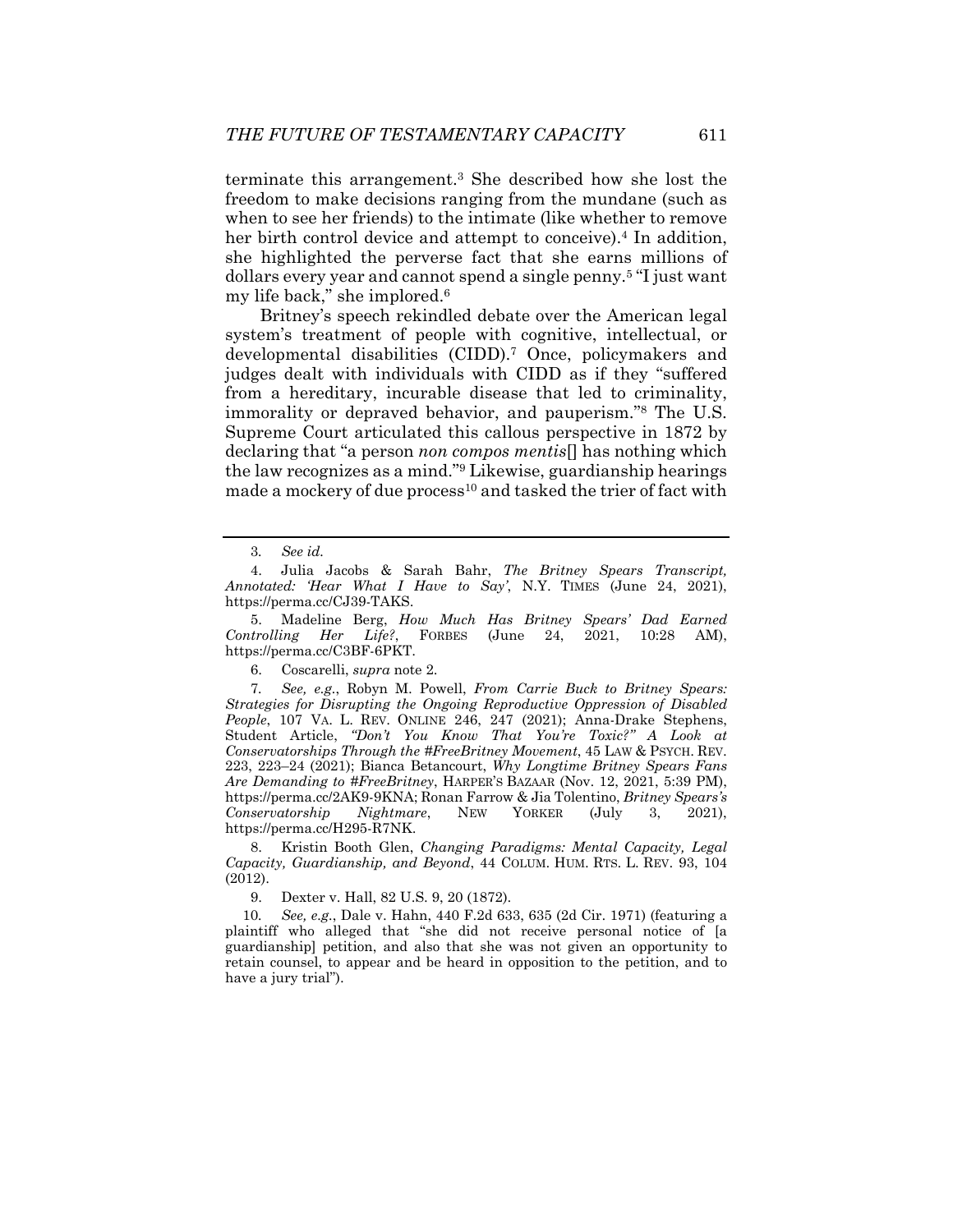terminate this arrangement.[3] She described how she lost the freedom to make decisions ranging from the mundane (such as when to see her friends) to the intimate (like whether to remove her birth control device and attempt to conceive).[4] In addition, she highlighted the perverse fact that she earns millions of dollars every year and cannot spend a single penny.[5] "I just want my life back," she implored.[6]

Britney's speech rekindled debate over the American legal system's treatment of people with cognitive, intellectual, or developmental disabilities (CIDD).[7] Once, policymakers and judges dealt with individuals with CIDD as if they "suffered from a hereditary, incurable disease that led to criminality, immorality or depraved behavior, and pauperism."[8] The U.S. Supreme Court articulated this callous perspective in 1872 by declaring that "a person *non compos mentis*[] has nothing which the law recognizes as a mind."[9] Likewise, guardianship hearings made a mockery of due process[10] and tasked the trier of fact with

---

3. *See id.*

4. Julia Jacobs & Sarah Bahr, *The Britney Spears Transcript, Annotated: 'Hear What I Have to Say'*, N.Y. TIMES (June 24, 2021), https://perma.cc/CJ39-TAKS.

5. Madeline Berg, *How Much Has Britney Spears' Dad Earned Controlling Her Life?*, FORBES (June 24, 2021, 10:28 AM), https://perma.cc/C3BF-6PKT.

6. Coscarelli, *supra* note 2.

7. *See, e.g.*, Robyn M. Powell, *From Carrie Buck to Britney Spears: Strategies for Disrupting the Ongoing Reproductive Oppression of Disabled People*, 107 VA. L. REV. ONLINE 246, 247 (2021); Anna-Drake Stephens, Student Article, *"Don't You Know That You're Toxic?" A Look at Conservatorships Through the #FreeBritney Movement*, 45 LAW & PSYCH. REV. 223, 223–24 (2021); Bianca Betancourt, *Why Longtime Britney Spears Fans Are Demanding to #FreeBritney*, HARPER'S BAZAAR (Nov. 12, 2021, 5:39 PM), https://perma.cc/2AK9-9KNA; Ronan Farrow & Jia Tolentino, *Britney Spears's Conservatorship Nightmare*, NEW YORKER (July 3, 2021), https://perma.cc/H295-R7NK.

8. Kristin Booth Glen, *Changing Paradigms: Mental Capacity, Legal Capacity, Guardianship, and Beyond*, 44 COLUM. HUM. RTS. L. REV. 93, 104 (2012).

9. Dexter v. Hall, 82 U.S. 9, 20 (1872).

10. *See, e.g.*, Dale v. Hahn, 440 F.2d 633, 635 (2d Cir. 1971) (featuring a plaintiff who alleged that "she did not receive personal notice of [a guardianship] petition, and also that she was not given an opportunity to retain counsel, to appear and be heard in opposition to the petition, and to have a jury trial").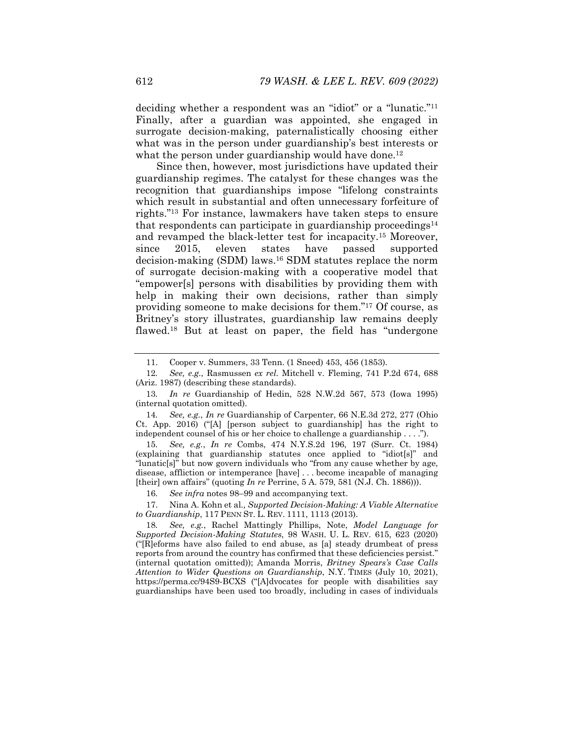deciding whether a respondent was an "idiot" or a "lunatic."[11] Finally, after a guardian was appointed, she engaged in surrogate decision-making, paternalistically choosing either what was in the person under guardianship's best interests or what the person under guardianship would have done.[12]

Since then, however, most jurisdictions have updated their guardianship regimes. The catalyst for these changes was the recognition that guardianships impose "lifelong constraints which result in substantial and often unnecessary forfeiture of rights."[13] For instance, lawmakers have taken steps to ensure that respondents can participate in guardianship proceedings[14] and revamped the black-letter test for incapacity.[15] Moreover, since 2015, eleven states have passed supported decision-making (SDM) laws.[16] SDM statutes replace the norm of surrogate decision-making with a cooperative model that "empower[s] persons with disabilities by providing them with help in making their own decisions, rather than simply providing someone to make decisions for them."[17] Of course, as Britney's story illustrates, guardianship law remains deeply flawed.[18] But at least on paper, the field has "undergone

---

11. Cooper v. Summers, 33 Tenn. (1 Sneed) 453, 456 (1853).

12. *See, e.g.*, Rasmussen *ex rel.* Mitchell v. Fleming, 741 P.2d 674, 688 (Ariz. 1987) (describing these standards).

13. *In re* Guardianship of Hedin, 528 N.W.2d 567, 573 (Iowa 1995) (internal quotation omitted).

14. *See, e.g.*, *In re* Guardianship of Carpenter, 66 N.E.3d 272, 277 (Ohio Ct. App. 2016) ("[A] [person subject to guardianship] has the right to independent counsel of his or her choice to challenge a guardianship . . . .").

15. *See, e.g.*, *In re* Combs, 474 N.Y.S.2d 196, 197 (Surr. Ct. 1984) (explaining that guardianship statutes once applied to "idiot[s]" and "lunatic[s]" but now govern individuals who "from any cause whether by age, disease, affliction or intemperance [have] . . . become incapable of managing [their] own affairs" (quoting *In re* Perrine, 5 A. 579, 581 (N.J. Ch. 1886))).

16. *See infra* notes 98–99 and accompanying text.

17. Nina A. Kohn et al., *Supported Decision-Making: A Viable Alternative to Guardianship*, 117 PENN ST. L. REV. 1111, 1113 (2013).

18. *See, e.g.*, Rachel Mattingly Phillips, Note, *Model Language for Supported Decision-Making Statutes*, 98 WASH. U. L. REV. 615, 623 (2020) ("[R]eforms have also failed to end abuse, as [a] steady drumbeat of press reports from around the country has confirmed that these deficiencies persist." (internal quotation omitted)); Amanda Morris, *Britney Spears's Case Calls Attention to Wider Questions on Guardianship*, N.Y. TIMES (July 10, 2021), https://perma.cc/94S9-BCXS ("[A]dvocates for people with disabilities say guardianships have been used too broadly, including in cases of individuals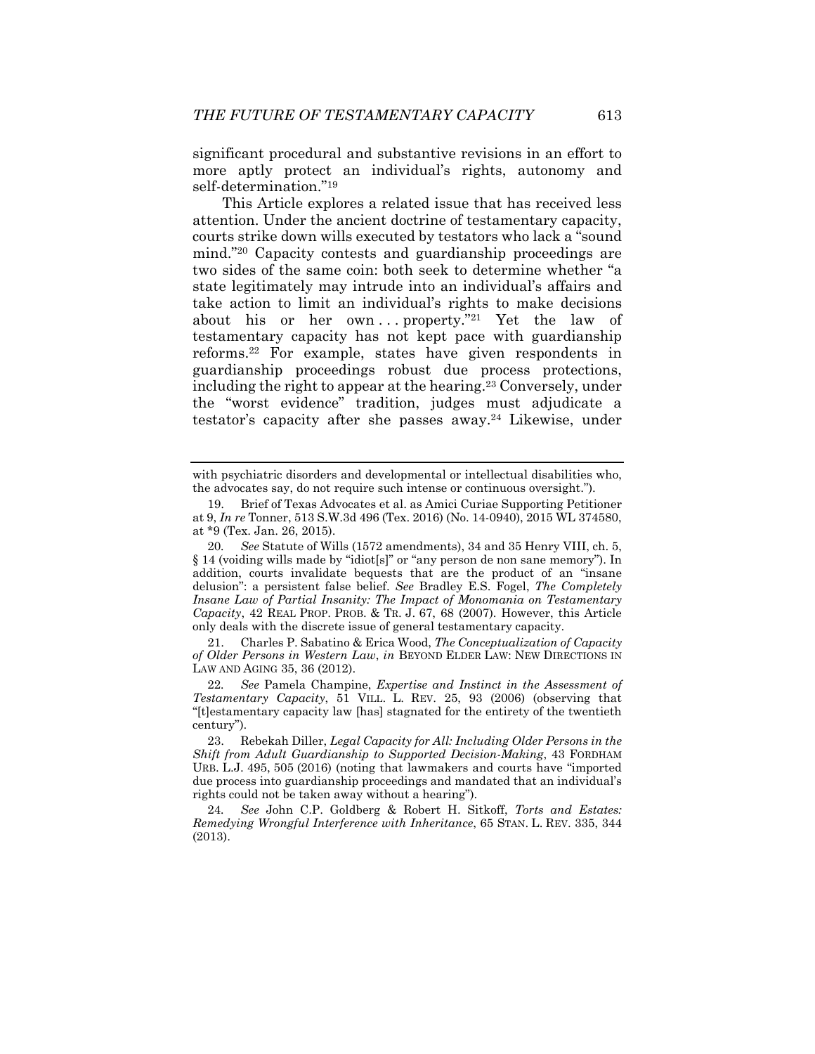significant procedural and substantive revisions in an effort to more aptly protect an individual's rights, autonomy and self-determination."[19]

This Article explores a related issue that has received less attention. Under the ancient doctrine of testamentary capacity, courts strike down wills executed by testators who lack a "sound mind."[20] Capacity contests and guardianship proceedings are two sides of the same coin: both seek to determine whether "a state legitimately may intrude into an individual's affairs and take action to limit an individual's rights to make decisions about his or her own . . . property."[21] Yet the law of testamentary capacity has not kept pace with guardianship reforms.[22] For example, states have given respondents in guardianship proceedings robust due process protections, including the right to appear at the hearing.[23] Conversely, under the "worst evidence" tradition, judges must adjudicate a testator's capacity after she passes away.[24] Likewise, under

---

with psychiatric disorders and developmental or intellectual disabilities who, the advocates say, do not require such intense or continuous oversight.").

19. Brief of Texas Advocates et al. as Amici Curiae Supporting Petitioner at 9, *In re* Tonner, 513 S.W.3d 496 (Tex. 2016) (No. 14-0940), 2015 WL 374580, at *9 (Tex. Jan. 26, 2015).

20. *See* Statute of Wills (1572 amendments), 34 and 35 Henry VIII, ch. 5, § 14 (voiding wills made by "idiot[s]" or "any person de non sane memory"). In addition, courts invalidate bequests that are the product of an "insane delusion": a persistent false belief. *See* Bradley E.S. Fogel, *The Completely Insane Law of Partial Insanity: The Impact of Monomania on Testamentary Capacity*, 42 REAL PROP. PROB. & TR. J. 67, 68 (2007). However, this Article only deals with the discrete issue of general testamentary capacity.

21. Charles P. Sabatino & Erica Wood, *The Conceptualization of Capacity of Older Persons in Western Law*, *in* BEYOND ELDER LAW: NEW DIRECTIONS IN LAW AND AGING 35, 36 (2012).

22. *See* Pamela Champine, *Expertise and Instinct in the Assessment of Testamentary Capacity*, 51 VILL. L. REV. 25, 93 (2006) (observing that "[t]estamentary capacity law [has] stagnated for the entirety of the twentieth century").

23. Rebekah Diller, *Legal Capacity for All: Including Older Persons in the Shift from Adult Guardianship to Supported Decision-Making*, 43 FORDHAM URB. L.J. 495, 505 (2016) (noting that lawmakers and courts have "imported due process into guardianship proceedings and mandated that an individual's rights could not be taken away without a hearing").

24. *See* John C.P. Goldberg & Robert H. Sitkoff, *Torts and Estates: Remedying Wrongful Interference with Inheritance*, 65 STAN. L. REV. 335, 344 (2013).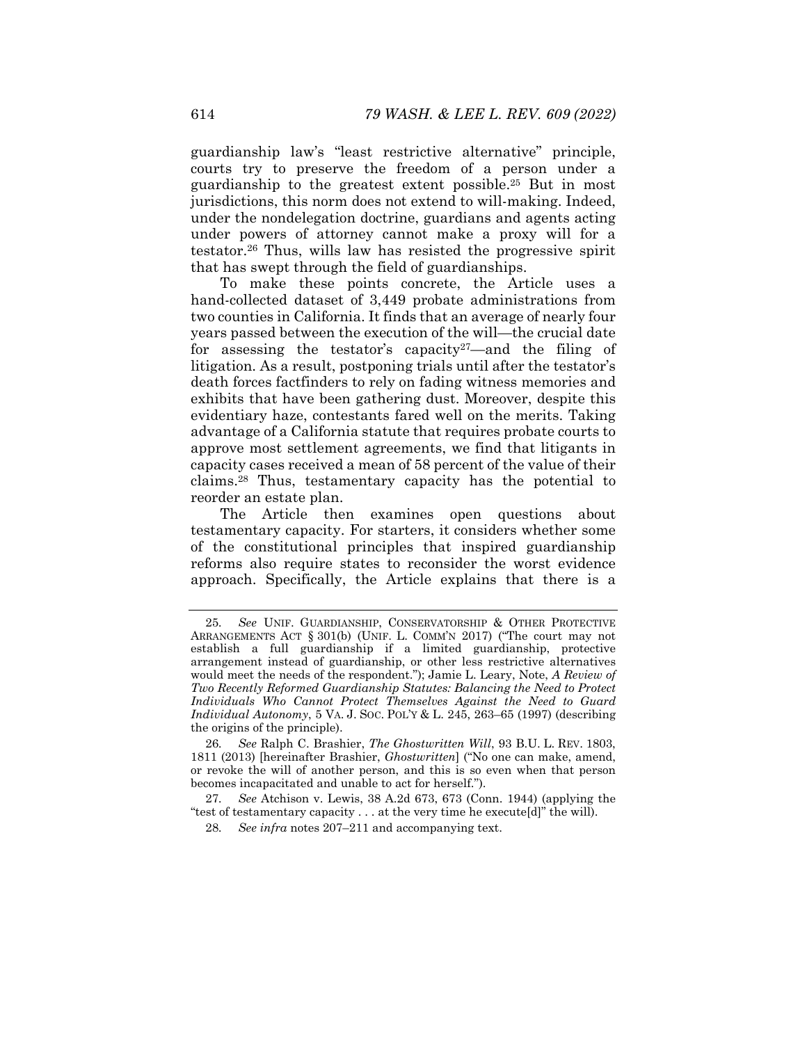guardianship law's "least restrictive alternative" principle, courts try to preserve the freedom of a person under a guardianship to the greatest extent possible.[25] But in most jurisdictions, this norm does not extend to will-making. Indeed, under the nondelegation doctrine, guardians and agents acting under powers of attorney cannot make a proxy will for a testator.[26] Thus, wills law has resisted the progressive spirit that has swept through the field of guardianships.

To make these points concrete, the Article uses a hand-collected dataset of 3,449 probate administrations from two counties in California. It finds that an average of nearly four years passed between the execution of the will—the crucial date for assessing the testator's capacity[27]—and the filing of litigation. As a result, postponing trials until after the testator's death forces factfinders to rely on fading witness memories and exhibits that have been gathering dust. Moreover, despite this evidentiary haze, contestants fared well on the merits. Taking advantage of a California statute that requires probate courts to approve most settlement agreements, we find that litigants in capacity cases received a mean of 58 percent of the value of their claims.[28] Thus, testamentary capacity has the potential to reorder an estate plan.

The Article then examines open questions about testamentary capacity. For starters, it considers whether some of the constitutional principles that inspired guardianship reforms also require states to reconsider the worst evidence approach. Specifically, the Article explains that there is a

---

25. *See* UNIF. GUARDIANSHIP, CONSERVATORSHIP & OTHER PROTECTIVE ARRANGEMENTS ACT § 301(b) (UNIF. L. COMM'N 2017) ("The court may not establish a full guardianship if a limited guardianship, protective arrangement instead of guardianship, or other less restrictive alternatives would meet the needs of the respondent."); Jamie L. Leary, Note, *A Review of Two Recently Reformed Guardianship Statutes: Balancing the Need to Protect Individuals Who Cannot Protect Themselves Against the Need to Guard Individual Autonomy*, 5 VA. J. SOC. POL'Y & L. 245, 263–65 (1997) (describing the origins of the principle).

26. *See* Ralph C. Brashier, *The Ghostwritten Will*, 93 B.U. L. REV. 1803, 1811 (2013) [hereinafter Brashier, *Ghostwritten*] ("No one can make, amend, or revoke the will of another person, and this is so even when that person becomes incapacitated and unable to act for herself.").

27. *See* Atchison v. Lewis, 38 A.2d 673, 673 (Conn. 1944) (applying the "test of testamentary capacity . . . at the very time he execute[d]" the will).

28. *See infra* notes 207–211 and accompanying text.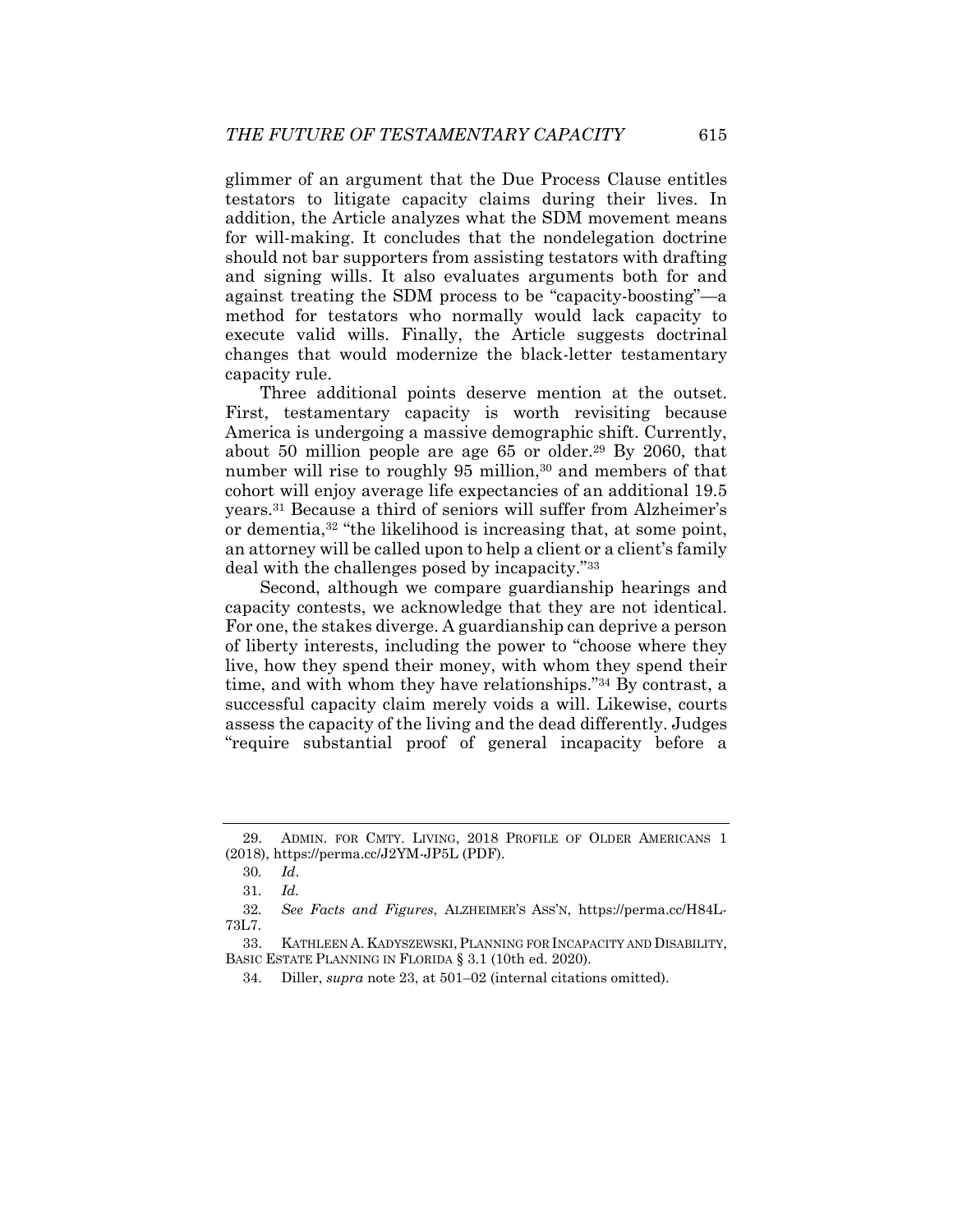glimmer of an argument that the Due Process Clause entitles testators to litigate capacity claims during their lives. In addition, the Article analyzes what the SDM movement means for will-making. It concludes that the nondelegation doctrine should not bar supporters from assisting testators with drafting and signing wills. It also evaluates arguments both for and against treating the SDM process to be "capacity-boosting"—a method for testators who normally would lack capacity to execute valid wills. Finally, the Article suggests doctrinal changes that would modernize the black-letter testamentary capacity rule.

Three additional points deserve mention at the outset. First, testamentary capacity is worth revisiting because America is undergoing a massive demographic shift. Currently, about 50 million people are age 65 or older.[29] By 2060, that number will rise to roughly 95 million,[30] and members of that cohort will enjoy average life expectancies of an additional 19.5 years.[31] Because a third of seniors will suffer from Alzheimer's or dementia,[32] "the likelihood is increasing that, at some point, an attorney will be called upon to help a client or a client's family deal with the challenges posed by incapacity."[33]

Second, although we compare guardianship hearings and capacity contests, we acknowledge that they are not identical. For one, the stakes diverge. A guardianship can deprive a person of liberty interests, including the power to "choose where they live, how they spend their money, with whom they spend their time, and with whom they have relationships."[34] By contrast, a successful capacity claim merely voids a will. Likewise, courts assess the capacity of the living and the dead differently. Judges "require substantial proof of general incapacity before a

---

29. ADMIN. FOR CMTY. LIVING, 2018 PROFILE OF OLDER AMERICANS 1 (2018), https://perma.cc/J2YM-JP5L (PDF).

30. *Id*.

31. *Id.*

32. *See Facts and Figures*, ALZHEIMER'S ASS'N, https://perma.cc/H84L-73L7.

33. KATHLEEN A. KADYSZEWSKI, PLANNING FOR INCAPACITY AND DISABILITY, BASIC ESTATE PLANNING IN FLORIDA § 3.1 (10th ed. 2020).

34. Diller, *supra* note 23, at 501–02 (internal citations omitted).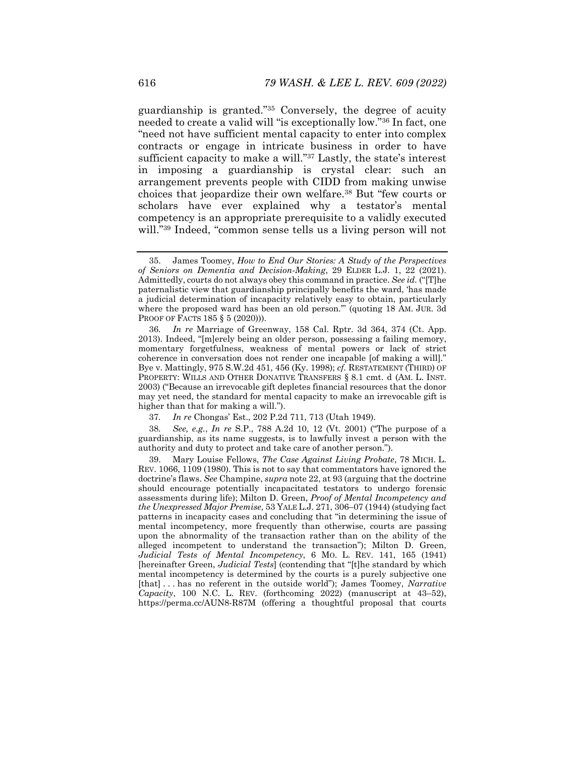guardianship is granted."[35] Conversely, the degree of acuity needed to create a valid will "is exceptionally low."[36] In fact, one "need not have sufficient mental capacity to enter into complex contracts or engage in intricate business in order to have sufficient capacity to make a will."[37] Lastly, the state's interest in imposing a guardianship is crystal clear: such an arrangement prevents people with CIDD from making unwise choices that jeopardize their own welfare.[38] But "few courts or scholars have ever explained why a testator's mental competency is an appropriate prerequisite to a validly executed will."[39] Indeed, "common sense tells us a living person will not

---

35. James Toomey, *How to End Our Stories: A Study of the Perspectives of Seniors on Dementia and Decision-Making*, 29 ELDER L.J. 1, 22 (2021). Admittedly, courts do not always obey this command in practice. *See id.* ("[T]he paternalistic view that guardianship principally benefits the ward, 'has made a judicial determination of incapacity relatively easy to obtain, particularly where the proposed ward has been an old person.'" (quoting 18 AM. JUR. 3d PROOF OF FACTS 185 § 5 (2020))).

36. *In re* Marriage of Greenway, 158 Cal. Rptr. 3d 364, 374 (Ct. App. 2013). Indeed, "[m]erely being an older person, possessing a failing memory, momentary forgetfulness, weakness of mental powers or lack of strict coherence in conversation does not render one incapable [of making a will]." Bye v. Mattingly, 975 S.W.2d 451, 456 (Ky. 1998); *cf.* RESTATEMENT (THIRD) OF PROPERTY: WILLS AND OTHER DONATIVE TRANSFERS § 8.1 cmt. d (AM. L. INST. 2003) ("Because an irrevocable gift depletes financial resources that the donor may yet need, the standard for mental capacity to make an irrevocable gift is higher than that for making a will.").

37. *In re* Chongas' Est., 202 P.2d 711, 713 (Utah 1949).

38. *See, e.g.*, *In re* S.P., 788 A.2d 10, 12 (Vt. 2001) ("The purpose of a guardianship, as its name suggests, is to lawfully invest a person with the authority and duty to protect and take care of another person.").

39. Mary Louise Fellows, *The Case Against Living Probate*, 78 MICH. L. REV. 1066, 1109 (1980). This is not to say that commentators have ignored the doctrine's flaws. *See* Champine, *supra* note 22, at 93 (arguing that the doctrine should encourage potentially incapacitated testators to undergo forensic assessments during life); Milton D. Green, *Proof of Mental Incompetency and the Unexpressed Major Premise*, 53 YALE L.J. 271, 306–07 (1944) (studying fact patterns in incapacity cases and concluding that "in determining the issue of mental incompetency, more frequently than otherwise, courts are passing upon the abnormality of the transaction rather than on the ability of the alleged incompetent to understand the transaction"); Milton D. Green, *Judicial Tests of Mental Incompetency*, 6 MO. L. REV. 141, 165 (1941) [hereinafter Green, *Judicial Tests*] (contending that "[t]he standard by which mental incompetency is determined by the courts is a purely subjective one [that] . . . has no referent in the outside world"); James Toomey, *Narrative Capacity*, 100 N.C. L. REV. (forthcoming 2022) (manuscript at 43–52), https://perma.cc/AUN8-R87M (offering a thoughtful proposal that courts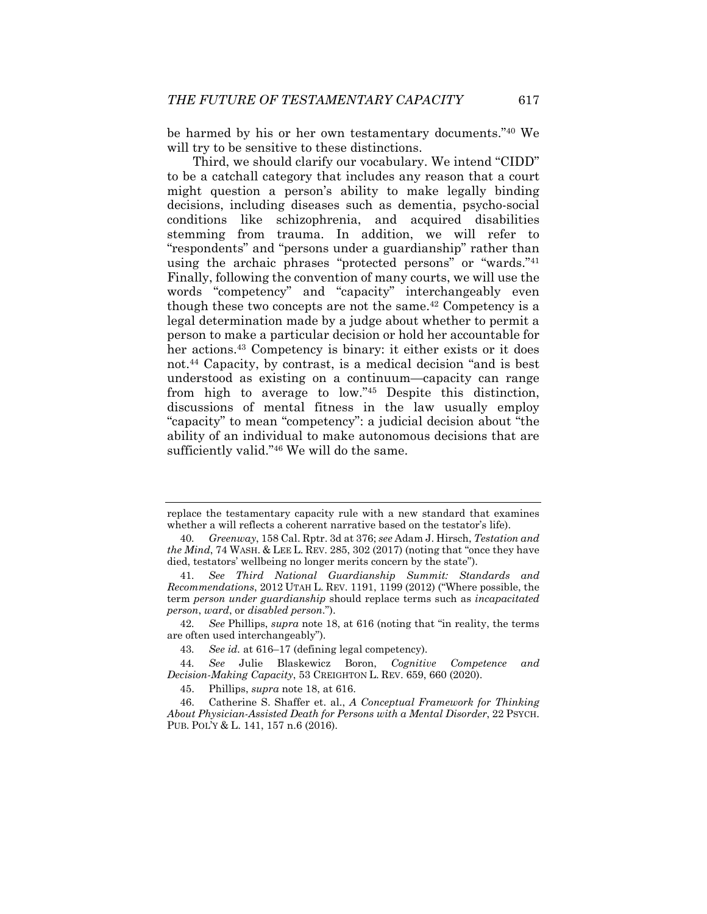be harmed by his or her own testamentary documents."[40] We will try to be sensitive to these distinctions.

Third, we should clarify our vocabulary. We intend "CIDD" to be a catchall category that includes any reason that a court might question a person's ability to make legally binding decisions, including diseases such as dementia, psycho-social conditions like schizophrenia, and acquired disabilities stemming from trauma. In addition, we will refer to "respondents" and "persons under a guardianship" rather than using the archaic phrases "protected persons" or "wards."[41] Finally, following the convention of many courts, we will use the words "competency" and "capacity" interchangeably even though these two concepts are not the same.[42] Competency is a legal determination made by a judge about whether to permit a person to make a particular decision or hold her accountable for her actions.[43] Competency is binary: it either exists or it does not.[44] Capacity, by contrast, is a medical decision "and is best understood as existing on a continuum—capacity can range from high to average to low."[45] Despite this distinction, discussions of mental fitness in the law usually employ "capacity" to mean "competency": a judicial decision about "the ability of an individual to make autonomous decisions that are sufficiently valid."[46] We will do the same.

---

replace the testamentary capacity rule with a new standard that examines whether a will reflects a coherent narrative based on the testator's life).

40. *Greenway*, 158 Cal. Rptr. 3d at 376; *see* Adam J. Hirsch, *Testation and the Mind*, 74 WASH. & LEE L. REV. 285, 302 (2017) (noting that "once they have died, testators' wellbeing no longer merits concern by the state").

41. *See Third National Guardianship Summit: Standards and Recommendations*, 2012 UTAH L. REV. 1191, 1199 (2012) ("Where possible, the term *person under guardianship* should replace terms such as *incapacitated person*, *ward*, or *disabled person*.").

42. *See* Phillips, *supra* note 18, at 616 (noting that "in reality, the terms are often used interchangeably").

43. *See id.* at 616–17 (defining legal competency).

44. *See* Julie Blaskewicz Boron, *Cognitive Competence and Decision-Making Capacity*, 53 CREIGHTON L. REV. 659, 660 (2020).

45. Phillips, *supra* note 18, at 616.

46. Catherine S. Shaffer et. al., *A Conceptual Framework for Thinking About Physician-Assisted Death for Persons with a Mental Disorder*, 22 PSYCH. PUB. POL'Y & L. 141, 157 n.6 (2016).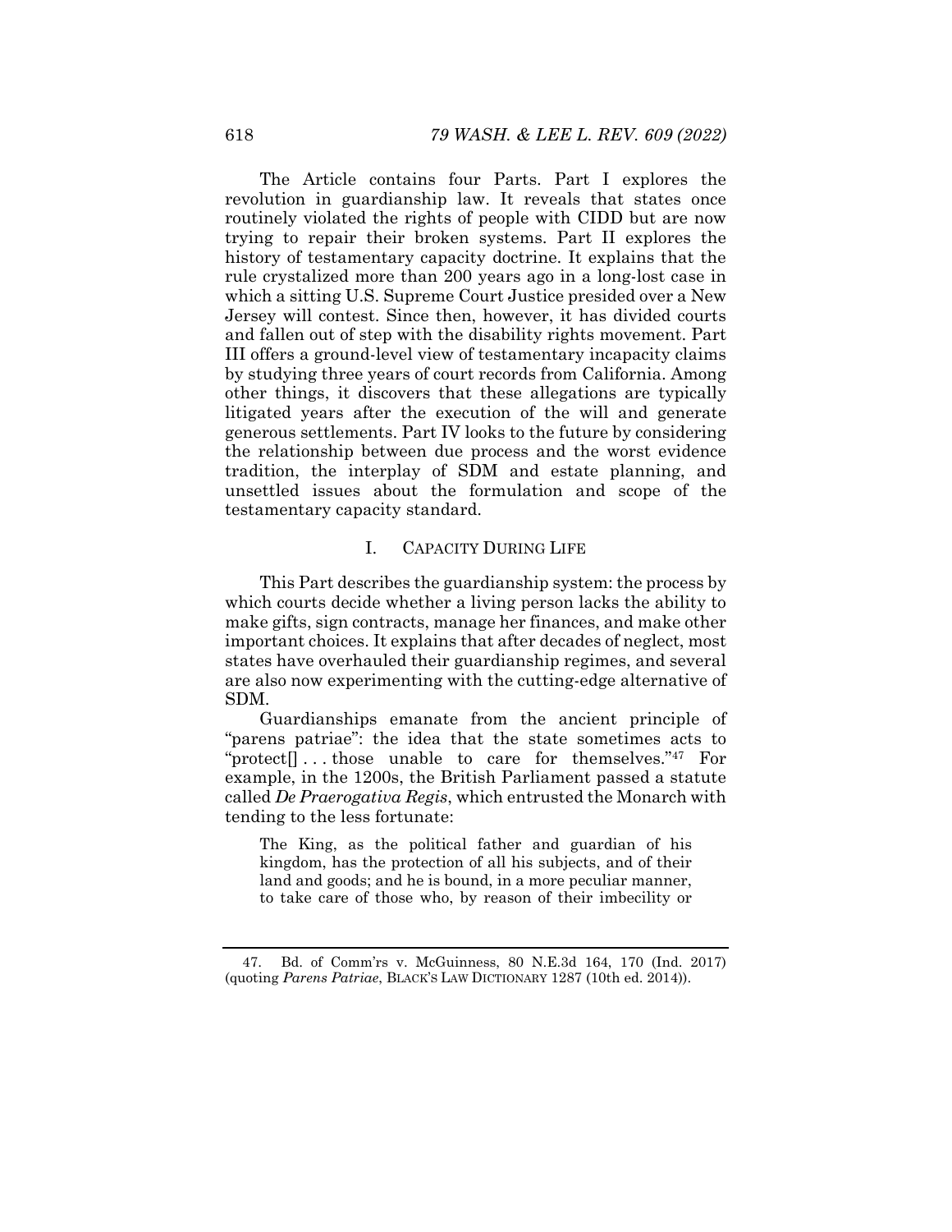The Article contains four Parts. Part I explores the revolution in guardianship law. It reveals that states once routinely violated the rights of people with CIDD but are now trying to repair their broken systems. Part II explores the history of testamentary capacity doctrine. It explains that the rule crystalized more than 200 years ago in a long-lost case in which a sitting U.S. Supreme Court Justice presided over a New Jersey will contest. Since then, however, it has divided courts and fallen out of step with the disability rights movement. Part III offers a ground-level view of testamentary incapacity claims by studying three years of court records from California. Among other things, it discovers that these allegations are typically litigated years after the execution of the will and generate generous settlements. Part IV looks to the future by considering the relationship between due process and the worst evidence tradition, the interplay of SDM and estate planning, and unsettled issues about the formulation and scope of the testamentary capacity standard.

## I. CAPACITY DURING LIFE

This Part describes the guardianship system: the process by which courts decide whether a living person lacks the ability to make gifts, sign contracts, manage her finances, and make other important choices. It explains that after decades of neglect, most states have overhauled their guardianship regimes, and several are also now experimenting with the cutting-edge alternative of SDM.

Guardianships emanate from the ancient principle of "parens patriae": the idea that the state sometimes acts to "protect[] . . . those unable to care for themselves."[47] For example, in the 1200s, the British Parliament passed a statute called *De Praerogativa Regis*, which entrusted the Monarch with tending to the less fortunate:

> The King, as the political father and guardian of his kingdom, has the protection of all his subjects, and of their land and goods; and he is bound, in a more peculiar manner, to take care of those who, by reason of their imbecility or

---

47. Bd. of Comm'rs v. McGuinness, 80 N.E.3d 164, 170 (Ind. 2017) (quoting *Parens Patriae*, BLACK'S LAW DICTIONARY 1287 (10th ed. 2014)).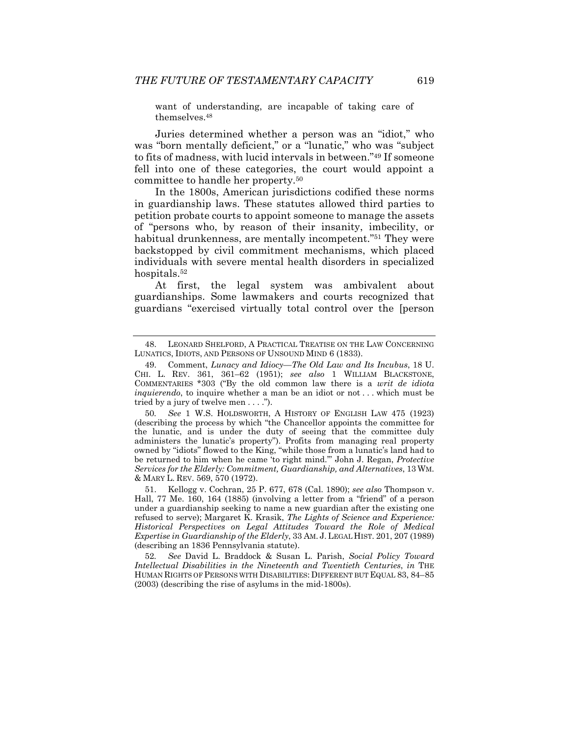want of understanding, are incapable of taking care of themselves.[48]

Juries determined whether a person was an "idiot," who was "born mentally deficient," or a "lunatic," who was "subject to fits of madness, with lucid intervals in between."[49] If someone fell into one of these categories, the court would appoint a committee to handle her property.[50]

In the 1800s, American jurisdictions codified these norms in guardianship laws. These statutes allowed third parties to petition probate courts to appoint someone to manage the assets of "persons who, by reason of their insanity, imbecility, or habitual drunkenness, are mentally incompetent."[51] They were backstopped by civil commitment mechanisms, which placed individuals with severe mental health disorders in specialized hospitals.[52]

At first, the legal system was ambivalent about guardianships. Some lawmakers and courts recognized that guardians "exercised virtually total control over the [person

---

48. LEONARD SHELFORD, A PRACTICAL TREATISE ON THE LAW CONCERNING LUNATICS, IDIOTS, AND PERSONS OF UNSOUND MIND 6 (1833).

49. Comment, *Lunacy and Idiocy—The Old Law and Its Incubus*, 18 U. CHI. L. REV. 361, 361–62 (1951); *see also* 1 WILLIAM BLACKSTONE, COMMENTARIES \*303 ("By the old common law there is a *writ de idiota inquierendo*, to inquire whether a man be an idiot or not . . . which must be tried by a jury of twelve men . . . .").

50. *See* 1 W.S. HOLDSWORTH, A HISTORY OF ENGLISH LAW 475 (1923) (describing the process by which "the Chancellor appoints the committee for the lunatic, and is under the duty of seeing that the committee duly administers the lunatic's property"). Profits from managing real property owned by "idiots" flowed to the King, "while those from a lunatic's land had to be returned to him when he came 'to right mind.'" John J. Regan, *Protective Services for the Elderly: Commitment, Guardianship, and Alternatives*, 13 WM. & MARY L. REV. 569, 570 (1972).

51. Kellogg v. Cochran, 25 P. 677, 678 (Cal. 1890); *see also* Thompson v. Hall, 77 Me. 160, 164 (1885) (involving a letter from a "friend" of a person under a guardianship seeking to name a new guardian after the existing one refused to serve); Margaret K. Krasik, *The Lights of Science and Experience: Historical Perspectives on Legal Attitudes Toward the Role of Medical Expertise in Guardianship of the Elderly*, 33 AM. J. LEGAL HIST. 201, 207 (1989) (describing an 1836 Pennsylvania statute).

52. *See* David L. Braddock & Susan L. Parish, *Social Policy Toward Intellectual Disabilities in the Nineteenth and Twentieth Centuries*, *in* THE HUMAN RIGHTS OF PERSONS WITH DISABILITIES: DIFFERENT BUT EQUAL 83, 84–85 (2003) (describing the rise of asylums in the mid-1800s).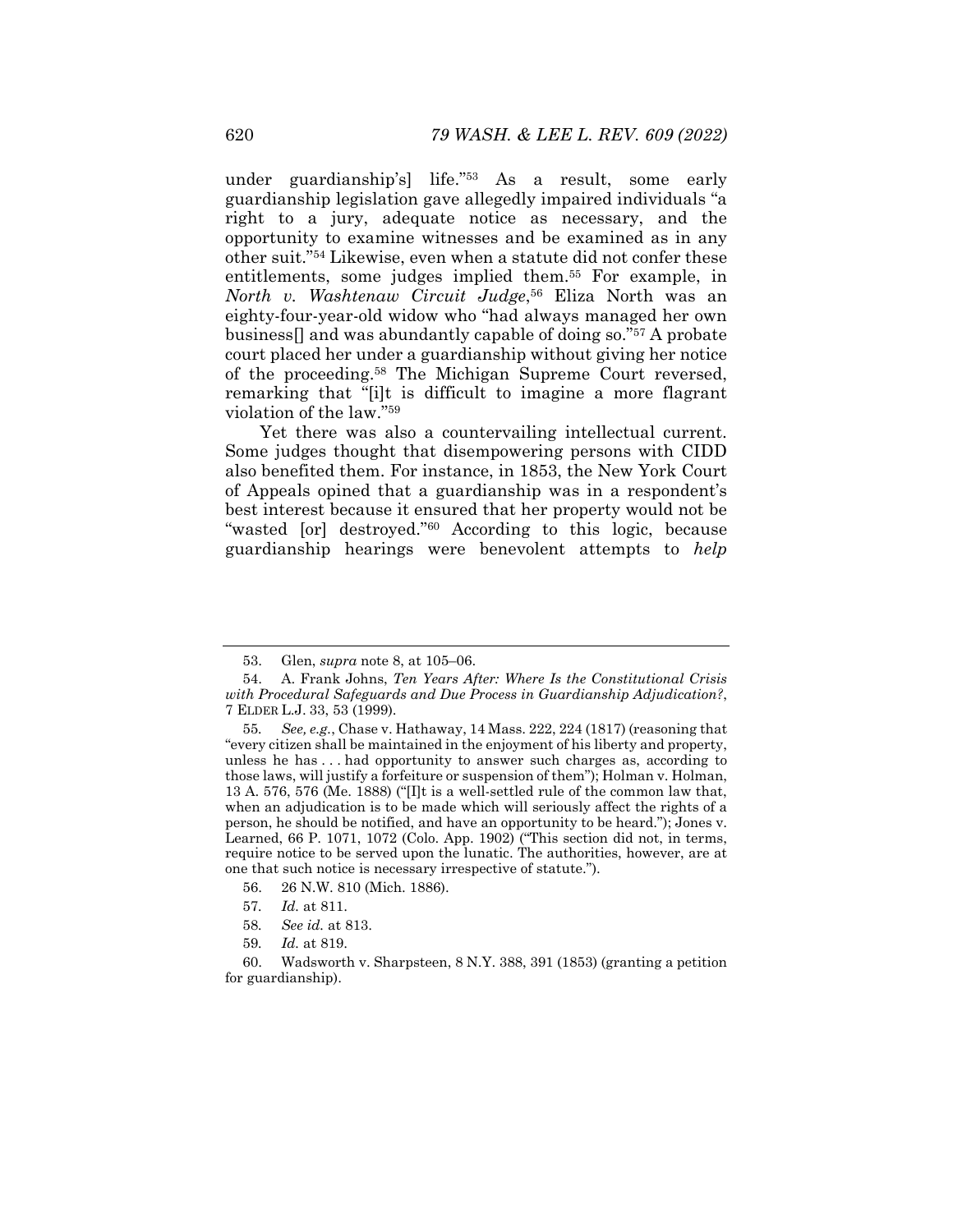under guardianship's] life."[53] As a result, some early guardianship legislation gave allegedly impaired individuals "a right to a jury, adequate notice as necessary, and the opportunity to examine witnesses and be examined as in any other suit."[54] Likewise, even when a statute did not confer these entitlements, some judges implied them.[55] For example, in *North v. Washtenaw Circuit Judge*,[56] Eliza North was an eighty-four-year-old widow who "had always managed her own business[] and was abundantly capable of doing so."[57] A probate court placed her under a guardianship without giving her notice of the proceeding.[58] The Michigan Supreme Court reversed, remarking that "[i]t is difficult to imagine a more flagrant violation of the law."[59]

Yet there was also a countervailing intellectual current. Some judges thought that disempowering persons with CIDD also benefited them. For instance, in 1853, the New York Court of Appeals opined that a guardianship was in a respondent's best interest because it ensured that her property would not be "wasted [or] destroyed."[60] According to this logic, because guardianship hearings were benevolent attempts to *help*

---

53. Glen, *supra* note 8, at 105–06.

54. A. Frank Johns, *Ten Years After: Where Is the Constitutional Crisis with Procedural Safeguards and Due Process in Guardianship Adjudication?*, 7 ELDER L.J. 33, 53 (1999).

55. *See, e.g.*, Chase v. Hathaway, 14 Mass. 222, 224 (1817) (reasoning that "every citizen shall be maintained in the enjoyment of his liberty and property, unless he has . . . had opportunity to answer such charges as, according to those laws, will justify a forfeiture or suspension of them"); Holman v. Holman, 13 A. 576, 576 (Me. 1888) ("[I]t is a well-settled rule of the common law that, when an adjudication is to be made which will seriously affect the rights of a person, he should be notified, and have an opportunity to be heard."); Jones v. Learned, 66 P. 1071, 1072 (Colo. App. 1902) ("This section did not, in terms, require notice to be served upon the lunatic. The authorities, however, are at one that such notice is necessary irrespective of statute.").

56. 26 N.W. 810 (Mich. 1886).

57. *Id.* at 811.

58. *See id.* at 813.

59. *Id.* at 819.

60. Wadsworth v. Sharpsteen, 8 N.Y. 388, 391 (1853) (granting a petition for guardianship).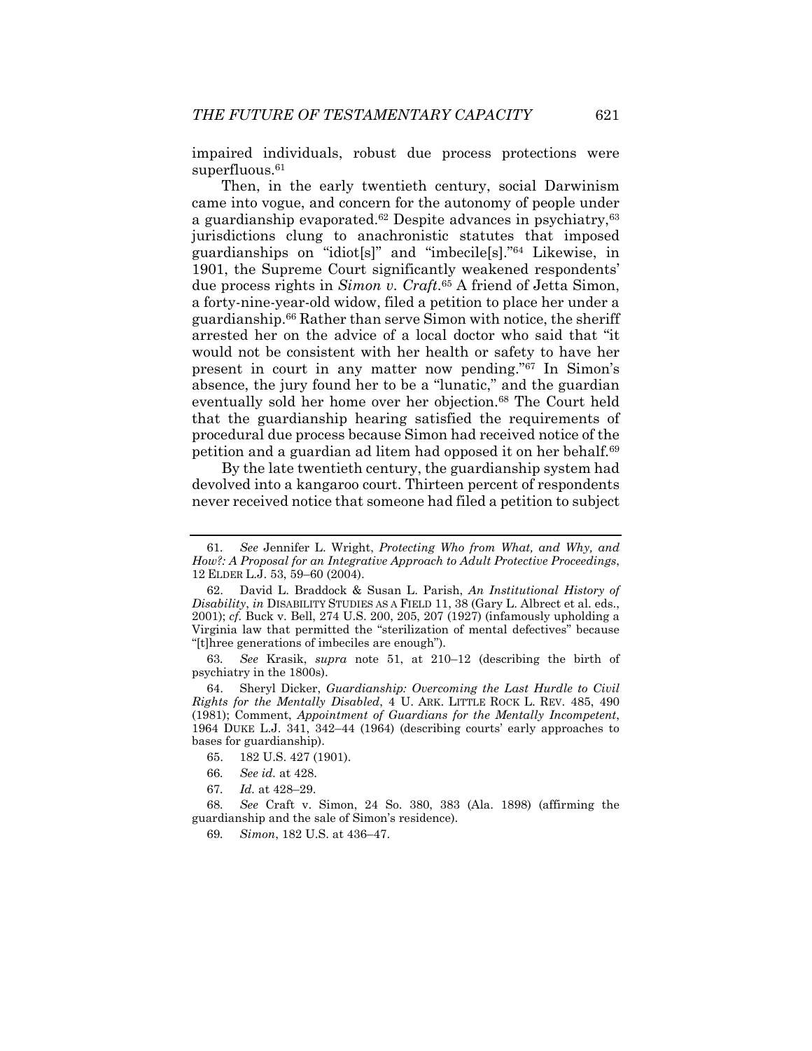impaired individuals, robust due process protections were superfluous.[61]

Then, in the early twentieth century, social Darwinism came into vogue, and concern for the autonomy of people under a guardianship evaporated.[62] Despite advances in psychiatry,[63] jurisdictions clung to anachronistic statutes that imposed guardianships on "idiot[s]" and "imbecile[s]."[64] Likewise, in 1901, the Supreme Court significantly weakened respondents' due process rights in *Simon v. Craft*.[65] A friend of Jetta Simon, a forty-nine-year-old widow, filed a petition to place her under a guardianship.[66] Rather than serve Simon with notice, the sheriff arrested her on the advice of a local doctor who said that "it would not be consistent with her health or safety to have her present in court in any matter now pending."[67] In Simon's absence, the jury found her to be a "lunatic," and the guardian eventually sold her home over her objection.[68] The Court held that the guardianship hearing satisfied the requirements of procedural due process because Simon had received notice of the petition and a guardian ad litem had opposed it on her behalf.[69]

By the late twentieth century, the guardianship system had devolved into a kangaroo court. Thirteen percent of respondents never received notice that someone had filed a petition to subject

---

61. *See* Jennifer L. Wright, *Protecting Who from What, and Why, and How?: A Proposal for an Integrative Approach to Adult Protective Proceedings*, 12 ELDER L.J. 53, 59–60 (2004).

62. David L. Braddock & Susan L. Parish, *An Institutional History of Disability*, *in* DISABILITY STUDIES AS A FIELD 11, 38 (Gary L. Albrect et al. eds., 2001); *cf.* Buck v. Bell, 274 U.S. 200, 205, 207 (1927) (infamously upholding a Virginia law that permitted the "sterilization of mental defectives" because "[t]hree generations of imbeciles are enough").

63. *See* Krasik, *supra* note 51, at 210–12 (describing the birth of psychiatry in the 1800s).

64. Sheryl Dicker, *Guardianship: Overcoming the Last Hurdle to Civil Rights for the Mentally Disabled*, 4 U. ARK. LITTLE ROCK L. REV. 485, 490 (1981); Comment, *Appointment of Guardians for the Mentally Incompetent*, 1964 DUKE L.J. 341, 342–44 (1964) (describing courts' early approaches to bases for guardianship).

65. 182 U.S. 427 (1901).

66. *See id.* at 428.

67. *Id.* at 428–29.

68. *See* Craft v. Simon, 24 So. 380, 383 (Ala. 1898) (affirming the guardianship and the sale of Simon's residence).

69. *Simon*, 182 U.S. at 436–47.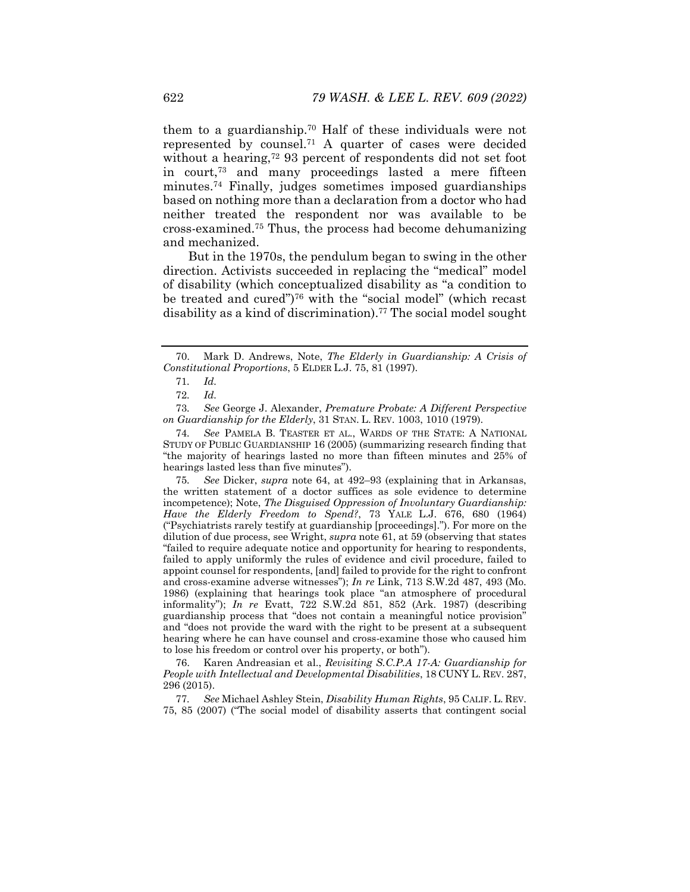them to a guardianship.[70] Half of these individuals were not represented by counsel.[71] A quarter of cases were decided without a hearing,[72] 93 percent of respondents did not set foot in court,[73] and many proceedings lasted a mere fifteen minutes.[74] Finally, judges sometimes imposed guardianships based on nothing more than a declaration from a doctor who had neither treated the respondent nor was available to be cross-examined.[75] Thus, the process had become dehumanizing and mechanized.

But in the 1970s, the pendulum began to swing in the other direction. Activists succeeded in replacing the "medical" model of disability (which conceptualized disability as "a condition to be treated and cured")[76] with the "social model" (which recast disability as a kind of discrimination).[77] The social model sought

---

70. Mark D. Andrews, Note, *The Elderly in Guardianship: A Crisis of Constitutional Proportions*, 5 ELDER L.J. 75, 81 (1997).

71. *Id.*

72. *Id.*

73. *See* George J. Alexander, *Premature Probate: A Different Perspective on Guardianship for the Elderly*, 31 STAN. L. REV. 1003, 1010 (1979).

74. *See* PAMELA B. TEASTER ET AL., WARDS OF THE STATE: A NATIONAL STUDY OF PUBLIC GUARDIANSHIP 16 (2005) (summarizing research finding that "the majority of hearings lasted no more than fifteen minutes and 25% of hearings lasted less than five minutes").

75. *See* Dicker, *supra* note 64, at 492–93 (explaining that in Arkansas, the written statement of a doctor suffices as sole evidence to determine incompetence); Note, *The Disguised Oppression of Involuntary Guardianship: Have the Elderly Freedom to Spend?*, 73 YALE L.J. 676, 680 (1964) ("Psychiatrists rarely testify at guardianship [proceedings]."). For more on the dilution of due process, see Wright, *supra* note 61, at 59 (observing that states "failed to require adequate notice and opportunity for hearing to respondents, failed to apply uniformly the rules of evidence and civil procedure, failed to appoint counsel for respondents, [and] failed to provide for the right to confront and cross-examine adverse witnesses"); *In re* Link, 713 S.W.2d 487, 493 (Mo. 1986) (explaining that hearings took place "an atmosphere of procedural informality"); *In re* Evatt, 722 S.W.2d 851, 852 (Ark. 1987) (describing guardianship process that "does not contain a meaningful notice provision" and "does not provide the ward with the right to be present at a subsequent hearing where he can have counsel and cross-examine those who caused him to lose his freedom or control over his property, or both").

76. Karen Andreasian et al., *Revisiting S.C.P.A 17-A: Guardianship for People with Intellectual and Developmental Disabilities*, 18 CUNY L. REV. 287, 296 (2015).

77. *See* Michael Ashley Stein, *Disability Human Rights*, 95 CALIF. L. REV. 75, 85 (2007) ("The social model of disability asserts that contingent social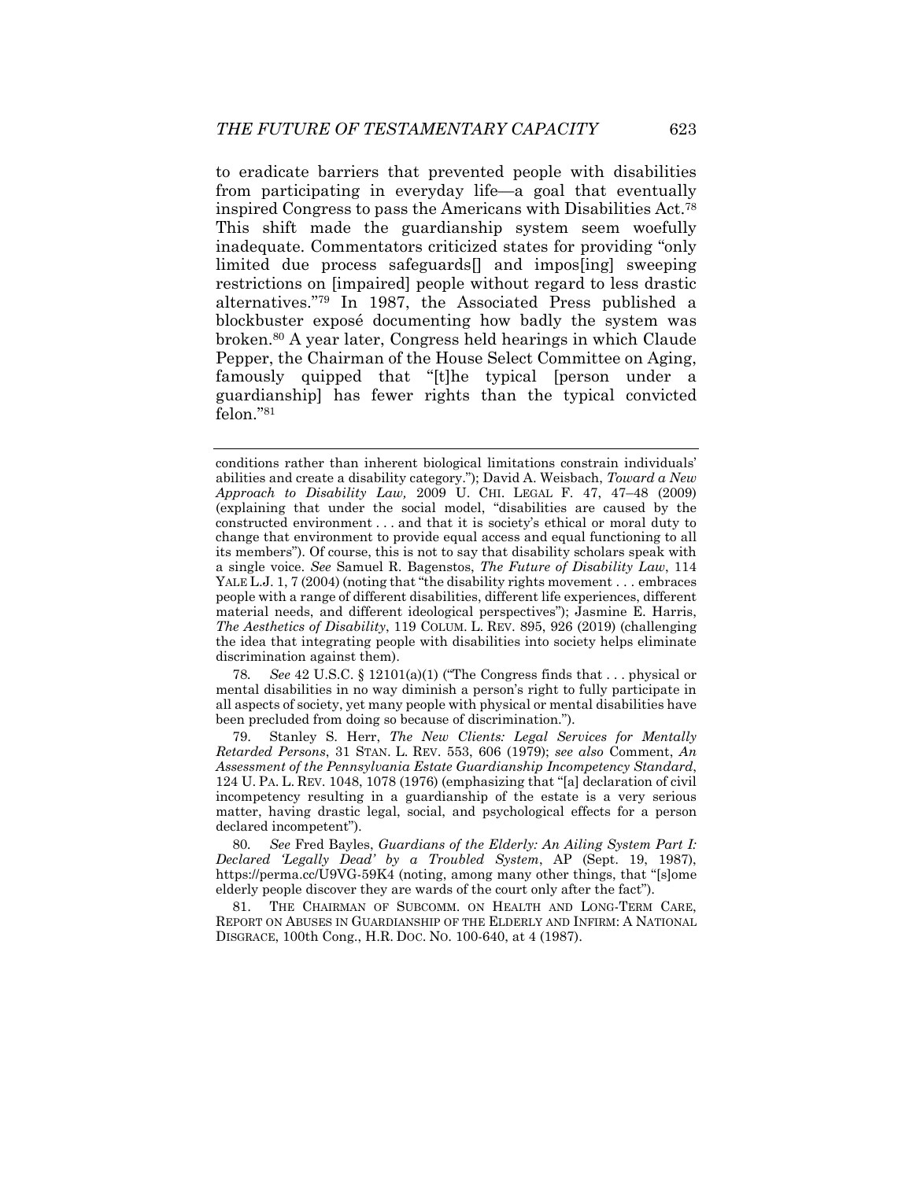to eradicate barriers that prevented people with disabilities from participating in everyday life—a goal that eventually inspired Congress to pass the Americans with Disabilities Act.[78] This shift made the guardianship system seem woefully inadequate. Commentators criticized states for providing "only limited due process safeguards[] and impos[ing] sweeping restrictions on [impaired] people without regard to less drastic alternatives."[79] In 1987, the Associated Press published a blockbuster exposé documenting how badly the system was broken.[80] A year later, Congress held hearings in which Claude Pepper, the Chairman of the House Select Committee on Aging, famously quipped that "[t]he typical [person under a guardianship] has fewer rights than the typical convicted felon."[81]

---

conditions rather than inherent biological limitations constrain individuals' abilities and create a disability category."); David A. Weisbach, *Toward a New Approach to Disability Law,* 2009 U. CHI. LEGAL F. 47, 47–48 (2009) (explaining that under the social model, "disabilities are caused by the constructed environment . . . and that it is society's ethical or moral duty to change that environment to provide equal access and equal functioning to all its members"). Of course, this is not to say that disability scholars speak with a single voice. *See* Samuel R. Bagenstos, *The Future of Disability Law*, 114 YALE L.J. 1, 7 (2004) (noting that "the disability rights movement . . . embraces people with a range of different disabilities, different life experiences, different material needs, and different ideological perspectives"); Jasmine E. Harris, *The Aesthetics of Disability*, 119 COLUM. L. REV. 895, 926 (2019) (challenging the idea that integrating people with disabilities into society helps eliminate discrimination against them).

78. *See* 42 U.S.C. § 12101(a)(1) ("The Congress finds that . . . physical or mental disabilities in no way diminish a person's right to fully participate in all aspects of society, yet many people with physical or mental disabilities have been precluded from doing so because of discrimination.").

79. Stanley S. Herr, *The New Clients: Legal Services for Mentally Retarded Persons*, 31 STAN. L. REV. 553, 606 (1979); *see also* Comment, *An Assessment of the Pennsylvania Estate Guardianship Incompetency Standard*, 124 U. PA. L. REV. 1048, 1078 (1976) (emphasizing that "[a] declaration of civil incompetency resulting in a guardianship of the estate is a very serious matter, having drastic legal, social, and psychological effects for a person declared incompetent").

80. *See* Fred Bayles, *Guardians of the Elderly: An Ailing System Part I: Declared 'Legally Dead' by a Troubled System*, AP (Sept. 19, 1987), https://perma.cc/U9VG-59K4 (noting, among many other things, that "[s]ome elderly people discover they are wards of the court only after the fact").

81. THE CHAIRMAN OF SUBCOMM. ON HEALTH AND LONG-TERM CARE, REPORT ON ABUSES IN GUARDIANSHIP OF THE ELDERLY AND INFIRM: A NATIONAL DISGRACE, 100th Cong., H.R. DOC. NO. 100-640, at 4 (1987).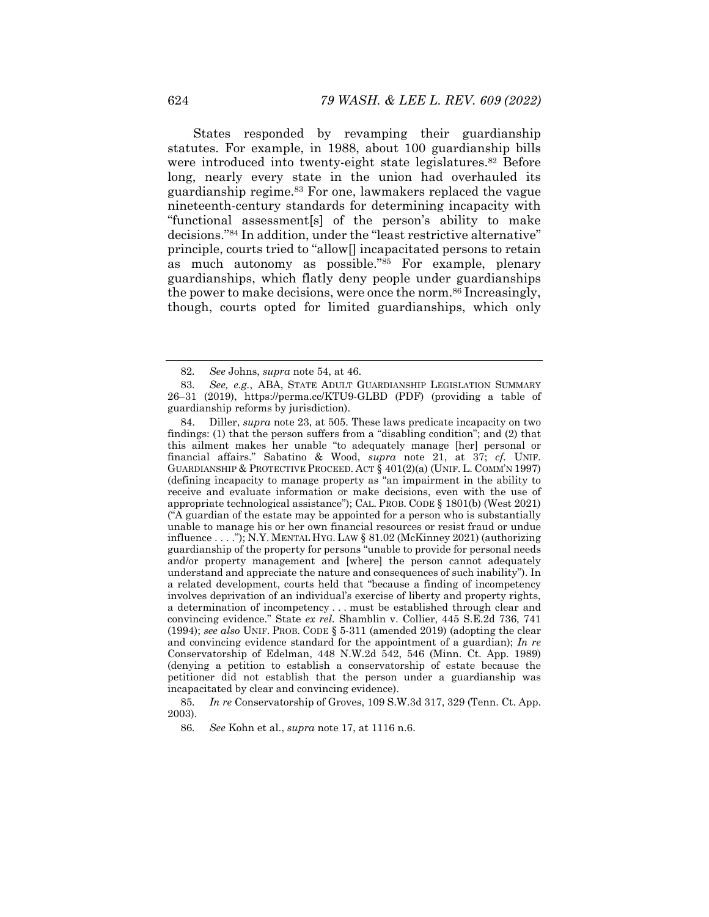States responded by revamping their guardianship statutes. For example, in 1988, about 100 guardianship bills were introduced into twenty-eight state legislatures.[82] Before long, nearly every state in the union had overhauled its guardianship regime.[83] For one, lawmakers replaced the vague nineteenth-century standards for determining incapacity with "functional assessment[s] of the person's ability to make decisions."[84] In addition, under the "least restrictive alternative" principle, courts tried to "allow[] incapacitated persons to retain as much autonomy as possible."[85] For example, plenary guardianships, which flatly deny people under guardianships the power to make decisions, were once the norm.[86] Increasingly, though, courts opted for limited guardianships, which only

---

82. *See* Johns, *supra* note 54, at 46.

83. *See, e.g.*, ABA, STATE ADULT GUARDIANSHIP LEGISLATION SUMMARY 26–31 (2019), https://perma.cc/KTU9-GLBD (PDF) (providing a table of guardianship reforms by jurisdiction).

84. Diller, *supra* note 23, at 505. These laws predicate incapacity on two findings: (1) that the person suffers from a "disabling condition"; and (2) that this ailment makes her unable "to adequately manage [her] personal or financial affairs." Sabatino & Wood, *supra* note 21, at 37; *cf.* UNIF. GUARDIANSHIP & PROTECTIVE PROCEED. ACT § 401(2)(a) (UNIF. L. COMM'N 1997) (defining incapacity to manage property as "an impairment in the ability to receive and evaluate information or make decisions, even with the use of appropriate technological assistance"); CAL. PROB. CODE § 1801(b) (West 2021) ("A guardian of the estate may be appointed for a person who is substantially unable to manage his or her own financial resources or resist fraud or undue influence . . . ."); N.Y. MENTAL HYG. LAW § 81.02 (McKinney 2021) (authorizing guardianship of the property for persons "unable to provide for personal needs and/or property management and [where] the person cannot adequately understand and appreciate the nature and consequences of such inability"). In a related development, courts held that "because a finding of incompetency involves deprivation of an individual's exercise of liberty and property rights, a determination of incompetency . . . must be established through clear and convincing evidence." State *ex rel.* Shamblin v. Collier, 445 S.E.2d 736, 741 (1994); *see also* UNIF. PROB. CODE § 5-311 (amended 2019) (adopting the clear and convincing evidence standard for the appointment of a guardian); *In re* Conservatorship of Edelman, 448 N.W.2d 542, 546 (Minn. Ct. App. 1989) (denying a petition to establish a conservatorship of estate because the petitioner did not establish that the person under a guardianship was incapacitated by clear and convincing evidence).

85. *In re* Conservatorship of Groves, 109 S.W.3d 317, 329 (Tenn. Ct. App. 2003).

86. *See* Kohn et al., *supra* note 17, at 1116 n.6.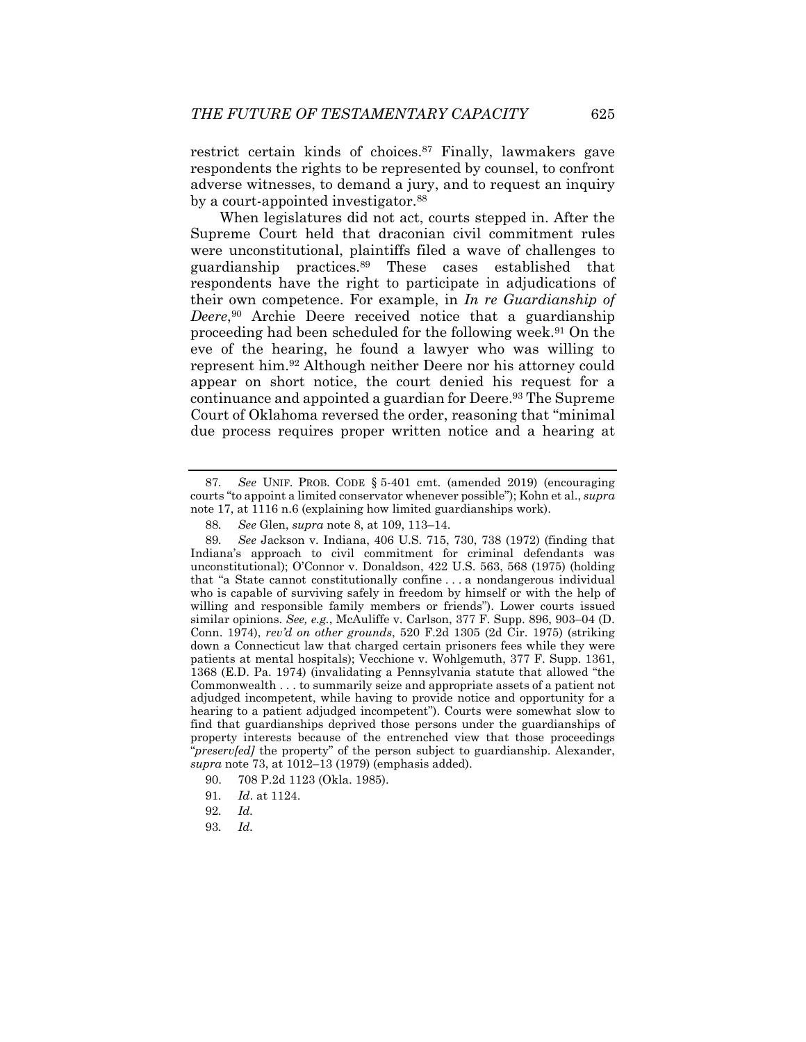restrict certain kinds of choices.[87] Finally, lawmakers gave respondents the rights to be represented by counsel, to confront adverse witnesses, to demand a jury, and to request an inquiry by a court-appointed investigator.[88]

When legislatures did not act, courts stepped in. After the Supreme Court held that draconian civil commitment rules were unconstitutional, plaintiffs filed a wave of challenges to guardianship practices.[89] These cases established that respondents have the right to participate in adjudications of their own competence. For example, in *In re Guardianship of Deere*,[90] Archie Deere received notice that a guardianship proceeding had been scheduled for the following week.[91] On the eve of the hearing, he found a lawyer who was willing to represent him.[92] Although neither Deere nor his attorney could appear on short notice, the court denied his request for a continuance and appointed a guardian for Deere.[93] The Supreme Court of Oklahoma reversed the order, reasoning that "minimal due process requires proper written notice and a hearing at

---

87. *See* UNIF. PROB. CODE § 5-401 cmt. (amended 2019) (encouraging courts "to appoint a limited conservator whenever possible"); Kohn et al., *supra* note 17, at 1116 n.6 (explaining how limited guardianships work).

88. *See* Glen, *supra* note 8, at 109, 113–14.

89. *See* Jackson v. Indiana, 406 U.S. 715, 730, 738 (1972) (finding that Indiana's approach to civil commitment for criminal defendants was unconstitutional); O'Connor v. Donaldson, 422 U.S. 563, 568 (1975) (holding that "a State cannot constitutionally confine . . . a nondangerous individual who is capable of surviving safely in freedom by himself or with the help of willing and responsible family members or friends"). Lower courts issued similar opinions. *See, e.g.*, McAuliffe v. Carlson, 377 F. Supp. 896, 903–04 (D. Conn. 1974), *rev'd on other grounds*, 520 F.2d 1305 (2d Cir. 1975) (striking down a Connecticut law that charged certain prisoners fees while they were patients at mental hospitals); Vecchione v. Wohlgemuth, 377 F. Supp. 1361, 1368 (E.D. Pa. 1974) (invalidating a Pennsylvania statute that allowed "the Commonwealth . . . to summarily seize and appropriate assets of a patient not adjudged incompetent, while having to provide notice and opportunity for a hearing to a patient adjudged incompetent"). Courts were somewhat slow to find that guardianships deprived those persons under the guardianships of property interests because of the entrenched view that those proceedings "*preserv[ed]* the property" of the person subject to guardianship. Alexander, *supra* note 73, at 1012–13 (1979) (emphasis added).

90. 708 P.2d 1123 (Okla. 1985).

91. *Id*. at 1124.

92. *Id.*

93. *Id.*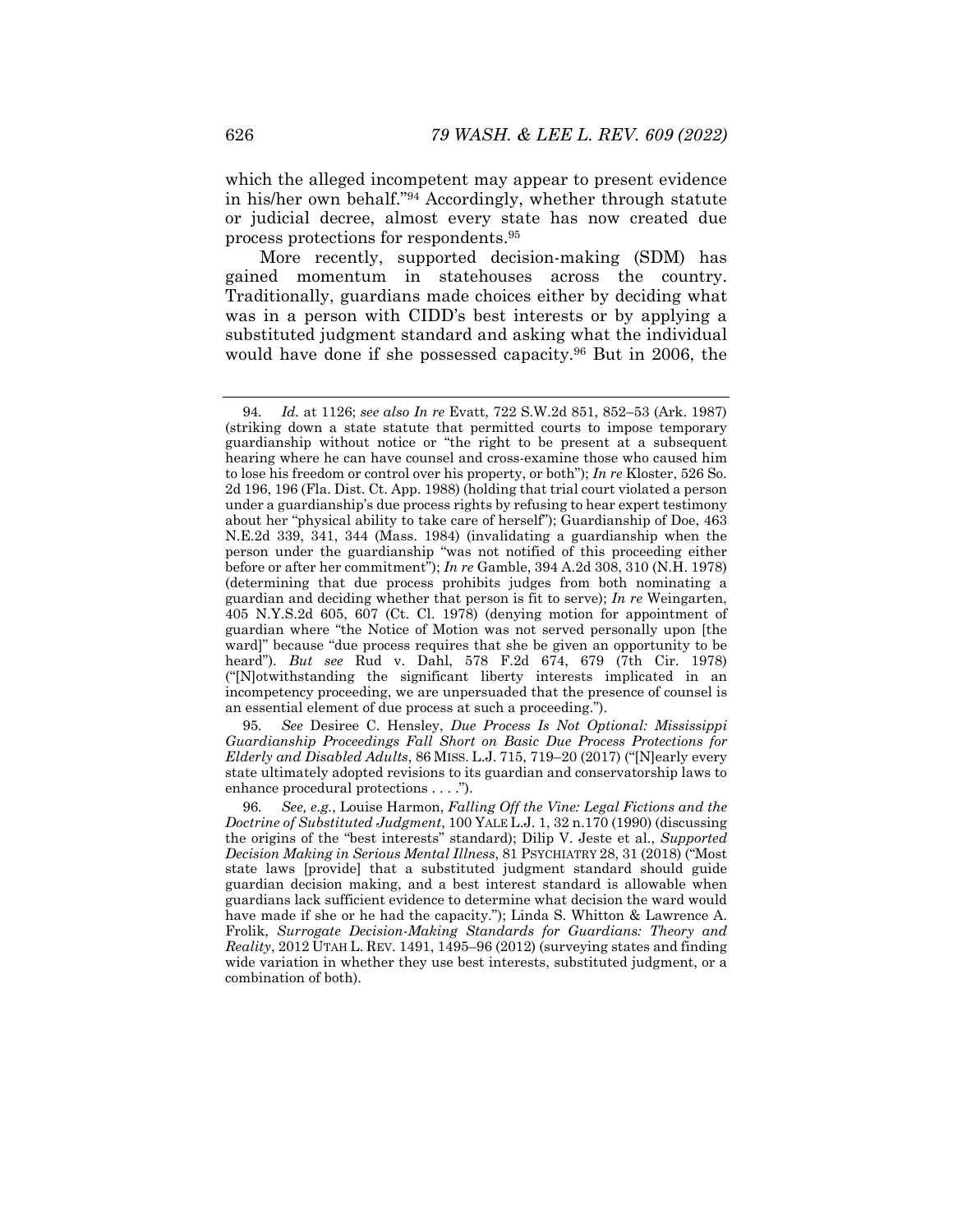which the alleged incompetent may appear to present evidence in his/her own behalf."[94] Accordingly, whether through statute or judicial decree, almost every state has now created due process protections for respondents.[95]

More recently, supported decision-making (SDM) has gained momentum in statehouses across the country. Traditionally, guardians made choices either by deciding what was in a person with CIDD's best interests or by applying a substituted judgment standard and asking what the individual would have done if she possessed capacity.[96] But in 2006, the

---

94. *Id.* at 1126; *see also In re* Evatt, 722 S.W.2d 851, 852–53 (Ark. 1987) (striking down a state statute that permitted courts to impose temporary guardianship without notice or "the right to be present at a subsequent hearing where he can have counsel and cross-examine those who caused him to lose his freedom or control over his property, or both"); *In re* Kloster, 526 So. 2d 196, 196 (Fla. Dist. Ct. App. 1988) (holding that trial court violated a person under a guardianship's due process rights by refusing to hear expert testimony about her "physical ability to take care of herself"); Guardianship of Doe, 463 N.E.2d 339, 341, 344 (Mass. 1984) (invalidating a guardianship when the person under the guardianship "was not notified of this proceeding either before or after her commitment"); *In re* Gamble, 394 A.2d 308, 310 (N.H. 1978) (determining that due process prohibits judges from both nominating a guardian and deciding whether that person is fit to serve); *In re* Weingarten, 405 N.Y.S.2d 605, 607 (Ct. Cl. 1978) (denying motion for appointment of guardian where "the Notice of Motion was not served personally upon [the ward]" because "due process requires that she be given an opportunity to be heard"). *But see* Rud v. Dahl, 578 F.2d 674, 679 (7th Cir. 1978) ("[N]otwithstanding the significant liberty interests implicated in an incompetency proceeding, we are unpersuaded that the presence of counsel is an essential element of due process at such a proceeding.").

95. *See* Desiree C. Hensley, *Due Process Is Not Optional: Mississippi Guardianship Proceedings Fall Short on Basic Due Process Protections for Elderly and Disabled Adults*, 86 MISS. L.J. 715, 719–20 (2017) ("[N]early every state ultimately adopted revisions to its guardian and conservatorship laws to enhance procedural protections . . . .").

96. *See, e.g.*, Louise Harmon, *Falling Off the Vine: Legal Fictions and the Doctrine of Substituted Judgment*, 100 YALE L.J. 1, 32 n.170 (1990) (discussing the origins of the "best interests" standard); Dilip V. Jeste et al., *Supported Decision Making in Serious Mental Illness*, 81 PSYCHIATRY 28, 31 (2018) ("Most state laws [provide] that a substituted judgment standard should guide guardian decision making, and a best interest standard is allowable when guardians lack sufficient evidence to determine what decision the ward would have made if she or he had the capacity."); Linda S. Whitton & Lawrence A. Frolik, *Surrogate Decision-Making Standards for Guardians: Theory and Reality*, 2012 UTAH L. REV. 1491, 1495–96 (2012) (surveying states and finding wide variation in whether they use best interests, substituted judgment, or a combination of both).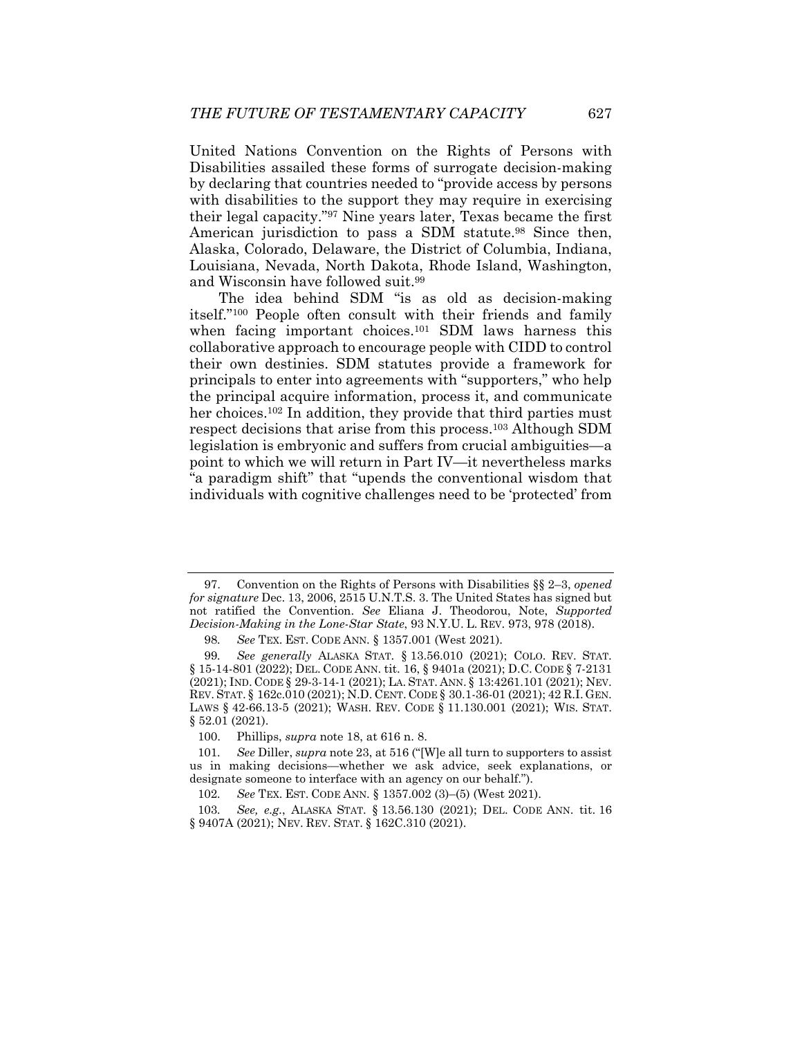United Nations Convention on the Rights of Persons with Disabilities assailed these forms of surrogate decision-making by declaring that countries needed to "provide access by persons with disabilities to the support they may require in exercising their legal capacity."[97] Nine years later, Texas became the first American jurisdiction to pass a SDM statute.[98] Since then, Alaska, Colorado, Delaware, the District of Columbia, Indiana, Louisiana, Nevada, North Dakota, Rhode Island, Washington, and Wisconsin have followed suit.[99]

The idea behind SDM "is as old as decision-making itself."[100] People often consult with their friends and family when facing important choices.[101] SDM laws harness this collaborative approach to encourage people with CIDD to control their own destinies. SDM statutes provide a framework for principals to enter into agreements with "supporters," who help the principal acquire information, process it, and communicate her choices.[102] In addition, they provide that third parties must respect decisions that arise from this process.[103] Although SDM legislation is embryonic and suffers from crucial ambiguities—a point to which we will return in Part IV—it nevertheless marks "a paradigm shift" that "upends the conventional wisdom that individuals with cognitive challenges need to be 'protected' from

---

97. Convention on the Rights of Persons with Disabilities §§ 2–3, *opened for signature* Dec. 13, 2006, 2515 U.N.T.S. 3. The United States has signed but not ratified the Convention. *See* Eliana J. Theodorou, Note, *Supported Decision-Making in the Lone-Star State*, 93 N.Y.U. L. REV. 973, 978 (2018).

98. *See* TEX. EST. CODE ANN. § 1357.001 (West 2021).

99. *See generally* ALASKA STAT. § 13.56.010 (2021); COLO. REV. STAT. § 15-14-801 (2022); DEL. CODE ANN. tit. 16, § 9401a (2021); D.C. CODE § 7-2131 (2021); IND. CODE § 29-3-14-1 (2021); LA. STAT. ANN. § 13:4261.101 (2021); NEV. REV. STAT. § 162c.010 (2021); N.D. CENT. CODE § 30.1-36-01 (2021); 42 R.I. GEN. LAWS § 42-66.13-5 (2021); WASH. REV. CODE § 11.130.001 (2021); WIS. STAT. § 52.01 (2021).

100. Phillips, *supra* note 18, at 616 n. 8.

101. *See* Diller, *supra* note 23, at 516 ("[W]e all turn to supporters to assist us in making decisions—whether we ask advice, seek explanations, or designate someone to interface with an agency on our behalf.").

102. *See* TEX. EST. CODE ANN. § 1357.002 (3)–(5) (West 2021).

103. *See, e.g.*, ALASKA STAT. § 13.56.130 (2021); DEL. CODE ANN. tit. 16 § 9407A (2021); NEV. REV. STAT. § 162C.310 (2021).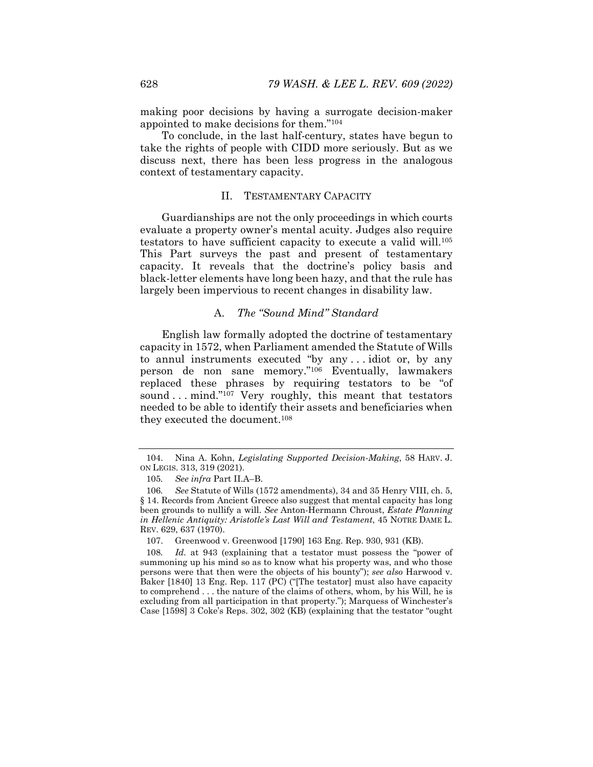making poor decisions by having a surrogate decision-maker appointed to make decisions for them."[104]

To conclude, in the last half-century, states have begun to take the rights of people with CIDD more seriously. But as we discuss next, there has been less progress in the analogous context of testamentary capacity.

## II. TESTAMENTARY CAPACITY

Guardianships are not the only proceedings in which courts evaluate a property owner's mental acuity. Judges also require testators to have sufficient capacity to execute a valid will.[105] This Part surveys the past and present of testamentary capacity. It reveals that the doctrine's policy basis and black-letter elements have long been hazy, and that the rule has largely been impervious to recent changes in disability law.

### A. *The "Sound Mind" Standard*

English law formally adopted the doctrine of testamentary capacity in 1572, when Parliament amended the Statute of Wills to annul instruments executed "by any . . . idiot or, by any person de non sane memory."[106] Eventually, lawmakers replaced these phrases by requiring testators to be "of sound . . . mind."[107] Very roughly, this meant that testators needed to be able to identify their assets and beneficiaries when they executed the document.[108]

---

104. Nina A. Kohn, *Legislating Supported Decision-Making*, 58 HARV. J. ON LEGIS. 313, 319 (2021).

105. *See infra* Part II.A–B.

106. *See* Statute of Wills (1572 amendments), 34 and 35 Henry VIII, ch. 5, § 14. Records from Ancient Greece also suggest that mental capacity has long been grounds to nullify a will. *See* Anton-Hermann Chroust, *Estate Planning in Hellenic Antiquity: Aristotle's Last Will and Testament*, 45 NOTRE DAME L. REV. 629, 637 (1970).

107. Greenwood v. Greenwood [1790] 163 Eng. Rep. 930, 931 (KB).

108. *Id.* at 943 (explaining that a testator must possess the "power of summoning up his mind so as to know what his property was, and who those persons were that then were the objects of his bounty"); *see also* Harwood v. Baker [1840] 13 Eng. Rep. 117 (PC) ("[The testator] must also have capacity to comprehend . . . the nature of the claims of others, whom, by his Will, he is excluding from all participation in that property."); Marquess of Winchester's Case [1598] 3 Coke's Reps. 302, 302 (KB) (explaining that the testator "ought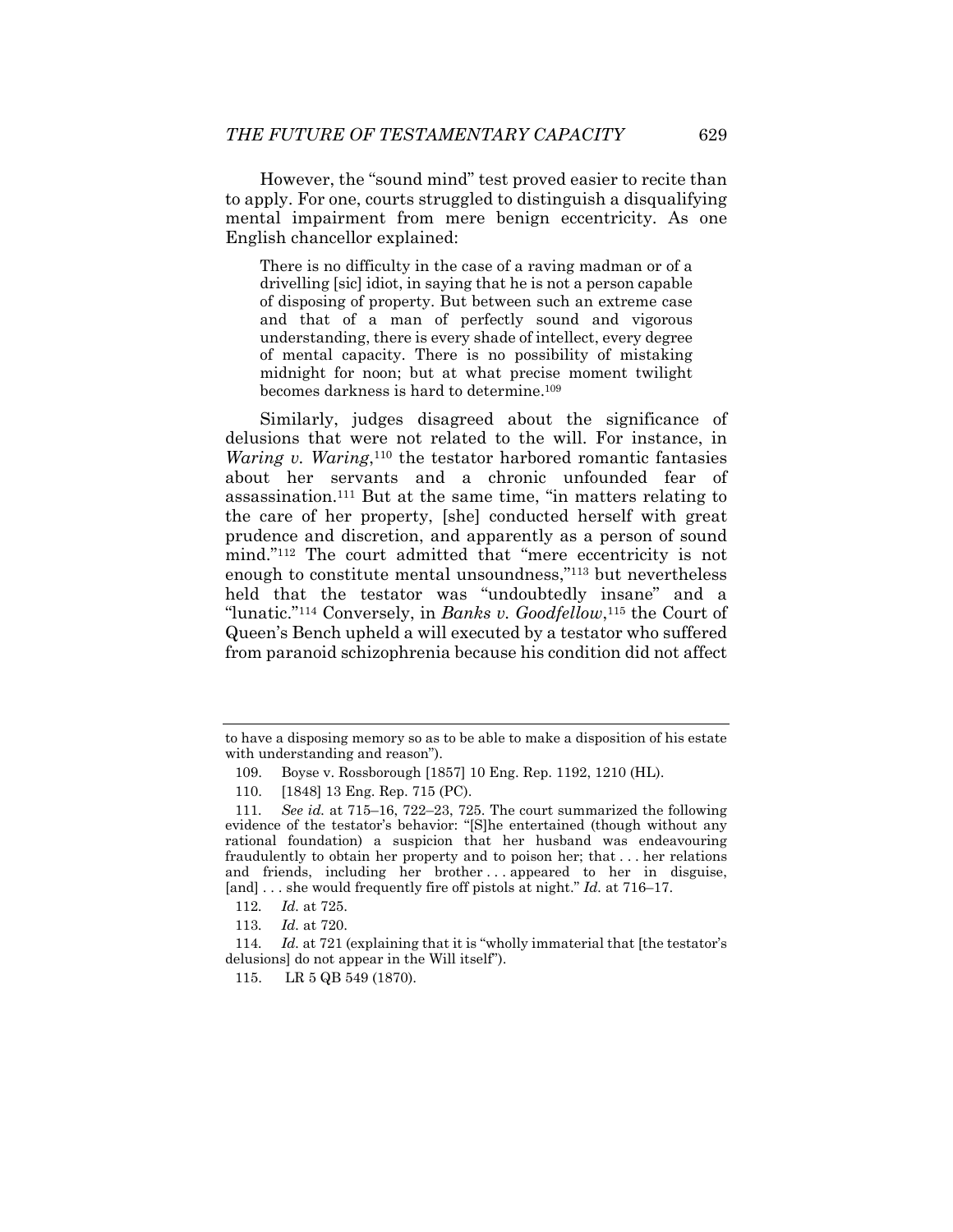However, the "sound mind" test proved easier to recite than to apply. For one, courts struggled to distinguish a disqualifying mental impairment from mere benign eccentricity. As one English chancellor explained:

> There is no difficulty in the case of a raving madman or of a drivelling [sic] idiot, in saying that he is not a person capable of disposing of property. But between such an extreme case and that of a man of perfectly sound and vigorous understanding, there is every shade of intellect, every degree of mental capacity. There is no possibility of mistaking midnight for noon; but at what precise moment twilight becomes darkness is hard to determine.[109]

Similarly, judges disagreed about the significance of delusions that were not related to the will. For instance, in *Waring v. Waring*,[110] the testator harbored romantic fantasies about her servants and a chronic unfounded fear of assassination.[111] But at the same time, "in matters relating to the care of her property, [she] conducted herself with great prudence and discretion, and apparently as a person of sound mind."[112] The court admitted that "mere eccentricity is not enough to constitute mental unsoundness,"[113] but nevertheless held that the testator was "undoubtedly insane" and a "lunatic."[114] Conversely, in *Banks v. Goodfellow*,[115] the Court of Queen's Bench upheld a will executed by a testator who suffered from paranoid schizophrenia because his condition did not affect

---

to have a disposing memory so as to be able to make a disposition of his estate with understanding and reason").

109. Boyse v. Rossborough [1857] 10 Eng. Rep. 1192, 1210 (HL).

110. [1848] 13 Eng. Rep. 715 (PC).

111. *See id.* at 715–16, 722–23, 725. The court summarized the following evidence of the testator's behavior: "[S]he entertained (though without any rational foundation) a suspicion that her husband was endeavouring fraudulently to obtain her property and to poison her; that . . . her relations and friends, including her brother . . . appeared to her in disguise, [and] . . . she would frequently fire off pistols at night." *Id.* at 716–17.

112. *Id.* at 725.

113. *Id.* at 720.

114. *Id.* at 721 (explaining that it is "wholly immaterial that [the testator's delusions] do not appear in the Will itself").

115. LR 5 QB 549 (1870).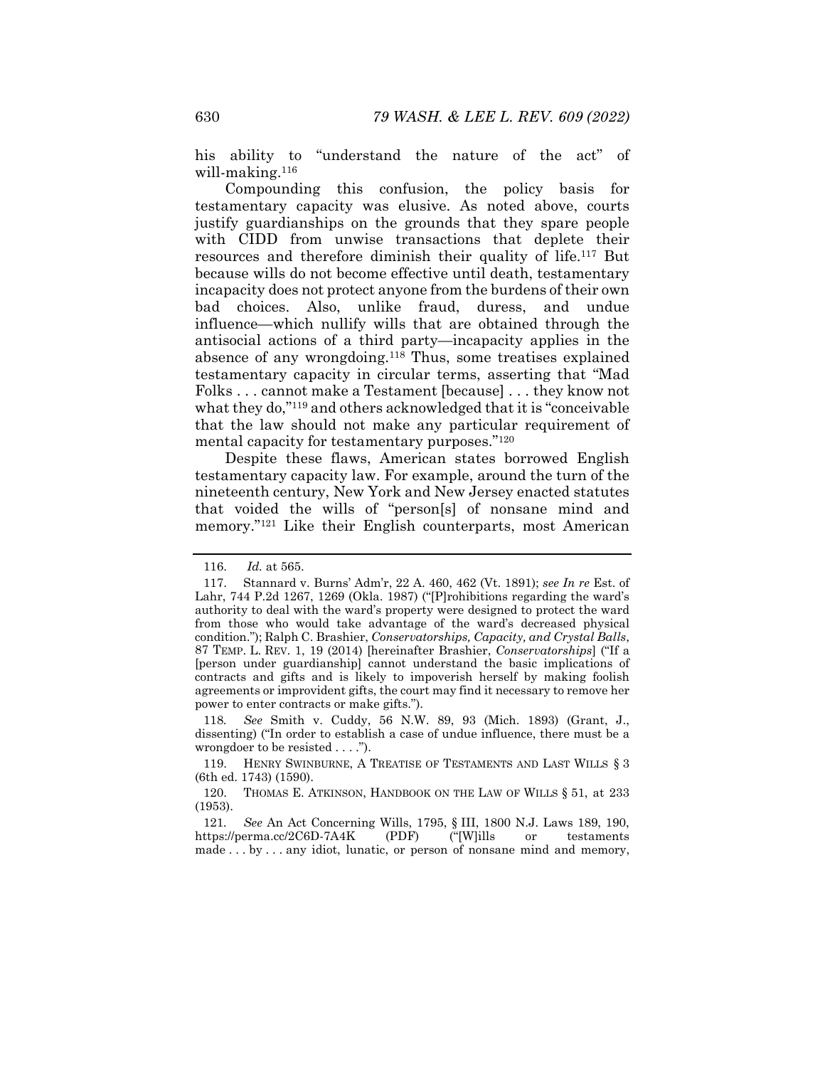his ability to "understand the nature of the act" of will-making.[116]

Compounding this confusion, the policy basis for testamentary capacity was elusive. As noted above, courts justify guardianships on the grounds that they spare people with CIDD from unwise transactions that deplete their resources and therefore diminish their quality of life.[117] But because wills do not become effective until death, testamentary incapacity does not protect anyone from the burdens of their own bad choices. Also, unlike fraud, duress, and undue influence—which nullify wills that are obtained through the antisocial actions of a third party—incapacity applies in the absence of any wrongdoing.[118] Thus, some treatises explained testamentary capacity in circular terms, asserting that "Mad Folks . . . cannot make a Testament [because] . . . they know not what they do,"[119] and others acknowledged that it is "conceivable that the law should not make any particular requirement of mental capacity for testamentary purposes."[120]

Despite these flaws, American states borrowed English testamentary capacity law. For example, around the turn of the nineteenth century, New York and New Jersey enacted statutes that voided the wills of "person[s] of nonsane mind and memory."[121] Like their English counterparts, most American

---

116. *Id.* at 565.

117. Stannard v. Burns' Adm'r, 22 A. 460, 462 (Vt. 1891); *see In re* Est. of Lahr, 744 P.2d 1267, 1269 (Okla. 1987) ("[P]rohibitions regarding the ward's authority to deal with the ward's property were designed to protect the ward from those who would take advantage of the ward's decreased physical condition."); Ralph C. Brashier, *Conservatorships, Capacity, and Crystal Balls*, 87 TEMP. L. REV. 1, 19 (2014) [hereinafter Brashier, *Conservatorships*] ("If a [person under guardianship] cannot understand the basic implications of contracts and gifts and is likely to impoverish herself by making foolish agreements or improvident gifts, the court may find it necessary to remove her power to enter contracts or make gifts.").

118. *See* Smith v. Cuddy, 56 N.W. 89, 93 (Mich. 1893) (Grant, J., dissenting) ("In order to establish a case of undue influence, there must be a wrongdoer to be resisted . . . .").

119. HENRY SWINBURNE, A TREATISE OF TESTAMENTS AND LAST WILLS § 3 (6th ed. 1743) (1590).

120. THOMAS E. ATKINSON, HANDBOOK ON THE LAW OF WILLS § 51, at 233 (1953).

121. *See* An Act Concerning Wills, 1795, § III, 1800 N.J. Laws 189, 190, https://perma.cc/2C6D-7A4K (PDF) ("[W]ills or testaments made . . . by . . . any idiot, lunatic, or person of nonsane mind and memory,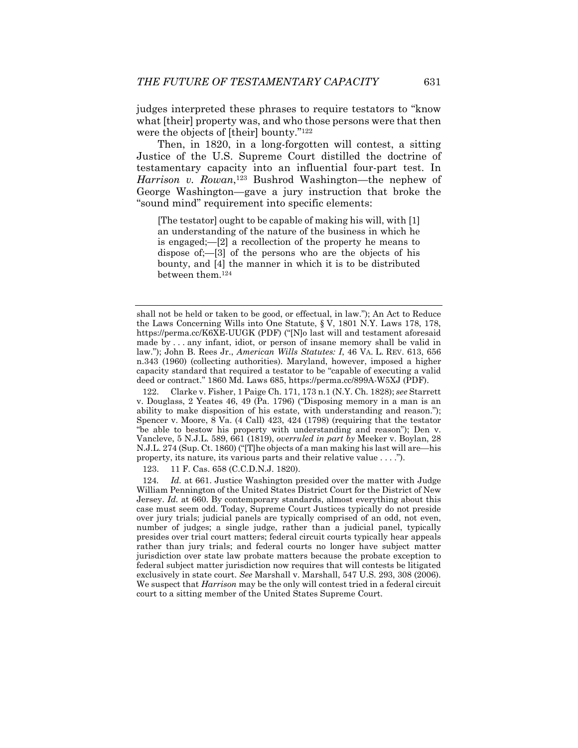judges interpreted these phrases to require testators to "know what [their] property was, and who those persons were that then were the objects of [their] bounty."[122]

Then, in 1820, in a long-forgotten will contest, a sitting Justice of the U.S. Supreme Court distilled the doctrine of testamentary capacity into an influential four-part test. In *Harrison v. Rowan*,[123] Bushrod Washington—the nephew of George Washington—gave a jury instruction that broke the "sound mind" requirement into specific elements:

> [The testator] ought to be capable of making his will, with [1] an understanding of the nature of the business in which he is engaged;—[2] a recollection of the property he means to dispose of;—[3] of the persons who are the objects of his bounty, and [4] the manner in which it is to be distributed between them.[124]

---

shall not be held or taken to be good, or effectual, in law."); An Act to Reduce the Laws Concerning Wills into One Statute, § V, 1801 N.Y. Laws 178, 178, https://perma.cc/K6XE-UUGK (PDF) ("[N]o last will and testament aforesaid made by . . . any infant, idiot, or person of insane memory shall be valid in law."); John B. Rees Jr., *American Wills Statutes: I*, 46 VA. L. REV. 613, 656 n.343 (1960) (collecting authorities). Maryland, however, imposed a higher capacity standard that required a testator to be "capable of executing a valid deed or contract." 1860 Md. Laws 685, https://perma.cc/899A-W5XJ (PDF).

122. Clarke v. Fisher, 1 Paige Ch. 171, 173 n.1 (N.Y. Ch. 1828); *see* Starrett v. Douglass, 2 Yeates 46, 49 (Pa. 1796) ("Disposing memory in a man is an ability to make disposition of his estate, with understanding and reason."); Spencer v. Moore, 8 Va. (4 Call) 423, 424 (1798) (requiring that the testator "be able to bestow his property with understanding and reason"); Den v. Vancleve, 5 N.J.L. 589, 661 (1819), *overruled in part by* Meeker v. Boylan, 28 N.J.L. 274 (Sup. Ct. 1860) ("[T]he objects of a man making his last will are—his property, its nature, its various parts and their relative value . . . .").

123. 11 F. Cas. 658 (C.C.D.N.J. 1820).

124. *Id.* at 661. Justice Washington presided over the matter with Judge William Pennington of the United States District Court for the District of New Jersey. *Id.* at 660. By contemporary standards, almost everything about this case must seem odd. Today, Supreme Court Justices typically do not preside over jury trials; judicial panels are typically comprised of an odd, not even, number of judges; a single judge, rather than a judicial panel, typically presides over trial court matters; federal circuit courts typically hear appeals rather than jury trials; and federal courts no longer have subject matter jurisdiction over state law probate matters because the probate exception to federal subject matter jurisdiction now requires that will contests be litigated exclusively in state court. *See* Marshall v. Marshall, 547 U.S. 293, 308 (2006). We suspect that *Harrison* may be the only will contest tried in a federal circuit court to a sitting member of the United States Supreme Court.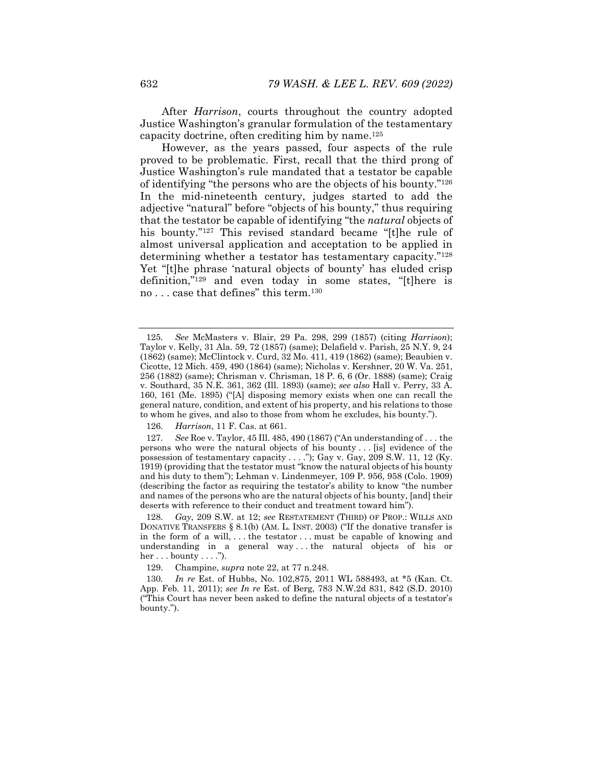After *Harrison*, courts throughout the country adopted Justice Washington's granular formulation of the testamentary capacity doctrine, often crediting him by name.[125]

However, as the years passed, four aspects of the rule proved to be problematic. First, recall that the third prong of Justice Washington's rule mandated that a testator be capable of identifying "the persons who are the objects of his bounty."[126] In the mid-nineteenth century, judges started to add the adjective "natural" before "objects of his bounty," thus requiring that the testator be capable of identifying "the *natural* objects of his bounty."[127] This revised standard became "[t]he rule of almost universal application and acceptation to be applied in determining whether a testator has testamentary capacity."[128] Yet "[t]he phrase 'natural objects of bounty' has eluded crisp definition,"[129] and even today in some states, "[t]here is no . . . case that defines" this term.[130]

---

125. *See* McMasters v. Blair, 29 Pa. 298, 299 (1857) (citing *Harrison*); Taylor v. Kelly, 31 Ala. 59, 72 (1857) (same); Delafield v. Parish, 25 N.Y. 9, 24 (1862) (same); McClintock v. Curd, 32 Mo. 411, 419 (1862) (same); Beaubien v. Cicotte, 12 Mich. 459, 490 (1864) (same); Nicholas v. Kershner, 20 W. Va. 251, 256 (1882) (same); Chrisman v. Chrisman, 18 P. 6, 6 (Or. 1888) (same); Craig v. Southard, 35 N.E. 361, 362 (Ill. 1893) (same); *see also* Hall v. Perry, 33 A. 160, 161 (Me. 1895) ("[A] disposing memory exists when one can recall the general nature, condition, and extent of his property, and his relations to those to whom he gives, and also to those from whom he excludes, his bounty.").

126. *Harrison*, 11 F. Cas. at 661.

127. *See* Roe v. Taylor, 45 Ill. 485, 490 (1867) ("An understanding of . . . the persons who were the natural objects of his bounty . . . [is] evidence of the possession of testamentary capacity . . . ."); Gay v. Gay, 209 S.W. 11, 12 (Ky. 1919) (providing that the testator must "know the natural objects of his bounty and his duty to them"); Lehman v. Lindenmeyer, 109 P. 956, 958 (Colo. 1909) (describing the factor as requiring the testator's ability to know "the number and names of the persons who are the natural objects of his bounty, [and] their deserts with reference to their conduct and treatment toward him").

128. *Gay*, 209 S.W. at 12; *see* RESTATEMENT (THIRD) OF PROP.: WILLS AND DONATIVE TRANSFERS § 8.1(b) (AM. L. INST. 2003) ("If the donative transfer is in the form of a will, . . . the testator . . . must be capable of knowing and understanding in a general way . . . the natural objects of his or her . . . bounty . . . .").

129. Champine, *supra* note 22, at 77 n.248.

130. *In re* Est. of Hubbs, No. 102,875, 2011 WL 588493, at *5 (Kan. Ct. App. Feb. 11, 2011); *see In re* Est. of Berg, 783 N.W.2d 831, 842 (S.D. 2010) ("This Court has never been asked to define the natural objects of a testator's bounty.").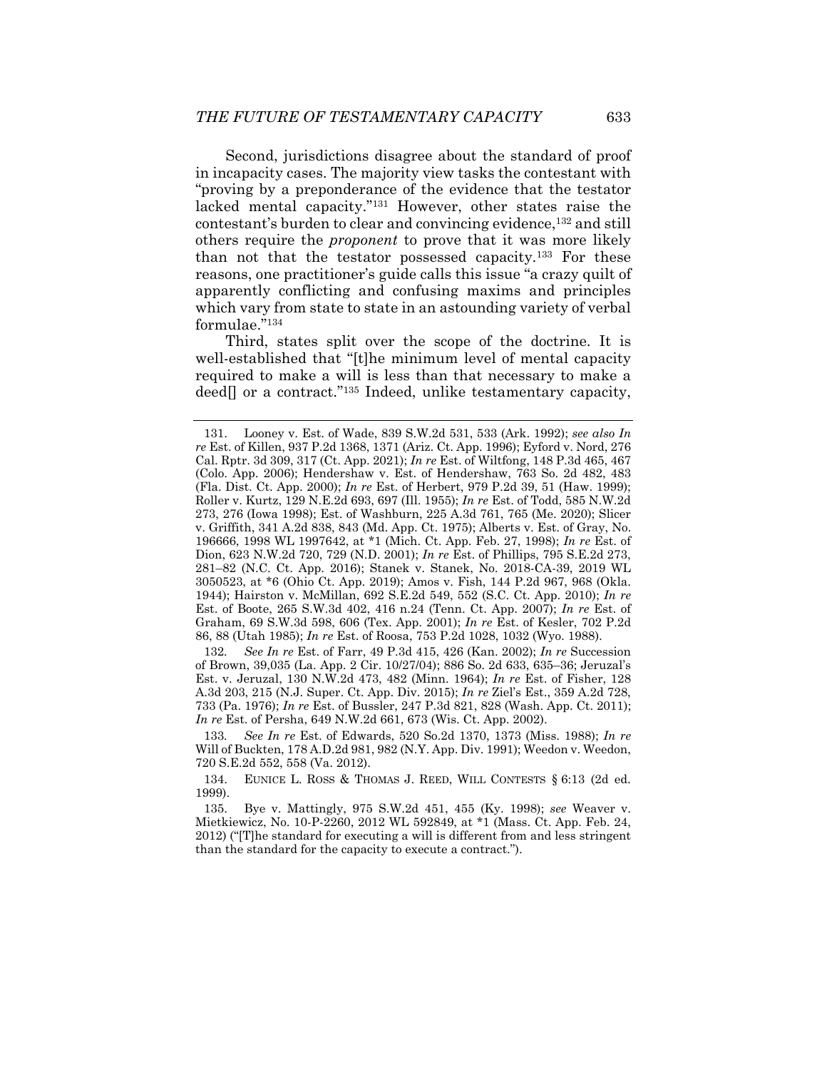Second, jurisdictions disagree about the standard of proof in incapacity cases. The majority view tasks the contestant with "proving by a preponderance of the evidence that the testator lacked mental capacity."[131] However, other states raise the contestant's burden to clear and convincing evidence,[132] and still others require the *proponent* to prove that it was more likely than not that the testator possessed capacity.[133] For these reasons, one practitioner's guide calls this issue "a crazy quilt of apparently conflicting and confusing maxims and principles which vary from state to state in an astounding variety of verbal formulae."[134]

Third, states split over the scope of the doctrine. It is well-established that "[t]he minimum level of mental capacity required to make a will is less than that necessary to make a deed[] or a contract."[135] Indeed, unlike testamentary capacity,

---

131. Looney v. Est. of Wade, 839 S.W.2d 531, 533 (Ark. 1992); *see also In re* Est. of Killen, 937 P.2d 1368, 1371 (Ariz. Ct. App. 1996); Eyford v. Nord, 276 Cal. Rptr. 3d 309, 317 (Ct. App. 2021); *In re* Est. of Wiltfong, 148 P.3d 465, 467 (Colo. App. 2006); Hendershaw v. Est. of Hendershaw, 763 So. 2d 482, 483 (Fla. Dist. Ct. App. 2000); *In re* Est. of Herbert, 979 P.2d 39, 51 (Haw. 1999); Roller v. Kurtz, 129 N.E.2d 693, 697 (Ill. 1955); *In re* Est. of Todd, 585 N.W.2d 273, 276 (Iowa 1998); Est. of Washburn, 225 A.3d 761, 765 (Me. 2020); Slicer v. Griffith, 341 A.2d 838, 843 (Md. App. Ct. 1975); Alberts v. Est. of Gray, No. 196666, 1998 WL 1997642, at *1 (Mich. Ct. App. Feb. 27, 1998); *In re* Est. of Dion, 623 N.W.2d 720, 729 (N.D. 2001); *In re* Est. of Phillips, 795 S.E.2d 273, 281–82 (N.C. Ct. App. 2016); Stanek v. Stanek, No. 2018-CA-39, 2019 WL 3050523, at *6 (Ohio Ct. App. 2019); Amos v. Fish, 144 P.2d 967, 968 (Okla. 1944); Hairston v. McMillan, 692 S.E.2d 549, 552 (S.C. Ct. App. 2010); *In re* Est. of Boote, 265 S.W.3d 402, 416 n.24 (Tenn. Ct. App. 2007); *In re* Est. of Graham, 69 S.W.3d 598, 606 (Tex. App. 2001); *In re* Est. of Kesler, 702 P.2d 86, 88 (Utah 1985); *In re* Est. of Roosa, 753 P.2d 1028, 1032 (Wyo. 1988).

132. *See In re* Est. of Farr, 49 P.3d 415, 426 (Kan. 2002); *In re* Succession of Brown, 39,035 (La. App. 2 Cir. 10/27/04); 886 So. 2d 633, 635–36; Jeruzal's Est. v. Jeruzal, 130 N.W.2d 473, 482 (Minn. 1964); *In re* Est. of Fisher, 128 A.3d 203, 215 (N.J. Super. Ct. App. Div. 2015); *In re* Ziel's Est., 359 A.2d 728, 733 (Pa. 1976); *In re* Est. of Bussler, 247 P.3d 821, 828 (Wash. App. Ct. 2011); *In re* Est. of Persha, 649 N.W.2d 661, 673 (Wis. Ct. App. 2002).

133. *See In re* Est. of Edwards, 520 So.2d 1370, 1373 (Miss. 1988); *In re* Will of Buckten, 178 A.D.2d 981, 982 (N.Y. App. Div. 1991); Weedon v. Weedon, 720 S.E.2d 552, 558 (Va. 2012).

134. EUNICE L. ROSS & THOMAS J. REED, WILL CONTESTS § 6:13 (2d ed. 1999).

135. Bye v. Mattingly, 975 S.W.2d 451, 455 (Ky. 1998); *see* Weaver v. Mietkiewicz, No. 10-P-2260, 2012 WL 592849, at *1 (Mass. Ct. App. Feb. 24, 2012) ("[T]he standard for executing a will is different from and less stringent than the standard for the capacity to execute a contract.").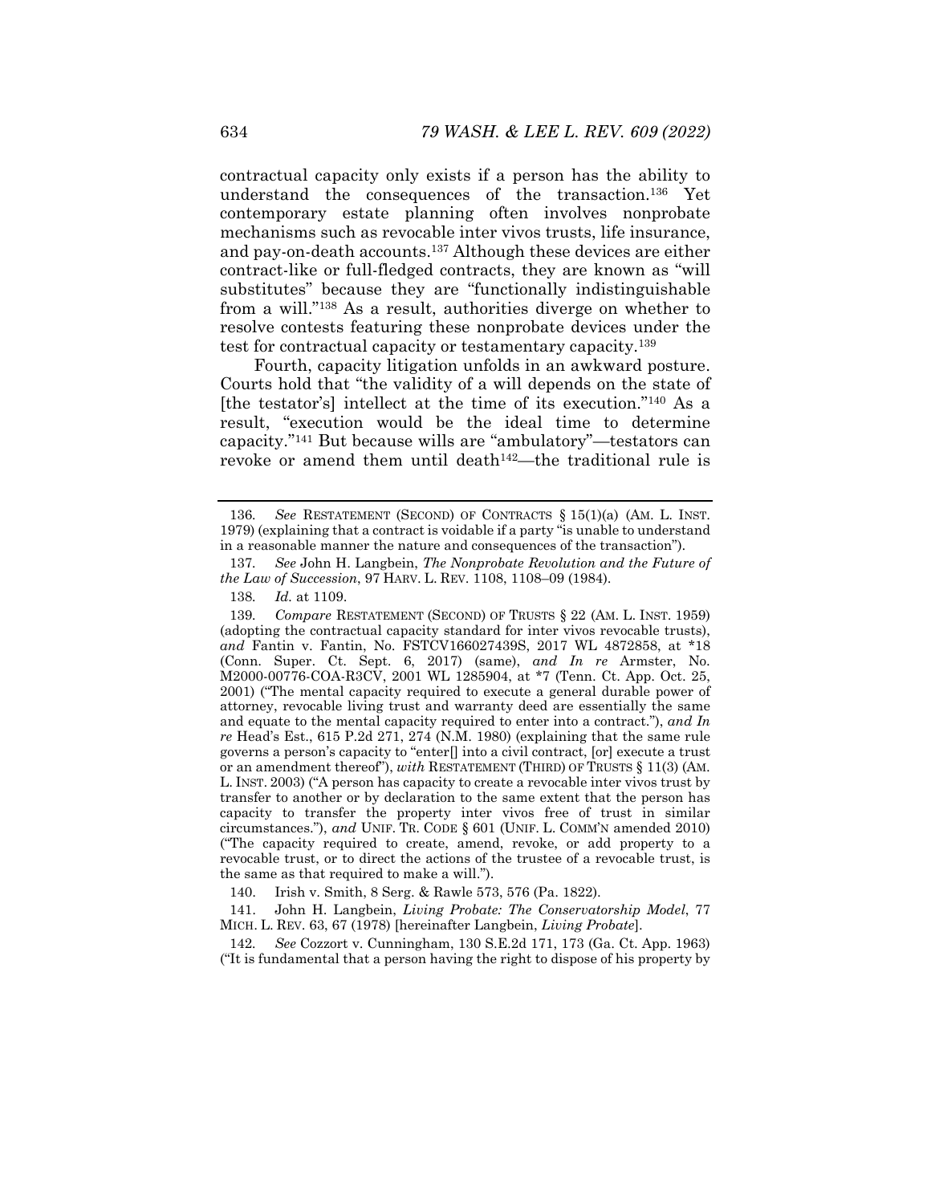contractual capacity only exists if a person has the ability to understand the consequences of the transaction.[136] Yet contemporary estate planning often involves nonprobate mechanisms such as revocable inter vivos trusts, life insurance, and pay-on-death accounts.[137] Although these devices are either contract-like or full-fledged contracts, they are known as "will substitutes" because they are "functionally indistinguishable from a will."[138] As a result, authorities diverge on whether to resolve contests featuring these nonprobate devices under the test for contractual capacity or testamentary capacity.[139]

Fourth, capacity litigation unfolds in an awkward posture. Courts hold that "the validity of a will depends on the state of [the testator's] intellect at the time of its execution."[140] As a result, "execution would be the ideal time to determine capacity."[141] But because wills are "ambulatory"—testators can revoke or amend them until death[142]—the traditional rule is

---

136. *See* RESTATEMENT (SECOND) OF CONTRACTS § 15(1)(a) (AM. L. INST. 1979) (explaining that a contract is voidable if a party "is unable to understand in a reasonable manner the nature and consequences of the transaction").

137. *See* John H. Langbein, *The Nonprobate Revolution and the Future of the Law of Succession*, 97 HARV. L. REV. 1108, 1108–09 (1984).

138. *Id.* at 1109.

139. *Compare* RESTATEMENT (SECOND) OF TRUSTS § 22 (AM. L. INST. 1959) (adopting the contractual capacity standard for inter vivos revocable trusts), *and* Fantin v. Fantin, No. FSTCV166027439S, 2017 WL 4872858, at *18 (Conn. Super. Ct. Sept. 6, 2017) (same), *and In re* Armster, No. M2000-00776-COA-R3CV, 2001 WL 1285904, at *7 (Tenn. Ct. App. Oct. 25, 2001) ("The mental capacity required to execute a general durable power of attorney, revocable living trust and warranty deed are essentially the same and equate to the mental capacity required to enter into a contract."), *and In re* Head's Est., 615 P.2d 271, 274 (N.M. 1980) (explaining that the same rule governs a person's capacity to "enter[] into a civil contract, [or] execute a trust or an amendment thereof"), *with* RESTATEMENT (THIRD) OF TRUSTS § 11(3) (AM. L. INST. 2003) ("A person has capacity to create a revocable inter vivos trust by transfer to another or by declaration to the same extent that the person has capacity to transfer the property inter vivos free of trust in similar circumstances."), *and* UNIF. TR. CODE § 601 (UNIF. L. COMM'N amended 2010) ("The capacity required to create, amend, revoke, or add property to a revocable trust, or to direct the actions of the trustee of a revocable trust, is the same as that required to make a will.").

140. Irish v. Smith, 8 Serg. & Rawle 573, 576 (Pa. 1822).

141. John H. Langbein, *Living Probate: The Conservatorship Model*, 77 MICH. L. REV. 63, 67 (1978) [hereinafter Langbein, *Living Probate*].

142. *See* Cozzort v. Cunningham, 130 S.E.2d 171, 173 (Ga. Ct. App. 1963) ("It is fundamental that a person having the right to dispose of his property by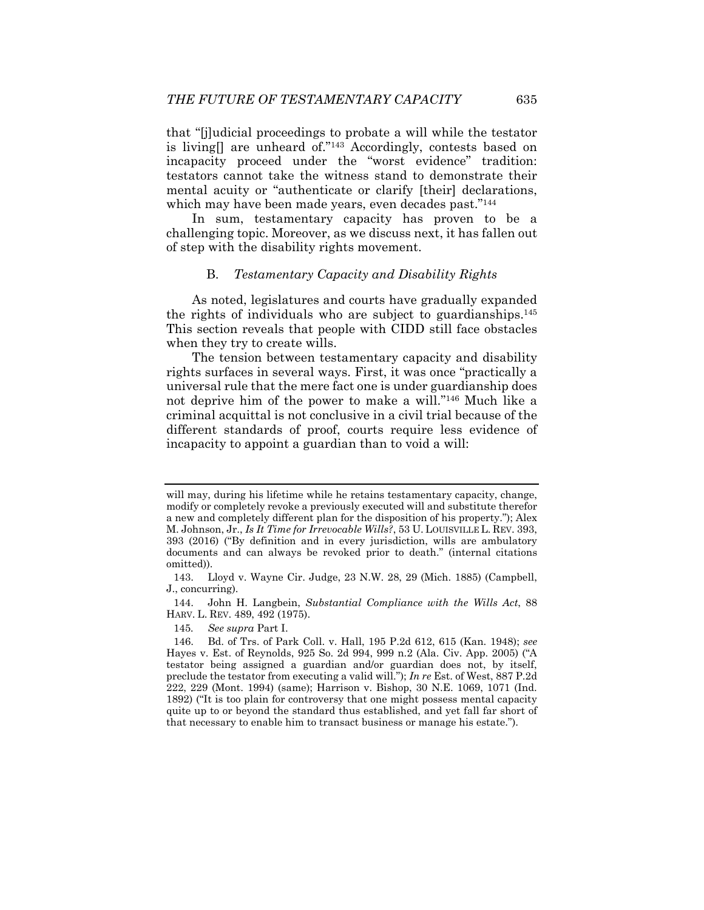that "[j]udicial proceedings to probate a will while the testator is living[] are unheard of."[143] Accordingly, contests based on incapacity proceed under the "worst evidence" tradition: testators cannot take the witness stand to demonstrate their mental acuity or "authenticate or clarify [their] declarations, which may have been made years, even decades past."[144]

In sum, testamentary capacity has proven to be a challenging topic. Moreover, as we discuss next, it has fallen out of step with the disability rights movement.

### B. *Testamentary Capacity and Disability Rights*

As noted, legislatures and courts have gradually expanded the rights of individuals who are subject to guardianships.[145] This section reveals that people with CIDD still face obstacles when they try to create wills.

The tension between testamentary capacity and disability rights surfaces in several ways. First, it was once "practically a universal rule that the mere fact one is under guardianship does not deprive him of the power to make a will."[146] Much like a criminal acquittal is not conclusive in a civil trial because of the different standards of proof, courts require less evidence of incapacity to appoint a guardian than to void a will:

---

will may, during his lifetime while he retains testamentary capacity, change, modify or completely revoke a previously executed will and substitute therefor a new and completely different plan for the disposition of his property."); Alex M. Johnson, Jr., *Is It Time for Irrevocable Wills?*, 53 U. LOUISVILLE L. REV. 393, 393 (2016) ("By definition and in every jurisdiction, wills are ambulatory documents and can always be revoked prior to death." (internal citations omitted)).

143. Lloyd v. Wayne Cir. Judge, 23 N.W. 28, 29 (Mich. 1885) (Campbell, J., concurring).

144. John H. Langbein, *Substantial Compliance with the Wills Act*, 88 HARV. L. REV. 489, 492 (1975).

145. *See supra* Part I.

146. Bd. of Trs. of Park Coll. v. Hall, 195 P.2d 612, 615 (Kan. 1948); *see* Hayes v. Est. of Reynolds, 925 So. 2d 994, 999 n.2 (Ala. Civ. App. 2005) ("A testator being assigned a guardian and/or guardian does not, by itself, preclude the testator from executing a valid will."); *In re* Est. of West, 887 P.2d 222, 229 (Mont. 1994) (same); Harrison v. Bishop, 30 N.E. 1069, 1071 (Ind. 1892) ("It is too plain for controversy that one might possess mental capacity quite up to or beyond the standard thus established, and yet fall far short of that necessary to enable him to transact business or manage his estate.").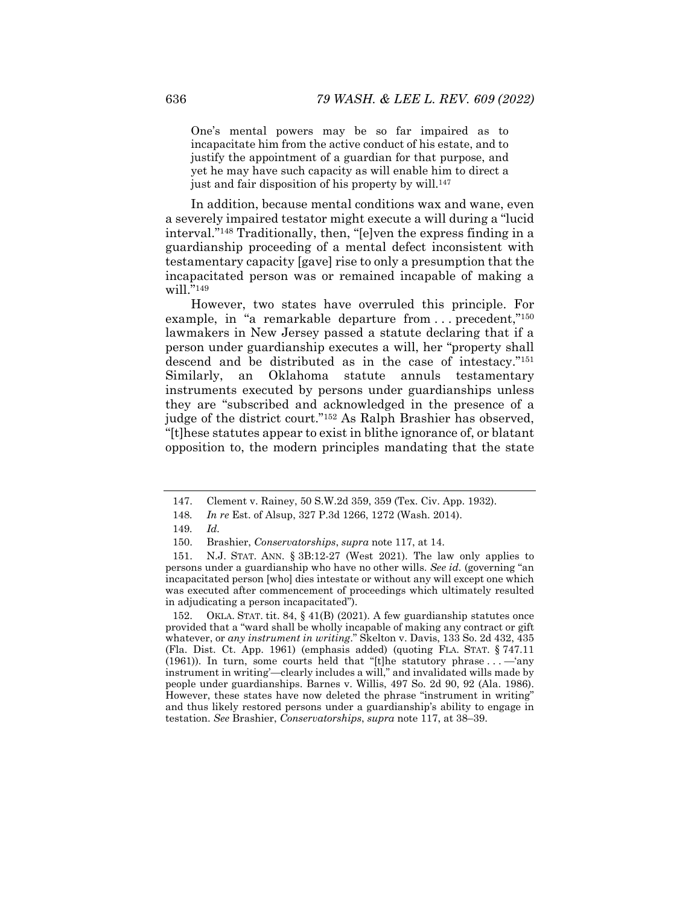> One's mental powers may be so far impaired as to incapacitate him from the active conduct of his estate, and to justify the appointment of a guardian for that purpose, and yet he may have such capacity as will enable him to direct a just and fair disposition of his property by will.[147]

In addition, because mental conditions wax and wane, even a severely impaired testator might execute a will during a "lucid interval."[148] Traditionally, then, "[e]ven the express finding in a guardianship proceeding of a mental defect inconsistent with testamentary capacity [gave] rise to only a presumption that the incapacitated person was or remained incapable of making a will."[149]

However, two states have overruled this principle. For example, in "a remarkable departure from . . . precedent,"[150] lawmakers in New Jersey passed a statute declaring that if a person under guardianship executes a will, her "property shall descend and be distributed as in the case of intestacy."[151] Similarly, an Oklahoma statute annuls testamentary instruments executed by persons under guardianships unless they are "subscribed and acknowledged in the presence of a judge of the district court."[152] As Ralph Brashier has observed, "[t]hese statutes appear to exist in blithe ignorance of, or blatant opposition to, the modern principles mandating that the state

---

147. Clement v. Rainey, 50 S.W.2d 359, 359 (Tex. Civ. App. 1932).

148. *In re* Est. of Alsup, 327 P.3d 1266, 1272 (Wash. 2014).

149. *Id.*

150. Brashier, *Conservatorships*, *supra* note 117, at 14.

151. N.J. STAT. ANN. § 3B:12-27 (West 2021). The law only applies to persons under a guardianship who have no other wills. *See id.* (governing "an incapacitated person [who] dies intestate or without any will except one which was executed after commencement of proceedings which ultimately resulted in adjudicating a person incapacitated").

152. OKLA. STAT. tit. 84, § 41(B) (2021). A few guardianship statutes once provided that a "ward shall be wholly incapable of making any contract or gift whatever, or *any instrument in writing*." Skelton v. Davis, 133 So. 2d 432, 435 (Fla. Dist. Ct. App. 1961) (emphasis added) (quoting FLA. STAT. § 747.11 (1961)). In turn, some courts held that "[t]he statutory phrase . . . —'any instrument in writing'—clearly includes a will," and invalidated wills made by people under guardianships. Barnes v. Willis, 497 So. 2d 90, 92 (Ala. 1986). However, these states have now deleted the phrase "instrument in writing" and thus likely restored persons under a guardianship's ability to engage in testation. *See* Brashier, *Conservatorships*, *supra* note 117, at 38–39.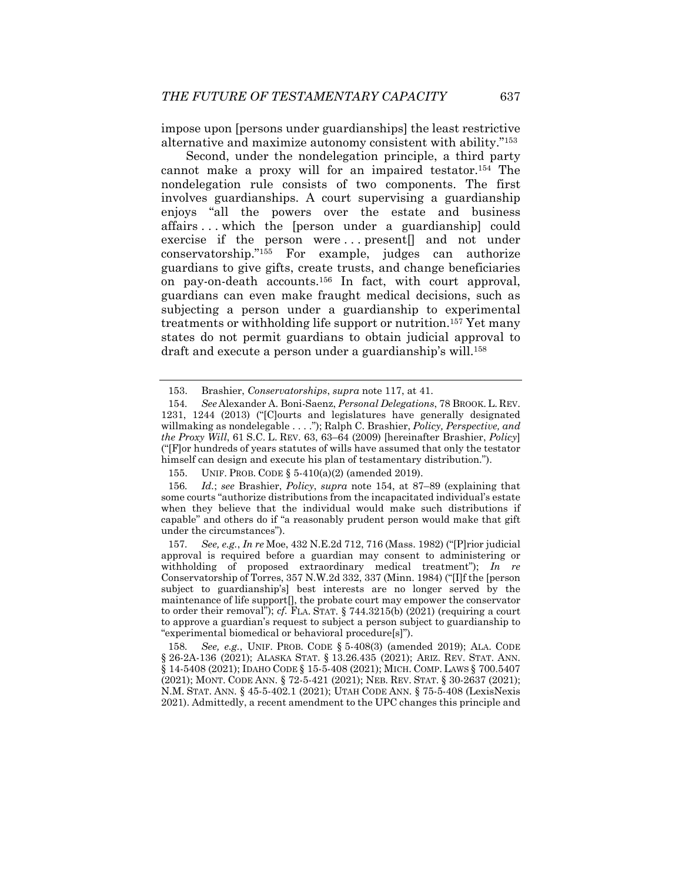impose upon [persons under guardianships] the least restrictive alternative and maximize autonomy consistent with ability."[153]

Second, under the nondelegation principle, a third party cannot make a proxy will for an impaired testator.[154] The nondelegation rule consists of two components. The first involves guardianships. A court supervising a guardianship enjoys "all the powers over the estate and business affairs . . . which the [person under a guardianship] could exercise if the person were . . . present[] and not under conservatorship."[155] For example, judges can authorize guardians to give gifts, create trusts, and change beneficiaries on pay-on-death accounts.[156] In fact, with court approval, guardians can even make fraught medical decisions, such as subjecting a person under a guardianship to experimental treatments or withholding life support or nutrition.[157] Yet many states do not permit guardians to obtain judicial approval to draft and execute a person under a guardianship's will.[158]

---

153. Brashier, *Conservatorships*, *supra* note 117, at 41.

154. *See* Alexander A. Boni-Saenz, *Personal Delegations*, 78 BROOK. L. REV. 1231, 1244 (2013) ("[C]ourts and legislatures have generally designated willmaking as nondelegable . . . ."); Ralph C. Brashier, *Policy, Perspective, and the Proxy Will*, 61 S.C. L. REV. 63, 63–64 (2009) [hereinafter Brashier, *Policy*] ("[F]or hundreds of years statutes of wills have assumed that only the testator himself can design and execute his plan of testamentary distribution.").

155. UNIF. PROB. CODE § 5-410(a)(2) (amended 2019).

156. *Id.*; *see* Brashier, *Policy*, *supra* note 154, at 87–89 (explaining that some courts "authorize distributions from the incapacitated individual's estate when they believe that the individual would make such distributions if capable" and others do if "a reasonably prudent person would make that gift under the circumstances").

157. *See, e.g.*, *In re* Moe, 432 N.E.2d 712, 716 (Mass. 1982) ("[P]rior judicial approval is required before a guardian may consent to administering or withholding of proposed extraordinary medical treatment"); *In re* Conservatorship of Torres, 357 N.W.2d 332, 337 (Minn. 1984) ("[I]f the [person subject to guardianship's] best interests are no longer served by the maintenance of life support[], the probate court may empower the conservator to order their removal"); *cf.* FLA. STAT. § 744.3215(b) (2021) (requiring a court to approve a guardian's request to subject a person subject to guardianship to "experimental biomedical or behavioral procedure[s]").

158. *See, e.g.*, UNIF. PROB. CODE § 5-408(3) (amended 2019); ALA. CODE § 26-2A-136 (2021); ALASKA STAT. § 13.26.435 (2021); ARIZ. REV. STAT. ANN. § 14-5408 (2021); IDAHO CODE § 15-5-408 (2021); MICH. COMP. LAWS § 700.5407 (2021); MONT. CODE ANN. § 72-5-421 (2021); NEB. REV. STAT. § 30-2637 (2021); N.M. STAT. ANN. § 45-5-402.1 (2021); UTAH CODE ANN. § 75-5-408 (LexisNexis 2021). Admittedly, a recent amendment to the UPC changes this principle and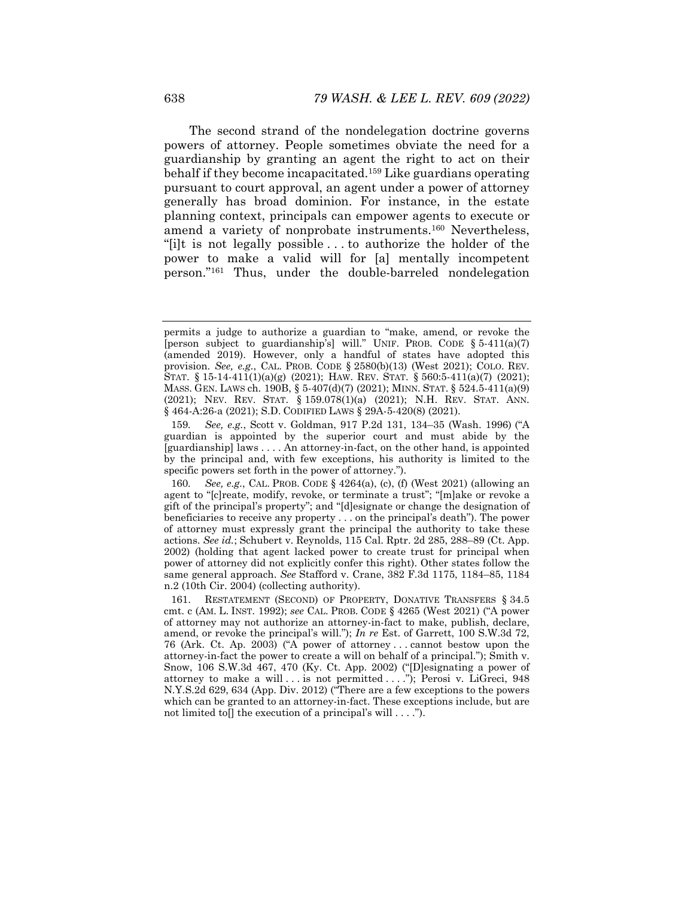The second strand of the nondelegation doctrine governs powers of attorney. People sometimes obviate the need for a guardianship by granting an agent the right to act on their behalf if they become incapacitated.[159] Like guardians operating pursuant to court approval, an agent under a power of attorney generally has broad dominion. For instance, in the estate planning context, principals can empower agents to execute or amend a variety of nonprobate instruments.[160] Nevertheless, "[i]t is not legally possible . . . to authorize the holder of the power to make a valid will for [a] mentally incompetent person."[161] Thus, under the double-barreled nondelegation

---

permits a judge to authorize a guardian to "make, amend, or revoke the [person subject to guardianship's] will." UNIF. PROB. CODE § 5-411(a)(7) (amended 2019). However, only a handful of states have adopted this provision. *See, e.g.*, CAL. PROB. CODE § 2580(b)(13) (West 2021); COLO. REV. STAT. § 15-14-411(1)(a)(g) (2021); HAW. REV. STAT. § 560:5-411(a)(7) (2021); MASS. GEN. LAWS ch. 190B, § 5-407(d)(7) (2021); MINN. STAT. § 524.5-411(a)(9) (2021); NEV. REV. STAT. § 159.078(1)(a) (2021); N.H. REV. STAT. ANN. § 464-A:26-a (2021); S.D. CODIFIED LAWS § 29A-5-420(8) (2021).

159. *See, e.g.*, Scott v. Goldman, 917 P.2d 131, 134–35 (Wash. 1996) ("A guardian is appointed by the superior court and must abide by the [guardianship] laws . . . . An attorney-in-fact, on the other hand, is appointed by the principal and, with few exceptions, his authority is limited to the specific powers set forth in the power of attorney.").

160. *See, e.g.*, CAL. PROB. CODE § 4264(a), (c), (f) (West 2021) (allowing an agent to "[c]reate, modify, revoke, or terminate a trust"; "[m]ake or revoke a gift of the principal's property"; and "[d]esignate or change the designation of beneficiaries to receive any property . . . on the principal's death"). The power of attorney must expressly grant the principal the authority to take these actions. *See id.*; Schubert v. Reynolds, 115 Cal. Rptr. 2d 285, 288–89 (Ct. App. 2002) (holding that agent lacked power to create trust for principal when power of attorney did not explicitly confer this right). Other states follow the same general approach. *See* Stafford v. Crane, 382 F.3d 1175, 1184–85, 1184 n.2 (10th Cir. 2004) (collecting authority).

161. RESTATEMENT (SECOND) OF PROPERTY, DONATIVE TRANSFERS § 34.5 cmt. c (AM. L. INST. 1992); *see* CAL. PROB. CODE § 4265 (West 2021) ("A power of attorney may not authorize an attorney-in-fact to make, publish, declare, amend, or revoke the principal's will."); *In re* Est. of Garrett, 100 S.W.3d 72, 76 (Ark. Ct. Ap. 2003) ("A power of attorney . . . cannot bestow upon the attorney-in-fact the power to create a will on behalf of a principal."); Smith v. Snow, 106 S.W.3d 467, 470 (Ky. Ct. App. 2002) ("[D]esignating a power of attorney to make a will . . . is not permitted . . . ."); Perosi v. LiGreci, 948 N.Y.S.2d 629, 634 (App. Div. 2012) ("There are a few exceptions to the powers which can be granted to an attorney-in-fact. These exceptions include, but are not limited to[] the execution of a principal's will . . . .").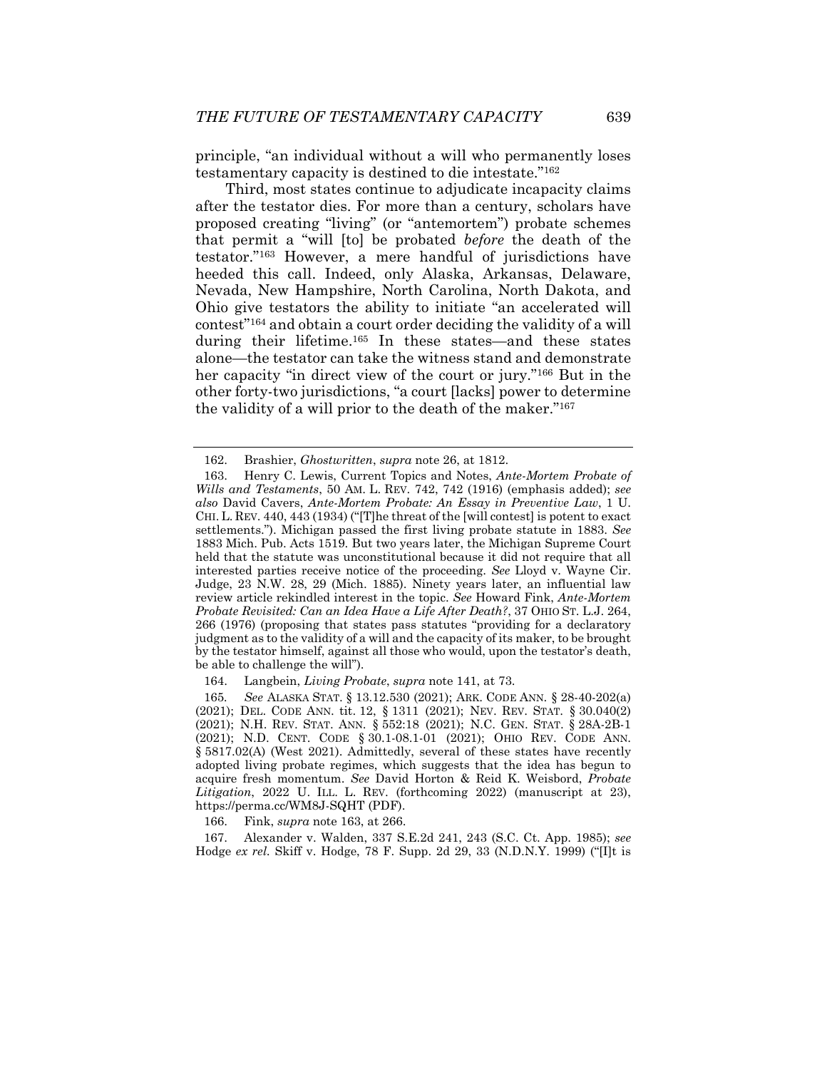principle, "an individual without a will who permanently loses testamentary capacity is destined to die intestate."[162]

Third, most states continue to adjudicate incapacity claims after the testator dies. For more than a century, scholars have proposed creating "living" (or "antemortem") probate schemes that permit a "will [to] be probated *before* the death of the testator."[163] However, a mere handful of jurisdictions have heeded this call. Indeed, only Alaska, Arkansas, Delaware, Nevada, New Hampshire, North Carolina, North Dakota, and Ohio give testators the ability to initiate "an accelerated will contest"[164] and obtain a court order deciding the validity of a will during their lifetime.[165] In these states—and these states alone—the testator can take the witness stand and demonstrate her capacity "in direct view of the court or jury."[166] But in the other forty-two jurisdictions, "a court [lacks] power to determine the validity of a will prior to the death of the maker."[167]

---

162. Brashier, *Ghostwritten*, *supra* note 26, at 1812.

163. Henry C. Lewis, Current Topics and Notes, *Ante-Mortem Probate of Wills and Testaments*, 50 AM. L. REV. 742, 742 (1916) (emphasis added); *see also* David Cavers, *Ante-Mortem Probate: An Essay in Preventive Law*, 1 U. CHI. L. REV. 440, 443 (1934) ("[T]he threat of the [will contest] is potent to exact settlements."). Michigan passed the first living probate statute in 1883. *See* 1883 Mich. Pub. Acts 1519. But two years later, the Michigan Supreme Court held that the statute was unconstitutional because it did not require that all interested parties receive notice of the proceeding. *See* Lloyd v. Wayne Cir. Judge, 23 N.W. 28, 29 (Mich. 1885). Ninety years later, an influential law review article rekindled interest in the topic. *See* Howard Fink, *Ante-Mortem Probate Revisited: Can an Idea Have a Life After Death?*, 37 OHIO ST. L.J. 264, 266 (1976) (proposing that states pass statutes "providing for a declaratory judgment as to the validity of a will and the capacity of its maker, to be brought by the testator himself, against all those who would, upon the testator's death, be able to challenge the will").

164. Langbein, *Living Probate*, *supra* note 141, at 73.

165. *See* ALASKA STAT. § 13.12.530 (2021); ARK. CODE ANN. § 28-40-202(a) (2021); DEL. CODE ANN. tit. 12, § 1311 (2021); NEV. REV. STAT. § 30.040(2) (2021); N.H. REV. STAT. ANN. § 552:18 (2021); N.C. GEN. STAT. § 28A-2B-1 (2021); N.D. CENT. CODE § 30.1-08.1-01 (2021); OHIO REV. CODE ANN. § 5817.02(A) (West 2021). Admittedly, several of these states have recently adopted living probate regimes, which suggests that the idea has begun to acquire fresh momentum. *See* David Horton & Reid K. Weisbord, *Probate Litigation*, 2022 U. ILL. L. REV. (forthcoming 2022) (manuscript at 23), https://perma.cc/WM8J-SQHT (PDF).

166. Fink, *supra* note 163, at 266.

167. Alexander v. Walden, 337 S.E.2d 241, 243 (S.C. Ct. App. 1985); *see* Hodge *ex rel.* Skiff v. Hodge, 78 F. Supp. 2d 29, 33 (N.D.N.Y. 1999) ("[I]t is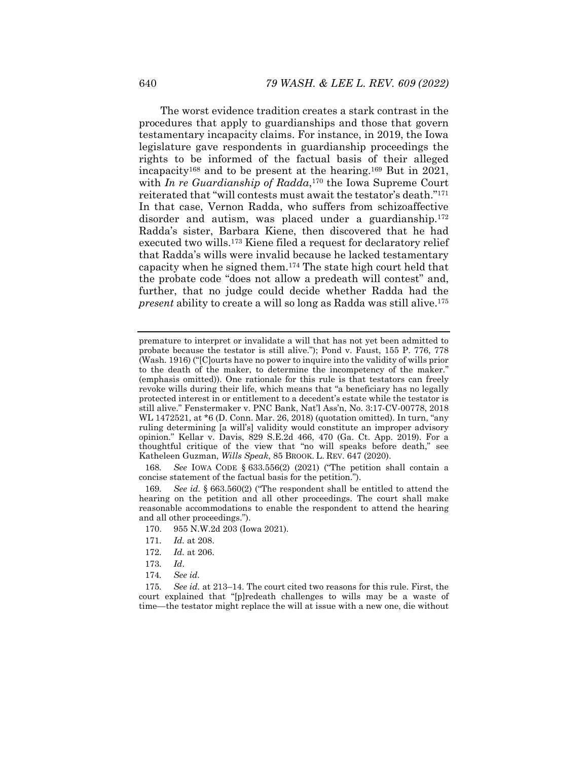The worst evidence tradition creates a stark contrast in the procedures that apply to guardianships and those that govern testamentary incapacity claims. For instance, in 2019, the Iowa legislature gave respondents in guardianship proceedings the rights to be informed of the factual basis of their alleged incapacity[168] and to be present at the hearing.[169] But in 2021, with *In re Guardianship of Radda*,[170] the Iowa Supreme Court reiterated that "will contests must await the testator's death."[171] In that case, Vernon Radda, who suffers from schizoaffective disorder and autism, was placed under a guardianship.[172] Radda's sister, Barbara Kiene, then discovered that he had executed two wills.[173] Kiene filed a request for declaratory relief that Radda's wills were invalid because he lacked testamentary capacity when he signed them.[174] The state high court held that the probate code "does not allow a predeath will contest" and, further, that no judge could decide whether Radda had the *present* ability to create a will so long as Radda was still alive.[175]

---

premature to interpret or invalidate a will that has not yet been admitted to probate because the testator is still alive."); Pond v. Faust, 155 P. 776, 778 (Wash. 1916) ("[C]ourts have no power to inquire into the validity of wills prior to the death of the maker, to determine the incompetency of the maker." (emphasis omitted)). One rationale for this rule is that testators can freely revoke wills during their life, which means that "a beneficiary has no legally protected interest in or entitlement to a decedent's estate while the testator is still alive." Fenstermaker v. PNC Bank, Nat'l Ass'n, No. 3:17-CV-00778, 2018 WL 1472521, at *6 (D. Conn. Mar. 26, 2018) (quotation omitted). In turn, "any ruling determining [a will's] validity would constitute an improper advisory opinion." Kellar v. Davis, 829 S.E.2d 466, 470 (Ga. Ct. App. 2019). For a thoughtful critique of the view that "no will speaks before death," see Katheleen Guzman, *Wills Speak*, 85 BROOK. L. REV. 647 (2020).

168. *See* IOWA CODE § 633.556(2) (2021) ("The petition shall contain a concise statement of the factual basis for the petition.").

169. *See id.* § 663.560(2) ("The respondent shall be entitled to attend the hearing on the petition and all other proceedings. The court shall make reasonable accommodations to enable the respondent to attend the hearing and all other proceedings.").

170. 955 N.W.2d 203 (Iowa 2021).

171. *Id.* at 208.

172. *Id.* at 206.

173. *Id*.

174. *See id.*

175. *See id.* at 213–14. The court cited two reasons for this rule. First, the court explained that "[p]redeath challenges to wills may be a waste of time—the testator might replace the will at issue with a new one, die without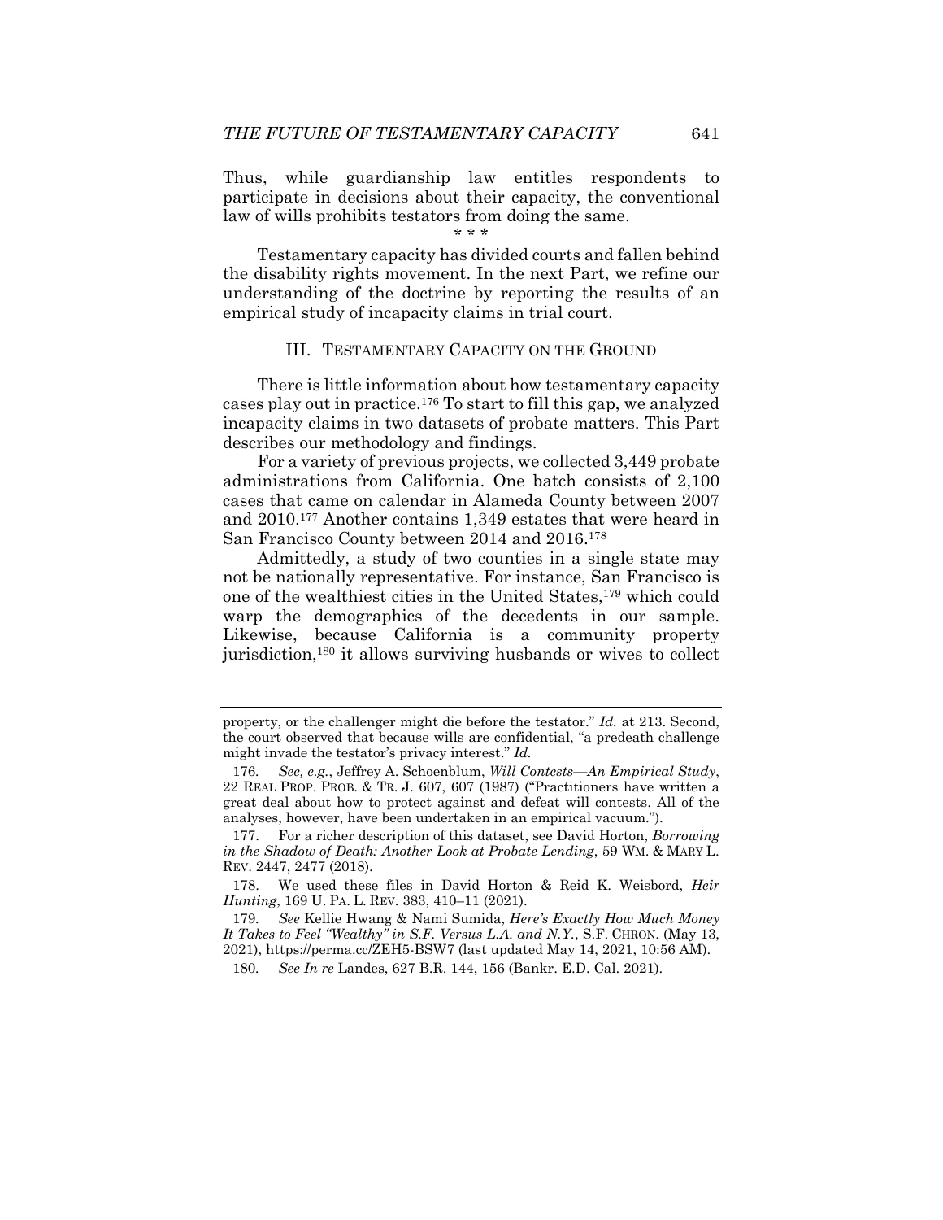Thus, while guardianship law entitles respondents to participate in decisions about their capacity, the conventional law of wills prohibits testators from doing the same.

\* \* \*

Testamentary capacity has divided courts and fallen behind the disability rights movement. In the next Part, we refine our understanding of the doctrine by reporting the results of an empirical study of incapacity claims in trial court.

## III. TESTAMENTARY CAPACITY ON THE GROUND

There is little information about how testamentary capacity cases play out in practice.[176] To start to fill this gap, we analyzed incapacity claims in two datasets of probate matters. This Part describes our methodology and findings.

For a variety of previous projects, we collected 3,449 probate administrations from California. One batch consists of 2,100 cases that came on calendar in Alameda County between 2007 and 2010.[177] Another contains 1,349 estates that were heard in San Francisco County between 2014 and 2016.[178]

Admittedly, a study of two counties in a single state may not be nationally representative. For instance, San Francisco is one of the wealthiest cities in the United States,[179] which could warp the demographics of the decedents in our sample. Likewise, because California is a community property jurisdiction,[180] it allows surviving husbands or wives to collect

---

property, or the challenger might die before the testator." *Id.* at 213. Second, the court observed that because wills are confidential, "a predeath challenge might invade the testator's privacy interest." *Id.*

176. *See, e.g.*, Jeffrey A. Schoenblum, *Will Contests—An Empirical Study*, 22 REAL PROP. PROB. & TR. J. 607, 607 (1987) ("Practitioners have written a great deal about how to protect against and defeat will contests. All of the analyses, however, have been undertaken in an empirical vacuum.").

177. For a richer description of this dataset, see David Horton, *Borrowing in the Shadow of Death: Another Look at Probate Lending*, 59 WM. & MARY L. REV. 2447, 2477 (2018).

178. We used these files in David Horton & Reid K. Weisbord, *Heir Hunting*, 169 U. PA. L. REV. 383, 410–11 (2021).

179. *See* Kellie Hwang & Nami Sumida, *Here's Exactly How Much Money It Takes to Feel "Wealthy" in S.F. Versus L.A. and N.Y.*, S.F. CHRON. (May 13, 2021), https://perma.cc/ZEH5-BSW7 (last updated May 14, 2021, 10:56 AM).

180. *See In re* Landes, 627 B.R. 144, 156 (Bankr. E.D. Cal. 2021).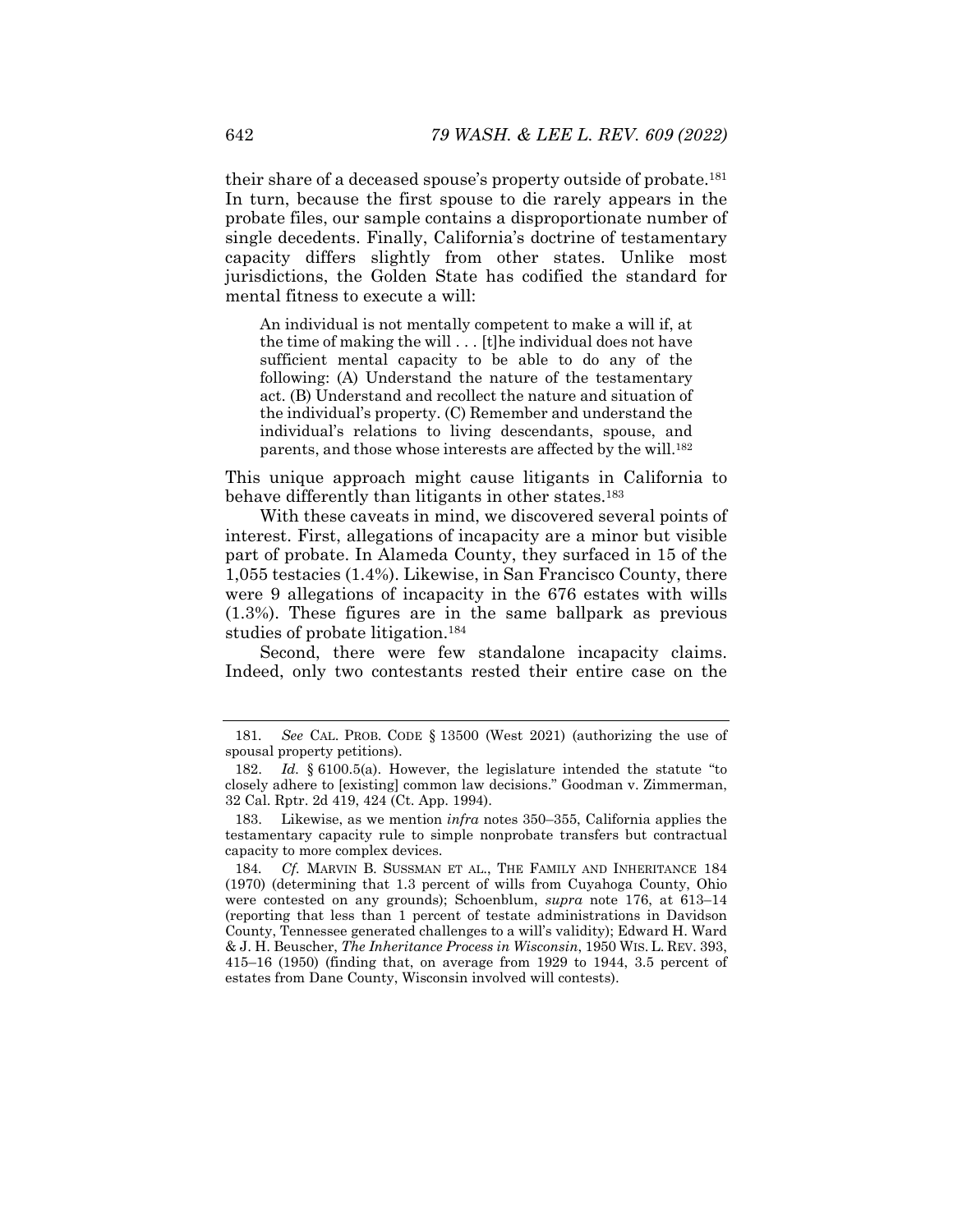their share of a deceased spouse's property outside of probate.[181] In turn, because the first spouse to die rarely appears in the probate files, our sample contains a disproportionate number of single decedents. Finally, California's doctrine of testamentary capacity differs slightly from other states. Unlike most jurisdictions, the Golden State has codified the standard for mental fitness to execute a will:

> An individual is not mentally competent to make a will if, at the time of making the will . . . [t]he individual does not have sufficient mental capacity to be able to do any of the following: (A) Understand the nature of the testamentary act. (B) Understand and recollect the nature and situation of the individual's property. (C) Remember and understand the individual's relations to living descendants, spouse, and parents, and those whose interests are affected by the will.[182]

This unique approach might cause litigants in California to behave differently than litigants in other states.[183]

With these caveats in mind, we discovered several points of interest. First, allegations of incapacity are a minor but visible part of probate. In Alameda County, they surfaced in 15 of the 1,055 testacies (1.4%). Likewise, in San Francisco County, there were 9 allegations of incapacity in the 676 estates with wills (1.3%). These figures are in the same ballpark as previous studies of probate litigation.[184]

Second, there were few standalone incapacity claims. Indeed, only two contestants rested their entire case on the

---

181. *See* CAL. PROB. CODE § 13500 (West 2021) (authorizing the use of spousal property petitions).

182. *Id.* § 6100.5(a). However, the legislature intended the statute "to closely adhere to [existing] common law decisions." Goodman v. Zimmerman, 32 Cal. Rptr. 2d 419, 424 (Ct. App. 1994).

183. Likewise, as we mention *infra* notes 350–355, California applies the testamentary capacity rule to simple nonprobate transfers but contractual capacity to more complex devices.

184. *Cf.* MARVIN B. SUSSMAN ET AL., THE FAMILY AND INHERITANCE 184 (1970) (determining that 1.3 percent of wills from Cuyahoga County, Ohio were contested on any grounds); Schoenblum, *supra* note 176, at 613–14 (reporting that less than 1 percent of testate administrations in Davidson County, Tennessee generated challenges to a will's validity); Edward H. Ward & J. H. Beuscher, *The Inheritance Process in Wisconsin*, 1950 WIS. L. REV. 393, 415–16 (1950) (finding that, on average from 1929 to 1944, 3.5 percent of estates from Dane County, Wisconsin involved will contests).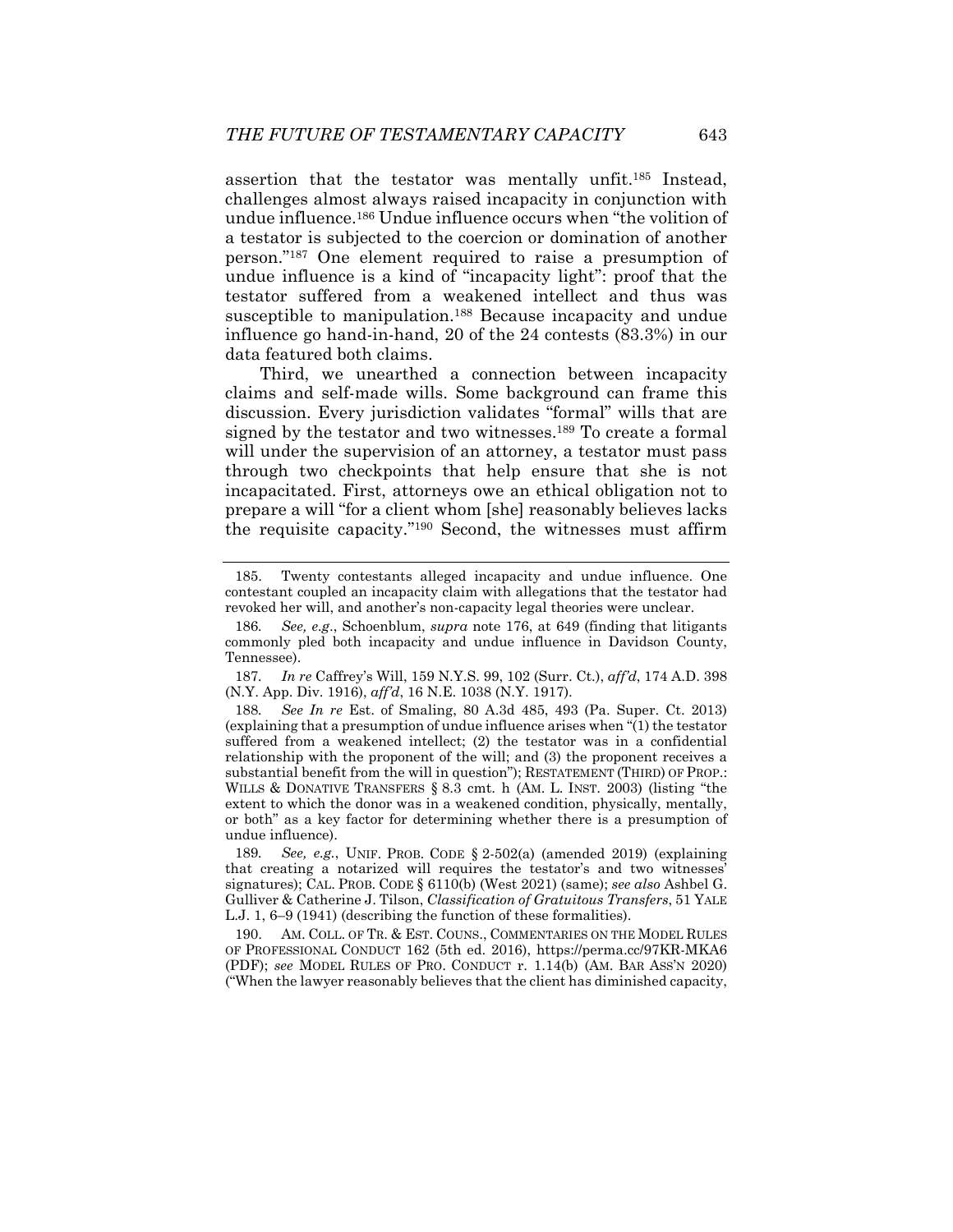assertion that the testator was mentally unfit.[185] Instead, challenges almost always raised incapacity in conjunction with undue influence.[186] Undue influence occurs when "the volition of a testator is subjected to the coercion or domination of another person."[187] One element required to raise a presumption of undue influence is a kind of "incapacity light": proof that the testator suffered from a weakened intellect and thus was susceptible to manipulation.[188] Because incapacity and undue influence go hand-in-hand, 20 of the 24 contests (83.3%) in our data featured both claims.

Third, we unearthed a connection between incapacity claims and self-made wills. Some background can frame this discussion. Every jurisdiction validates "formal" wills that are signed by the testator and two witnesses.[189] To create a formal will under the supervision of an attorney, a testator must pass through two checkpoints that help ensure that she is not incapacitated. First, attorneys owe an ethical obligation not to prepare a will "for a client whom [she] reasonably believes lacks the requisite capacity."[190] Second, the witnesses must affirm

---

185. Twenty contestants alleged incapacity and undue influence. One contestant coupled an incapacity claim with allegations that the testator had revoked her will, and another's non-capacity legal theories were unclear.

186. *See, e.g.*, Schoenblum, *supra* note 176, at 649 (finding that litigants commonly pled both incapacity and undue influence in Davidson County, Tennessee).

187. *In re* Caffrey's Will, 159 N.Y.S. 99, 102 (Surr. Ct.), *aff'd*, 174 A.D. 398 (N.Y. App. Div. 1916), *aff'd*, 16 N.E. 1038 (N.Y. 1917).

188. *See In re* Est. of Smaling, 80 A.3d 485, 493 (Pa. Super. Ct. 2013) (explaining that a presumption of undue influence arises when "(1) the testator suffered from a weakened intellect; (2) the testator was in a confidential relationship with the proponent of the will; and (3) the proponent receives a substantial benefit from the will in question"); RESTATEMENT (THIRD) OF PROP.: WILLS & DONATIVE TRANSFERS § 8.3 cmt. h (AM. L. INST. 2003) (listing "the extent to which the donor was in a weakened condition, physically, mentally, or both" as a key factor for determining whether there is a presumption of undue influence).

189. *See, e.g.*, UNIF. PROB. CODE § 2-502(a) (amended 2019) (explaining that creating a notarized will requires the testator's and two witnesses' signatures); CAL. PROB. CODE § 6110(b) (West 2021) (same); *see also* Ashbel G. Gulliver & Catherine J. Tilson, *Classification of Gratuitous Transfers*, 51 YALE L.J. 1, 6–9 (1941) (describing the function of these formalities).

190. AM. COLL. OF TR. & EST. COUNS., COMMENTARIES ON THE MODEL RULES OF PROFESSIONAL CONDUCT 162 (5th ed. 2016), https://perma.cc/97KR-MKA6 (PDF); *see* MODEL RULES OF PRO. CONDUCT r. 1.14(b) (AM. BAR ASS'N 2020) ("When the lawyer reasonably believes that the client has diminished capacity,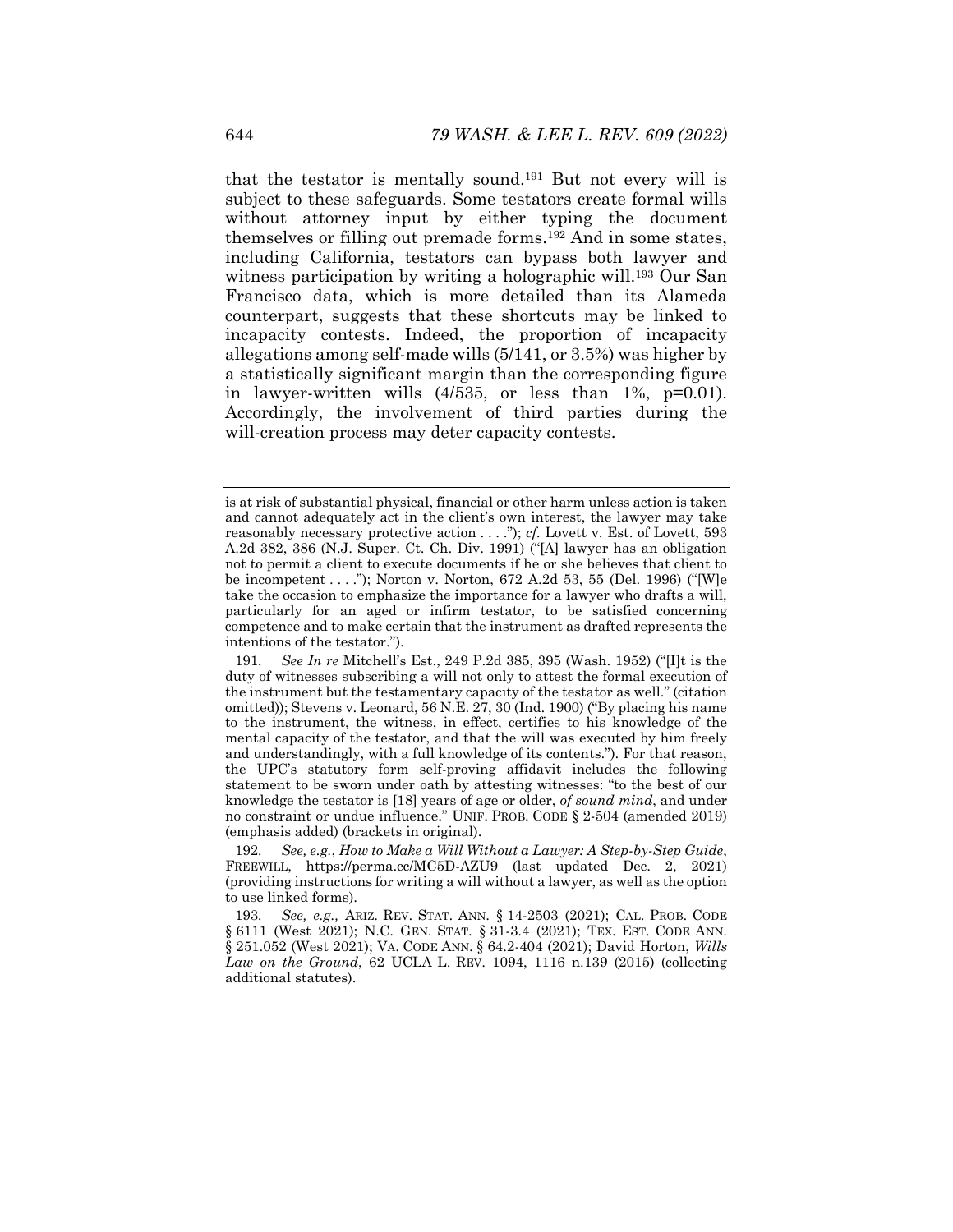that the testator is mentally sound.[191] But not every will is subject to these safeguards. Some testators create formal wills without attorney input by either typing the document themselves or filling out premade forms.[192] And in some states, including California, testators can bypass both lawyer and witness participation by writing a holographic will.[193] Our San Francisco data, which is more detailed than its Alameda counterpart, suggests that these shortcuts may be linked to incapacity contests. Indeed, the proportion of incapacity allegations among self-made wills (5/141, or 3.5%) was higher by a statistically significant margin than the corresponding figure in lawyer-written wills (4/535, or less than 1%, $p=0.01$). Accordingly, the involvement of third parties during the will-creation process may deter capacity contests.

---

is at risk of substantial physical, financial or other harm unless action is taken and cannot adequately act in the client's own interest, the lawyer may take reasonably necessary protective action . . . ."); *cf.* Lovett v. Est. of Lovett, 593 A.2d 382, 386 (N.J. Super. Ct. Ch. Div. 1991) ("[A] lawyer has an obligation not to permit a client to execute documents if he or she believes that client to be incompetent . . . ."); Norton v. Norton, 672 A.2d 53, 55 (Del. 1996) ("[W]e take the occasion to emphasize the importance for a lawyer who drafts a will, particularly for an aged or infirm testator, to be satisfied concerning competence and to make certain that the instrument as drafted represents the intentions of the testator.").

191. *See In re* Mitchell's Est., 249 P.2d 385, 395 (Wash. 1952) ("[I]t is the duty of witnesses subscribing a will not only to attest the formal execution of the instrument but the testamentary capacity of the testator as well." (citation omitted)); Stevens v. Leonard, 56 N.E. 27, 30 (Ind. 1900) ("By placing his name to the instrument, the witness, in effect, certifies to his knowledge of the mental capacity of the testator, and that the will was executed by him freely and understandingly, with a full knowledge of its contents."). For that reason, the UPC's statutory form self-proving affidavit includes the following statement to be sworn under oath by attesting witnesses: "to the best of our knowledge the testator is [18] years of age or older, *of sound mind*, and under no constraint or undue influence." UNIF. PROB. CODE § 2-504 (amended 2019) (emphasis added) (brackets in original).

192. *See, e.g.*, *How to Make a Will Without a Lawyer: A Step-by-Step Guide*, FREEWILL, https://perma.cc/MC5D-AZU9 (last updated Dec. 2, 2021) (providing instructions for writing a will without a lawyer, as well as the option to use linked forms).

193. *See, e.g.,* ARIZ. REV. STAT. ANN. § 14-2503 (2021); CAL. PROB. CODE § 6111 (West 2021); N.C. GEN. STAT. § 31-3.4 (2021); TEX. EST. CODE ANN. § 251.052 (West 2021); VA. CODE ANN. § 64.2-404 (2021); David Horton, *Wills Law on the Ground*, 62 UCLA L. REV. 1094, 1116 n.139 (2015) (collecting additional statutes).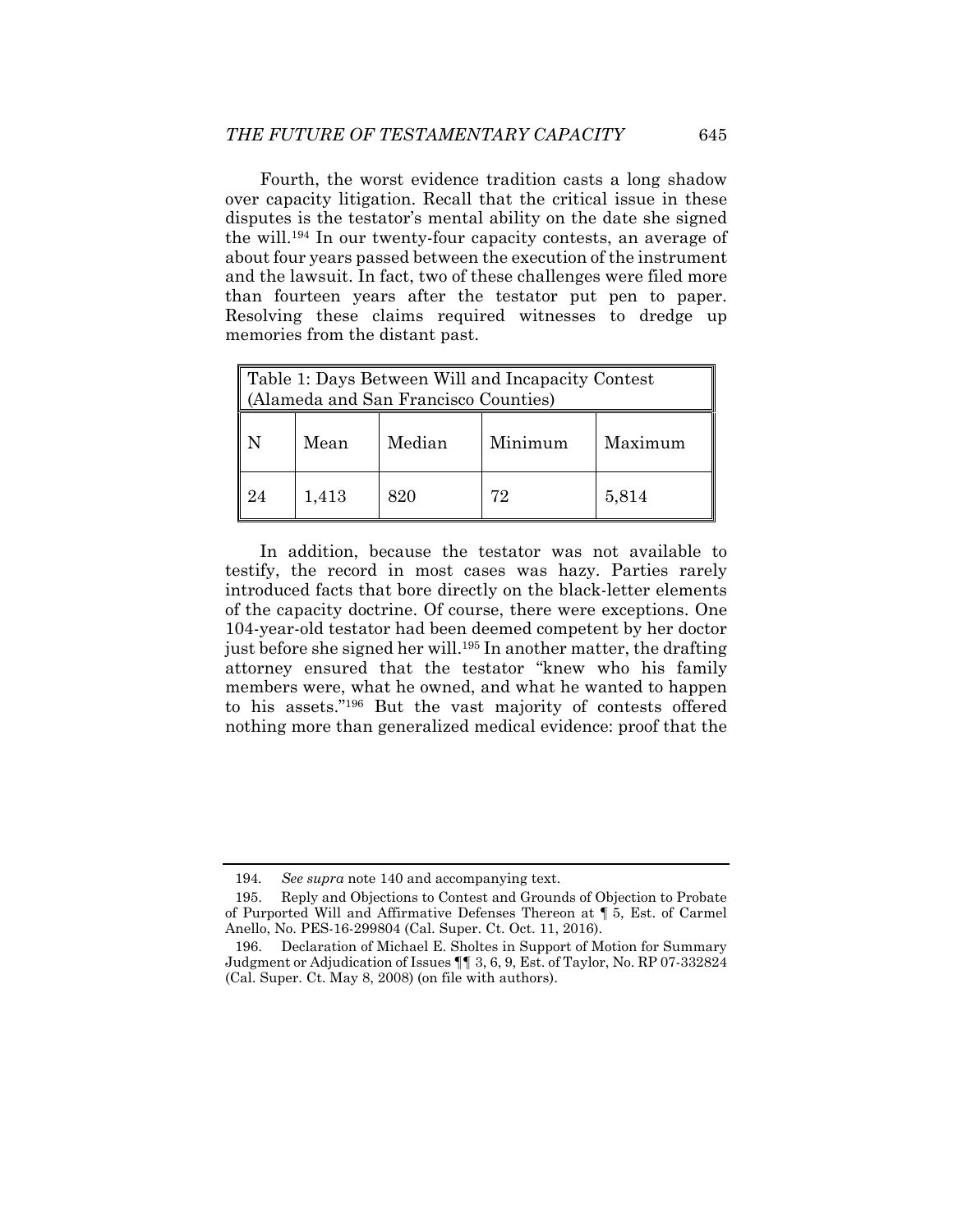Fourth, the worst evidence tradition casts a long shadow over capacity litigation. Recall that the critical issue in these disputes is the testator's mental ability on the date she signed the will.[194] In our twenty-four capacity contests, an average of about four years passed between the execution of the instrument and the lawsuit. In fact, two of these challenges were filed more than fourteen years after the testator put pen to paper. Resolving these claims required witnesses to dredge up memories from the distant past.

| Table 1: Days Between Will and Incapacity Contest (Alameda and San Francisco Counties) | | | | |
|---|---|---|---|---|
| N | Mean | Median | Minimum | Maximum |
| 24 | 1,413 | 820 | 72 | 5,814 |

In addition, because the testator was not available to testify, the record in most cases was hazy. Parties rarely introduced facts that bore directly on the black-letter elements of the capacity doctrine. Of course, there were exceptions. One 104-year-old testator had been deemed competent by her doctor just before she signed her will.[195] In another matter, the drafting attorney ensured that the testator "knew who his family members were, what he owned, and what he wanted to happen to his assets."[196] But the vast majority of contests offered nothing more than generalized medical evidence: proof that the

---

194. *See supra* note 140 and accompanying text.

195. Reply and Objections to Contest and Grounds of Objection to Probate of Purported Will and Affirmative Defenses Thereon at ¶ 5, Est. of Carmel Anello, No. PES-16-299804 (Cal. Super. Ct. Oct. 11, 2016).

196. Declaration of Michael E. Sholtes in Support of Motion for Summary Judgment or Adjudication of Issues ¶¶ 3, 6, 9, Est. of Taylor, No. RP 07-332824 (Cal. Super. Ct. May 8, 2008) (on file with authors).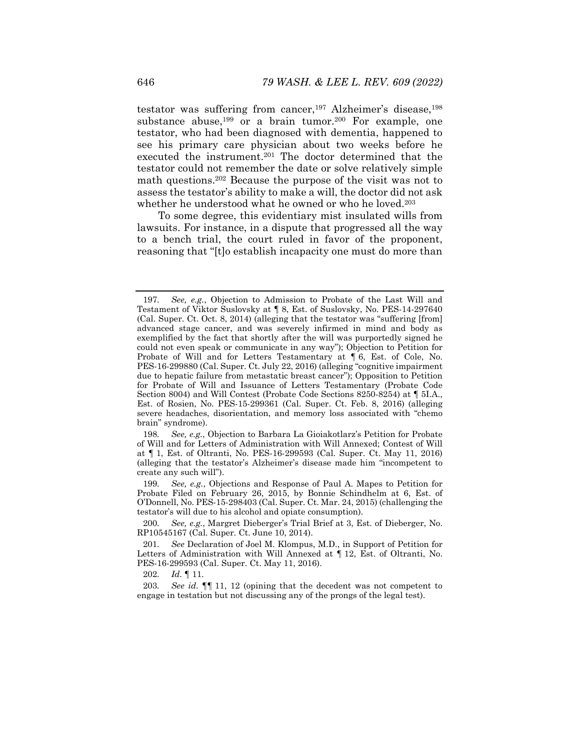testator was suffering from cancer,[197] Alzheimer's disease,[198] substance abuse,[199] or a brain tumor.[200] For example, one testator, who had been diagnosed with dementia, happened to see his primary care physician about two weeks before he executed the instrument.[201] The doctor determined that the testator could not remember the date or solve relatively simple math questions.[202] Because the purpose of the visit was not to assess the testator's ability to make a will, the doctor did not ask whether he understood what he owned or who he loved.[203]

To some degree, this evidentiary mist insulated wills from lawsuits. For instance, in a dispute that progressed all the way to a bench trial, the court ruled in favor of the proponent, reasoning that "[t]o establish incapacity one must do more than

---

197. *See, e.g.*, Objection to Admission to Probate of the Last Will and Testament of Viktor Suslovsky at ¶ 8, Est. of Suslovsky, No. PES-14-297640 (Cal. Super. Ct. Oct. 8, 2014) (alleging that the testator was "suffering [from] advanced stage cancer, and was severely infirmed in mind and body as exemplified by the fact that shortly after the will was purportedly signed he could not even speak or communicate in any way"); Objection to Petition for Probate of Will and for Letters Testamentary at ¶ 6, Est. of Cole, No. PES-16-299880 (Cal. Super. Ct. July 22, 2016) (alleging "cognitive impairment due to hepatic failure from metastatic breast cancer"); Opposition to Petition for Probate of Will and Issuance of Letters Testamentary (Probate Code Section 8004) and Will Contest (Probate Code Sections 8250-8254) at ¶ 5I.A., Est. of Rosien, No. PES-15-299361 (Cal. Super. Ct. Feb. 8, 2016) (alleging severe headaches, disorientation, and memory loss associated with "chemo brain" syndrome).

198. *See, e.g.*, Objection to Barbara La Gioiakotlarz's Petition for Probate of Will and for Letters of Administration with Will Annexed; Contest of Will at ¶ 1, Est. of Oltranti, No. PES-16-299593 (Cal. Super. Ct. May 11, 2016) (alleging that the testator's Alzheimer's disease made him "incompetent to create any such will").

199. *See, e.g.*, Objections and Response of Paul A. Mapes to Petition for Probate Filed on February 26, 2015, by Bonnie Schindhelm at 6, Est. of O'Donnell, No. PES-15-298403 (Cal. Super. Ct. Mar. 24, 2015) (challenging the testator's will due to his alcohol and opiate consumption).

200. *See, e.g.*, Margret Dieberger's Trial Brief at 3, Est. of Dieberger, No. RP10545167 (Cal. Super. Ct. June 10, 2014).

201. *See* Declaration of Joel M. Klompus, M.D., in Support of Petition for Letters of Administration with Will Annexed at ¶ 12, Est. of Oltranti, No. PES-16-299593 (Cal. Super. Ct. May 11, 2016).

202. *Id.* ¶ 11.

203. *See id.* ¶¶ 11, 12 (opining that the decedent was not competent to engage in testation but not discussing any of the prongs of the legal test).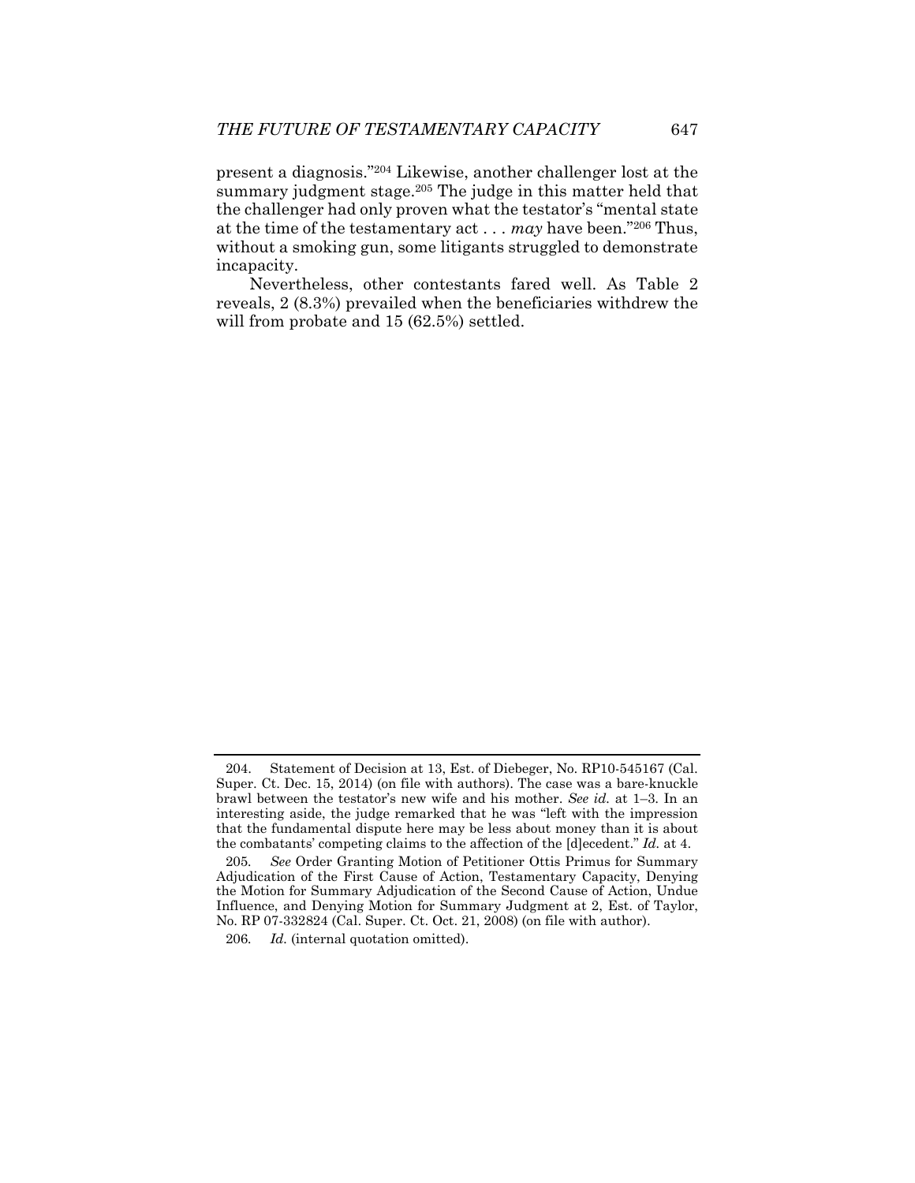present a diagnosis."[204] Likewise, another challenger lost at the summary judgment stage.[205] The judge in this matter held that the challenger had only proven what the testator's "mental state at the time of the testamentary act . . . *may* have been."[206] Thus, without a smoking gun, some litigants struggled to demonstrate incapacity.

Nevertheless, other contestants fared well. As Table 2 reveals, 2 (8.3%) prevailed when the beneficiaries withdrew the will from probate and 15 (62.5%) settled.

---

204. Statement of Decision at 13, Est. of Diebeger, No. RP10-545167 (Cal. Super. Ct. Dec. 15, 2014) (on file with authors). The case was a bare-knuckle brawl between the testator's new wife and his mother. *See id.* at 1–3. In an interesting aside, the judge remarked that he was "left with the impression that the fundamental dispute here may be less about money than it is about the combatants' competing claims to the affection of the [d]ecedent." *Id.* at 4.

205. *See* Order Granting Motion of Petitioner Ottis Primus for Summary Adjudication of the First Cause of Action, Testamentary Capacity, Denying the Motion for Summary Adjudication of the Second Cause of Action, Undue Influence, and Denying Motion for Summary Judgment at 2, Est. of Taylor, No. RP 07-332824 (Cal. Super. Ct. Oct. 21, 2008) (on file with author).

206. *Id.* (internal quotation omitted).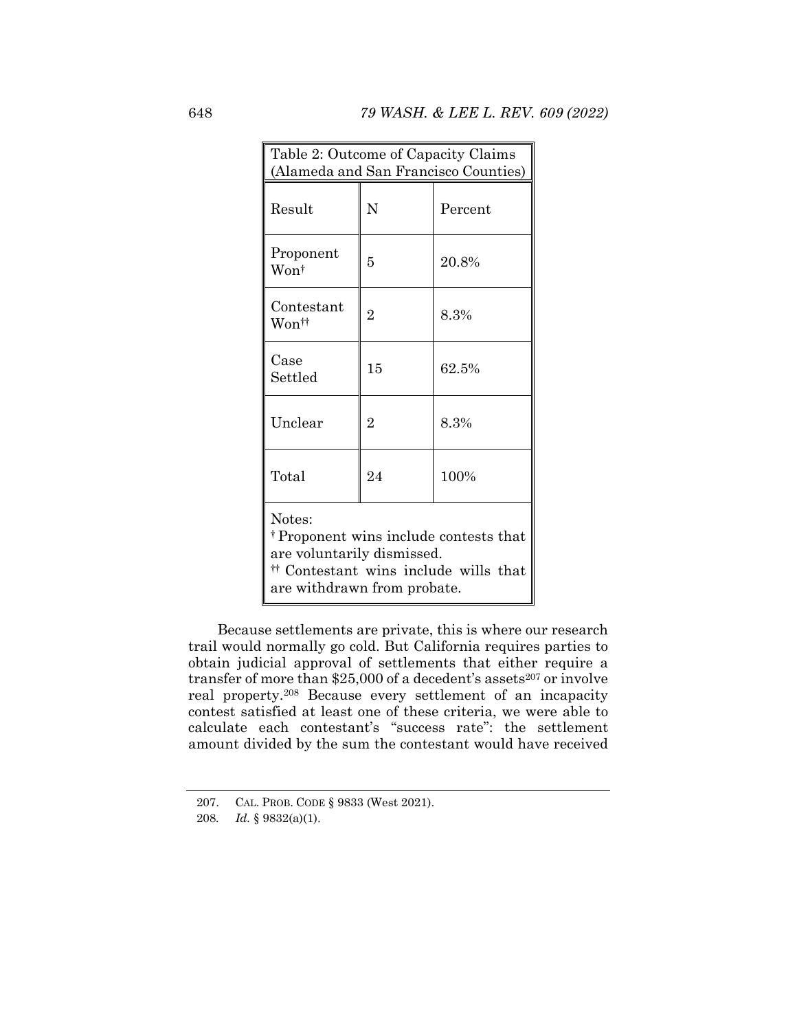Table 2: Outcome of Capacity Claims (Alameda and San Francisco Counties)

| Result | N | Percent |
|---|---|---|
| Proponent Won† | 5 | 20.8% |
| Contestant Won†† | 2 | 8.3% |
| Case Settled | 15 | 62.5% |
| Unclear | 2 | 8.3% |
| Total | 24 | 100% |

Notes:
† Proponent wins include contests that are voluntarily dismissed.
†† Contestant wins include wills that are withdrawn from probate.

Because settlements are private, this is where our research trail would normally go cold. But California requires parties to obtain judicial approval of settlements that either require a transfer of more than $25,000 of a decedent's assets[207] or involve real property.[208] Because every settlement of an incapacity contest satisfied at least one of these criteria, we were able to calculate each contestant's "success rate": the settlement amount divided by the sum the contestant would have received

---

207. CAL. PROB. CODE § 9833 (West 2021).

208. *Id.* § 9832(a)(1).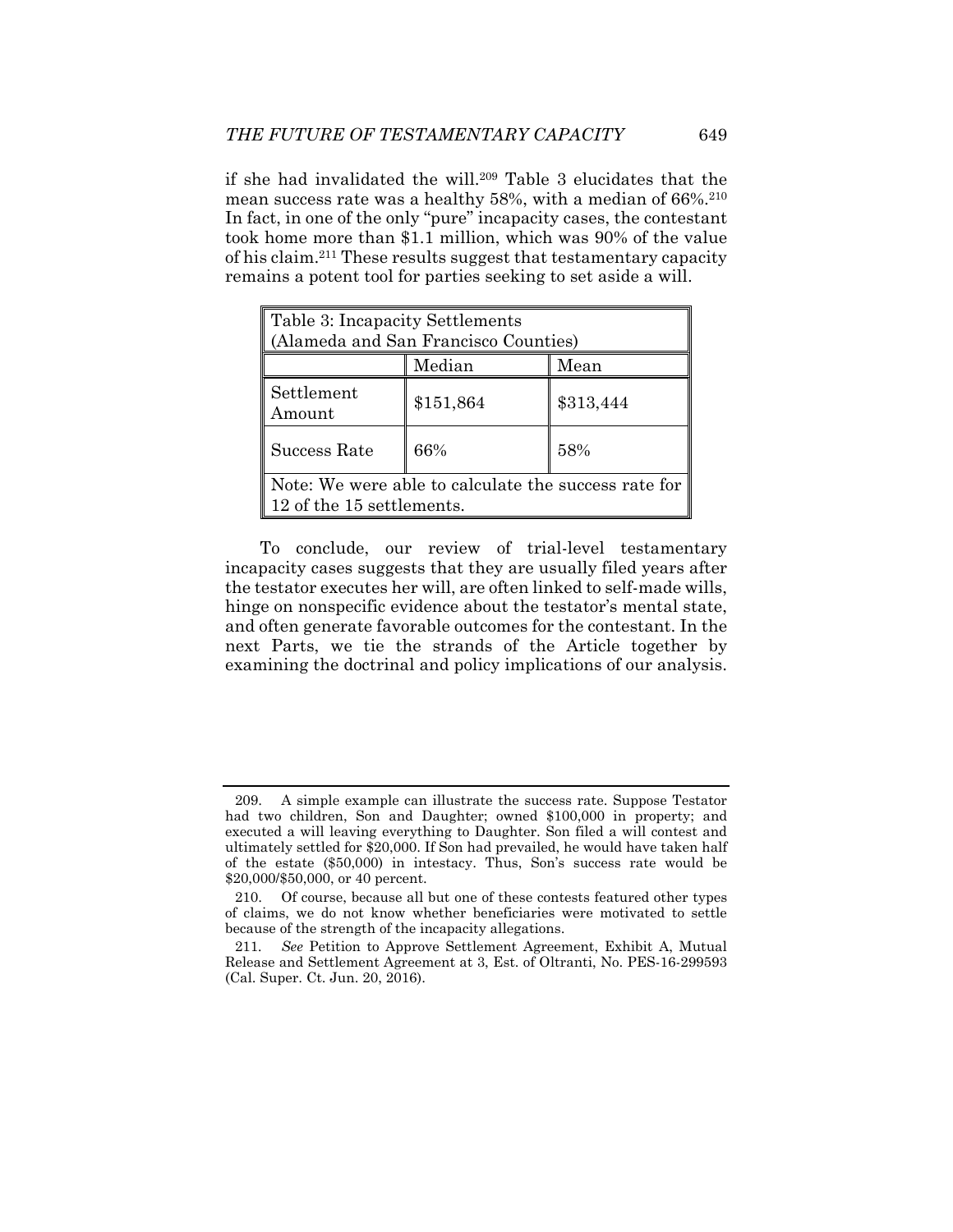if she had invalidated the will.[209] Table 3 elucidates that the mean success rate was a healthy 58%, with a median of 66%.[210] In fact, in one of the only "pure" incapacity cases, the contestant took home more than $1.1 million, which was 90% of the value of his claim.[211] These results suggest that testamentary capacity remains a potent tool for parties seeking to set aside a will.

| Table 3: Incapacity Settlements (Alameda and San Francisco Counties) | | |
|---|---|---|
| | Median | Mean |
| Settlement Amount | $151,864 | $313,444 |
| Success Rate | 66% | 58% |
| Note: We were able to calculate the success rate for 12 of the 15 settlements. | | |

To conclude, our review of trial-level testamentary incapacity cases suggests that they are usually filed years after the testator executes her will, are often linked to self-made wills, hinge on nonspecific evidence about the testator's mental state, and often generate favorable outcomes for the contestant. In the next Parts, we tie the strands of the Article together by examining the doctrinal and policy implications of our analysis.

---

209. A simple example can illustrate the success rate. Suppose Testator had two children, Son and Daughter; owned $100,000 in property; and executed a will leaving everything to Daughter. Son filed a will contest and ultimately settled for $20,000. If Son had prevailed, he would have taken half of the estate ($50,000) in intestacy. Thus, Son's success rate would be $20,000/$50,000, or 40 percent.

210. Of course, because all but one of these contests featured other types of claims, we do not know whether beneficiaries were motivated to settle because of the strength of the incapacity allegations.

211. *See* Petition to Approve Settlement Agreement, Exhibit A, Mutual Release and Settlement Agreement at 3, Est. of Oltranti, No. PES-16-299593 (Cal. Super. Ct. Jun. 20, 2016).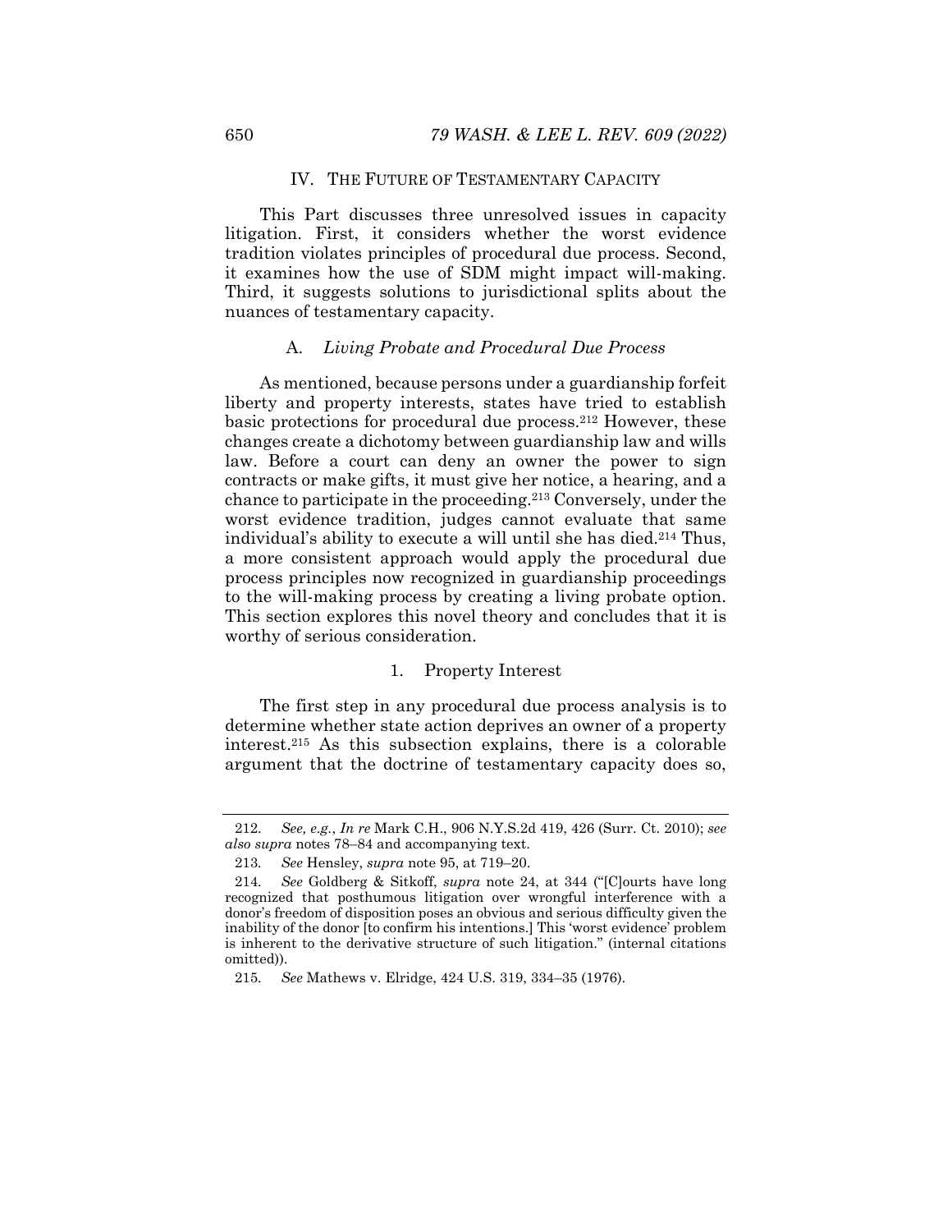## IV. THE FUTURE OF TESTAMENTARY CAPACITY

This Part discusses three unresolved issues in capacity litigation. First, it considers whether the worst evidence tradition violates principles of procedural due process. Second, it examines how the use of SDM might impact will-making. Third, it suggests solutions to jurisdictional splits about the nuances of testamentary capacity.

### A. *Living Probate and Procedural Due Process*

As mentioned, because persons under a guardianship forfeit liberty and property interests, states have tried to establish basic protections for procedural due process.[212] However, these changes create a dichotomy between guardianship law and wills law. Before a court can deny an owner the power to sign contracts or make gifts, it must give her notice, a hearing, and a chance to participate in the proceeding.[213] Conversely, under the worst evidence tradition, judges cannot evaluate that same individual's ability to execute a will until she has died.[214] Thus, a more consistent approach would apply the procedural due process principles now recognized in guardianship proceedings to the will-making process by creating a living probate option. This section explores this novel theory and concludes that it is worthy of serious consideration.

#### 1. Property Interest

The first step in any procedural due process analysis is to determine whether state action deprives an owner of a property interest.[215] As this subsection explains, there is a colorable argument that the doctrine of testamentary capacity does so,

---

212. *See, e.g.*, *In re* Mark C.H., 906 N.Y.S.2d 419, 426 (Surr. Ct. 2010); *see also supra* notes 78–84 and accompanying text.

213. *See* Hensley, *supra* note 95, at 719–20.

214. *See* Goldberg & Sitkoff, *supra* note 24, at 344 ("[C]ourts have long recognized that posthumous litigation over wrongful interference with a donor's freedom of disposition poses an obvious and serious difficulty given the inability of the donor [to confirm his intentions.] This 'worst evidence' problem is inherent to the derivative structure of such litigation." (internal citations omitted)).

215. *See* Mathews v. Elridge, 424 U.S. 319, 334–35 (1976).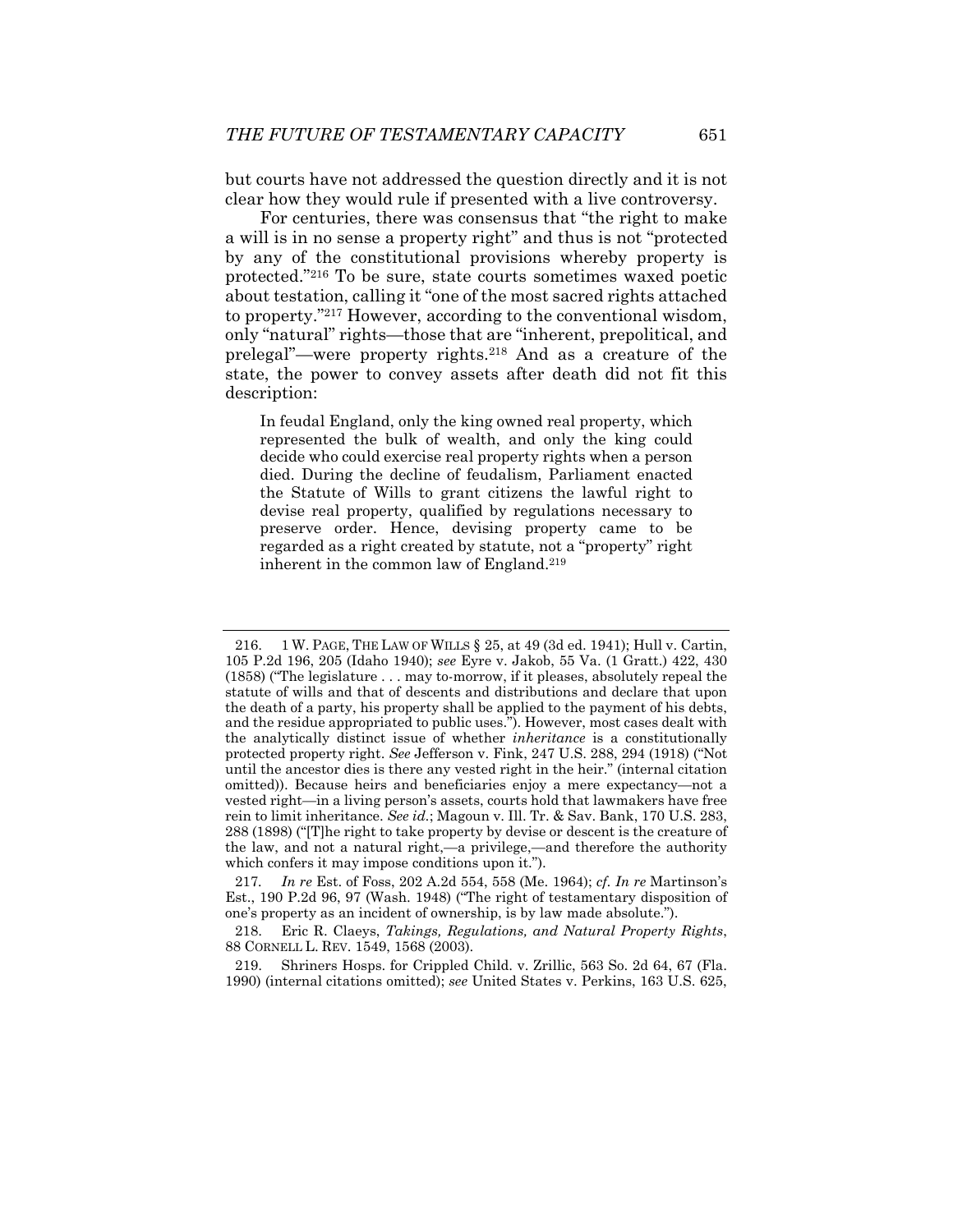but courts have not addressed the question directly and it is not clear how they would rule if presented with a live controversy.

For centuries, there was consensus that "the right to make a will is in no sense a property right" and thus is not "protected by any of the constitutional provisions whereby property is protected."[216] To be sure, state courts sometimes waxed poetic about testation, calling it "one of the most sacred rights attached to property."[217] However, according to the conventional wisdom, only "natural" rights—those that are "inherent, prepolitical, and prelegal"—were property rights.[218] And as a creature of the state, the power to convey assets after death did not fit this description:

> In feudal England, only the king owned real property, which represented the bulk of wealth, and only the king could decide who could exercise real property rights when a person died. During the decline of feudalism, Parliament enacted the Statute of Wills to grant citizens the lawful right to devise real property, qualified by regulations necessary to preserve order. Hence, devising property came to be regarded as a right created by statute, not a "property" right inherent in the common law of England.[219]

---

216. 1 W. PAGE, THE LAW OF WILLS § 25, at 49 (3d ed. 1941); Hull v. Cartin, 105 P.2d 196, 205 (Idaho 1940); *see* Eyre v. Jakob, 55 Va. (1 Gratt.) 422, 430 (1858) ("The legislature . . . may to-morrow, if it pleases, absolutely repeal the statute of wills and that of descents and distributions and declare that upon the death of a party, his property shall be applied to the payment of his debts, and the residue appropriated to public uses."). However, most cases dealt with the analytically distinct issue of whether *inheritance* is a constitutionally protected property right. *See* Jefferson v. Fink, 247 U.S. 288, 294 (1918) ("Not until the ancestor dies is there any vested right in the heir." (internal citation omitted)). Because heirs and beneficiaries enjoy a mere expectancy—not a vested right—in a living person's assets, courts hold that lawmakers have free rein to limit inheritance. *See id.*; Magoun v. Ill. Tr. & Sav. Bank, 170 U.S. 283, 288 (1898) ("[T]he right to take property by devise or descent is the creature of the law, and not a natural right,—a privilege,—and therefore the authority which confers it may impose conditions upon it.").

217. *In re* Est. of Foss, 202 A.2d 554, 558 (Me. 1964); *cf. In re* Martinson's Est., 190 P.2d 96, 97 (Wash. 1948) ("The right of testamentary disposition of one's property as an incident of ownership, is by law made absolute.").

218. Eric R. Claeys, *Takings, Regulations, and Natural Property Rights*, 88 CORNELL L. REV. 1549, 1568 (2003).

219. Shriners Hosps. for Crippled Child. v. Zrillic, 563 So. 2d 64, 67 (Fla. 1990) (internal citations omitted); *see* United States v. Perkins, 163 U.S. 625,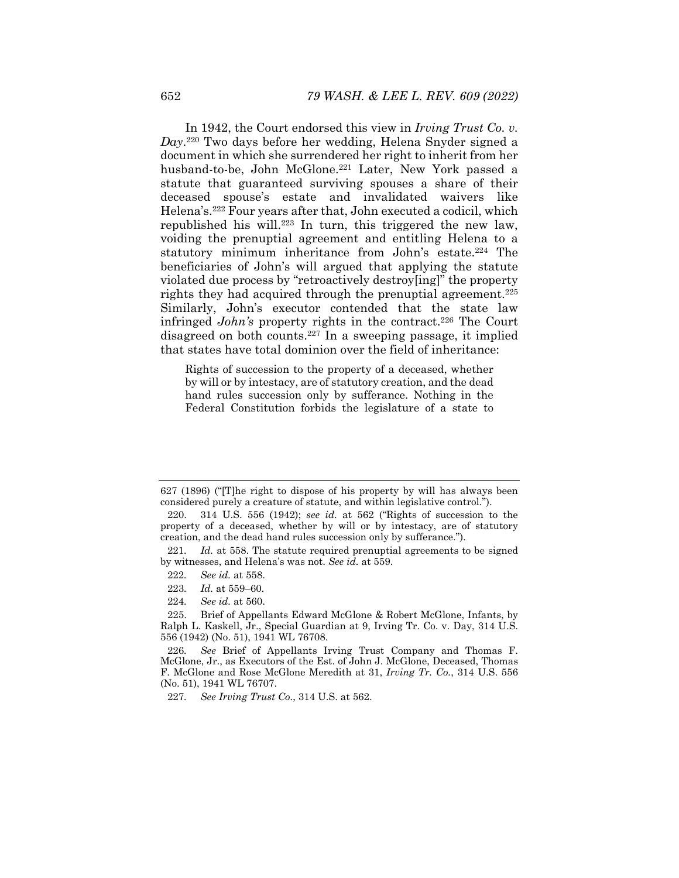In 1942, the Court endorsed this view in *Irving Trust Co. v. Day*.[220] Two days before her wedding, Helena Snyder signed a document in which she surrendered her right to inherit from her husband-to-be, John McGlone.[221] Later, New York passed a statute that guaranteed surviving spouses a share of their deceased spouse's estate and invalidated waivers like Helena's.[222] Four years after that, John executed a codicil, which republished his will.[223] In turn, this triggered the new law, voiding the prenuptial agreement and entitling Helena to a statutory minimum inheritance from John's estate.[224] The beneficiaries of John's will argued that applying the statute violated due process by "retroactively destroy[ing]" the property rights they had acquired through the prenuptial agreement.[225] Similarly, John's executor contended that the state law infringed *John's* property rights in the contract.[226] The Court disagreed on both counts.[227] In a sweeping passage, it implied that states have total dominion over the field of inheritance:

> Rights of succession to the property of a deceased, whether by will or by intestacy, are of statutory creation, and the dead hand rules succession only by sufferance. Nothing in the Federal Constitution forbids the legislature of a state to

---

627 (1896) ("[T]he right to dispose of his property by will has always been considered purely a creature of statute, and within legislative control.").

220. 314 U.S. 556 (1942); *see id.* at 562 ("Rights of succession to the property of a deceased, whether by will or by intestacy, are of statutory creation, and the dead hand rules succession only by sufferance.").

221. *Id.* at 558. The statute required prenuptial agreements to be signed by witnesses, and Helena's was not. *See id.* at 559.

222. *See id.* at 558.

223. *Id.* at 559–60.

224. *See id.* at 560.

225. Brief of Appellants Edward McGlone & Robert McGlone, Infants, by Ralph L. Kaskell, Jr., Special Guardian at 9, Irving Tr. Co. v. Day, 314 U.S. 556 (1942) (No. 51), 1941 WL 76708.

226. *See* Brief of Appellants Irving Trust Company and Thomas F. McGlone, Jr., as Executors of the Est. of John J. McGlone, Deceased, Thomas F. McGlone and Rose McGlone Meredith at 31, *Irving Tr. Co.*, 314 U.S. 556 (No. 51), 1941 WL 76707.

227. *See Irving Trust Co.*, 314 U.S. at 562.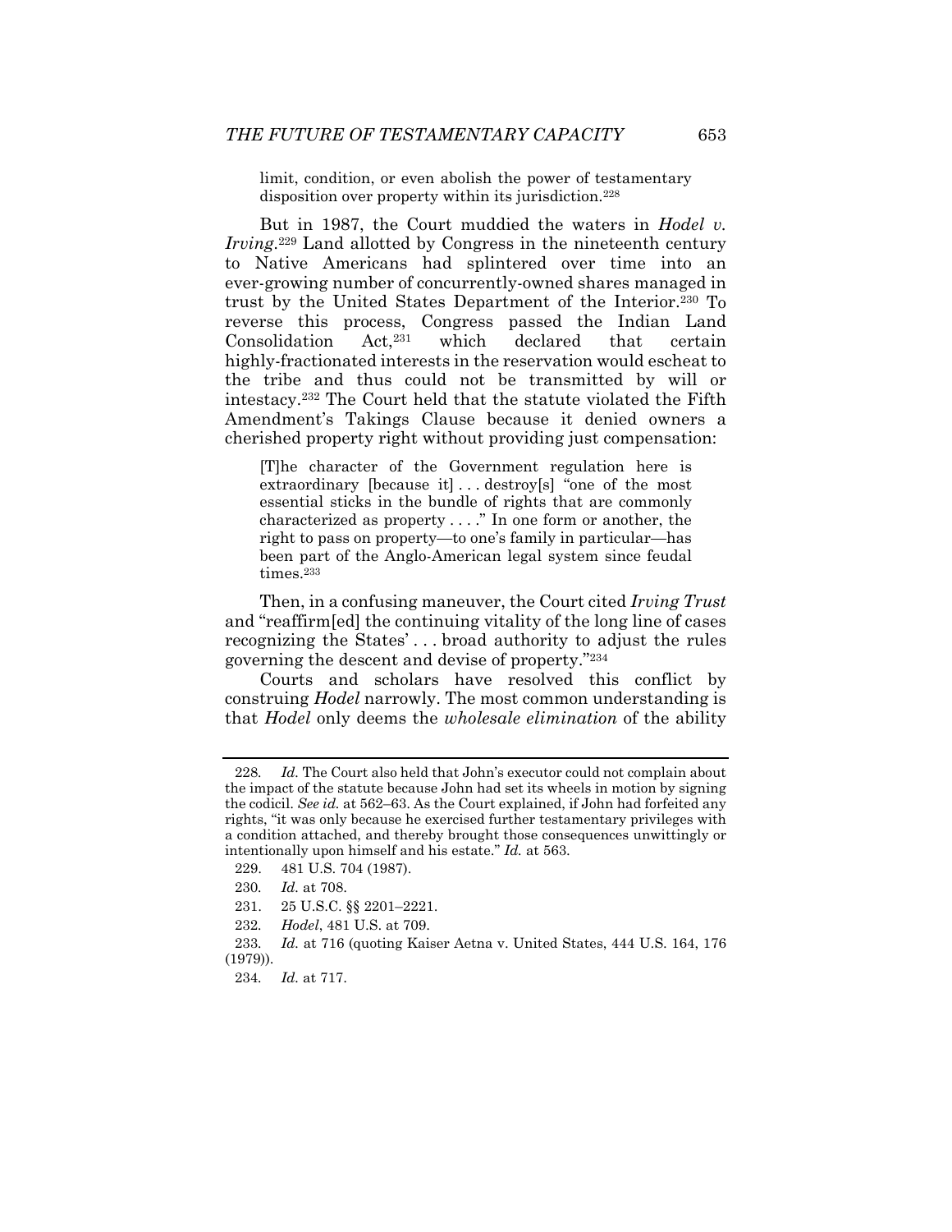limit, condition, or even abolish the power of testamentary disposition over property within its jurisdiction.[228]

But in 1987, the Court muddied the waters in *Hodel v. Irving*.[229] Land allotted by Congress in the nineteenth century to Native Americans had splintered over time into an ever-growing number of concurrently-owned shares managed in trust by the United States Department of the Interior.[230] To reverse this process, Congress passed the Indian Land Consolidation Act,[231] which declared that certain highly-fractionated interests in the reservation would escheat to the tribe and thus could not be transmitted by will or intestacy.[232] The Court held that the statute violated the Fifth Amendment's Takings Clause because it denied owners a cherished property right without providing just compensation:

> [T]he character of the Government regulation here is extraordinary [because it] . . . destroy[s] "one of the most essential sticks in the bundle of rights that are commonly characterized as property . . . ." In one form or another, the right to pass on property—to one's family in particular—has been part of the Anglo-American legal system since feudal times.[233]

Then, in a confusing maneuver, the Court cited *Irving Trust* and "reaffirm[ed] the continuing vitality of the long line of cases recognizing the States' . . . broad authority to adjust the rules governing the descent and devise of property."[234]

Courts and scholars have resolved this conflict by construing *Hodel* narrowly. The most common understanding is that *Hodel* only deems the *wholesale elimination* of the ability

---

228. *Id.* The Court also held that John's executor could not complain about the impact of the statute because John had set its wheels in motion by signing the codicil. *See id.* at 562–63. As the Court explained, if John had forfeited any rights, "it was only because he exercised further testamentary privileges with a condition attached, and thereby brought those consequences unwittingly or intentionally upon himself and his estate." *Id.* at 563.

229. 481 U.S. 704 (1987).

230. *Id.* at 708.

231. 25 U.S.C. §§ 2201–2221.

232. *Hodel*, 481 U.S. at 709.

233. *Id.* at 716 (quoting Kaiser Aetna v. United States, 444 U.S. 164, 176 (1979)).

234. *Id.* at 717.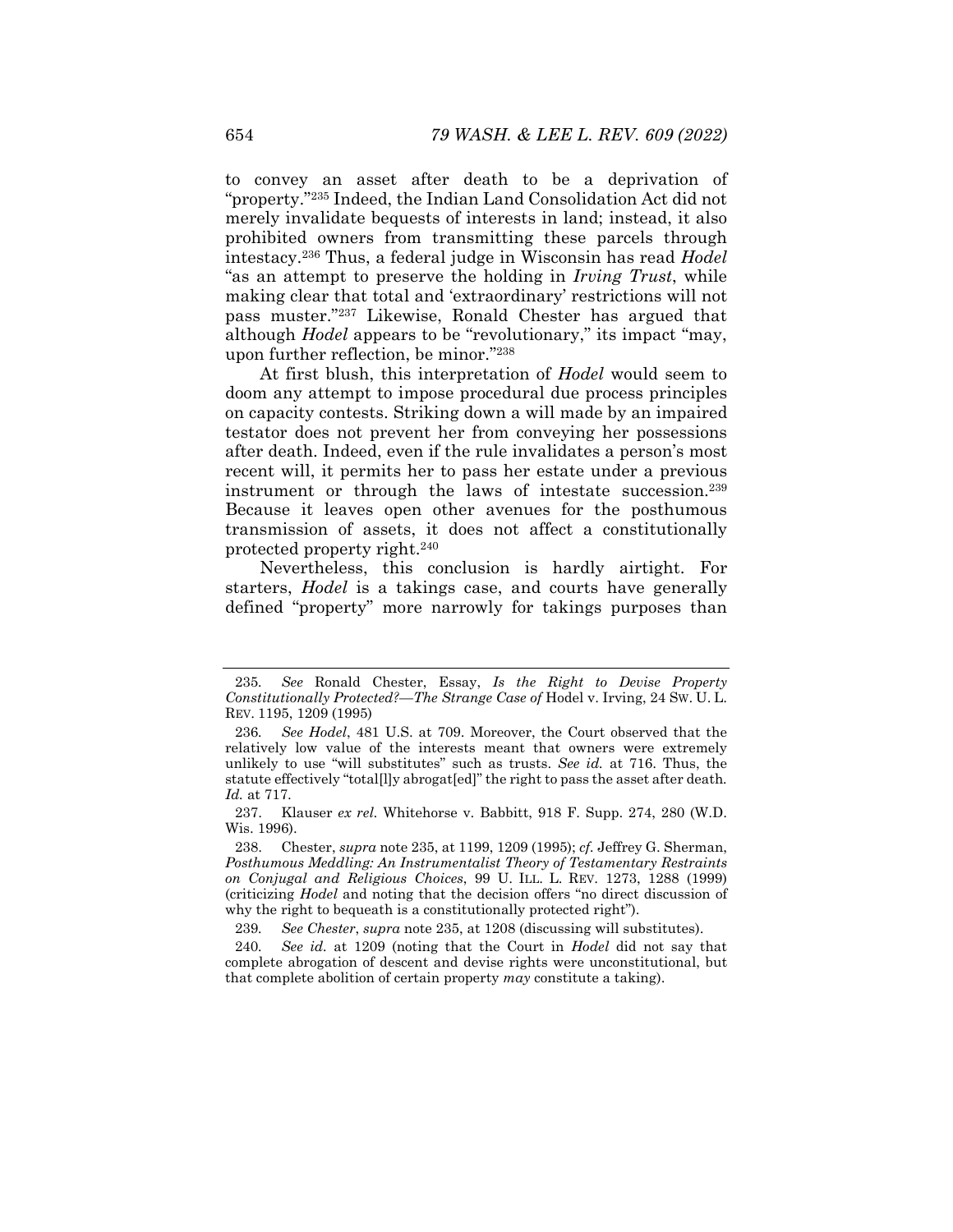to convey an asset after death to be a deprivation of "property."[235] Indeed, the Indian Land Consolidation Act did not merely invalidate bequests of interests in land; instead, it also prohibited owners from transmitting these parcels through intestacy.[236] Thus, a federal judge in Wisconsin has read *Hodel* "as an attempt to preserve the holding in *Irving Trust*, while making clear that total and 'extraordinary' restrictions will not pass muster."[237] Likewise, Ronald Chester has argued that although *Hodel* appears to be "revolutionary," its impact "may, upon further reflection, be minor."[238]

At first blush, this interpretation of *Hodel* would seem to doom any attempt to impose procedural due process principles on capacity contests. Striking down a will made by an impaired testator does not prevent her from conveying her possessions after death. Indeed, even if the rule invalidates a person's most recent will, it permits her to pass her estate under a previous instrument or through the laws of intestate succession.[239] Because it leaves open other avenues for the posthumous transmission of assets, it does not affect a constitutionally protected property right.[240]

Nevertheless, this conclusion is hardly airtight. For starters, *Hodel* is a takings case, and courts have generally defined "property" more narrowly for takings purposes than

---

235. *See* Ronald Chester, Essay, *Is the Right to Devise Property Constitutionally Protected?—The Strange Case of* Hodel v. Irving, 24 SW. U. L. REV. 1195, 1209 (1995)

236. *See Hodel*, 481 U.S. at 709. Moreover, the Court observed that the relatively low value of the interests meant that owners were extremely unlikely to use "will substitutes" such as trusts. *See id.* at 716. Thus, the statute effectively "total[l]y abrogat[ed]" the right to pass the asset after death. *Id.* at 717.

237. Klauser *ex rel.* Whitehorse v. Babbitt, 918 F. Supp. 274, 280 (W.D. Wis. 1996).

238. Chester, *supra* note 235, at 1199, 1209 (1995); *cf.* Jeffrey G. Sherman, *Posthumous Meddling: An Instrumentalist Theory of Testamentary Restraints on Conjugal and Religious Choices*, 99 U. ILL. L. REV. 1273, 1288 (1999) (criticizing *Hodel* and noting that the decision offers "no direct discussion of why the right to bequeath is a constitutionally protected right").

239. *See Chester*, *supra* note 235, at 1208 (discussing will substitutes).

240. *See id.* at 1209 (noting that the Court in *Hodel* did not say that complete abrogation of descent and devise rights were unconstitutional, but that complete abolition of certain property *may* constitute a taking).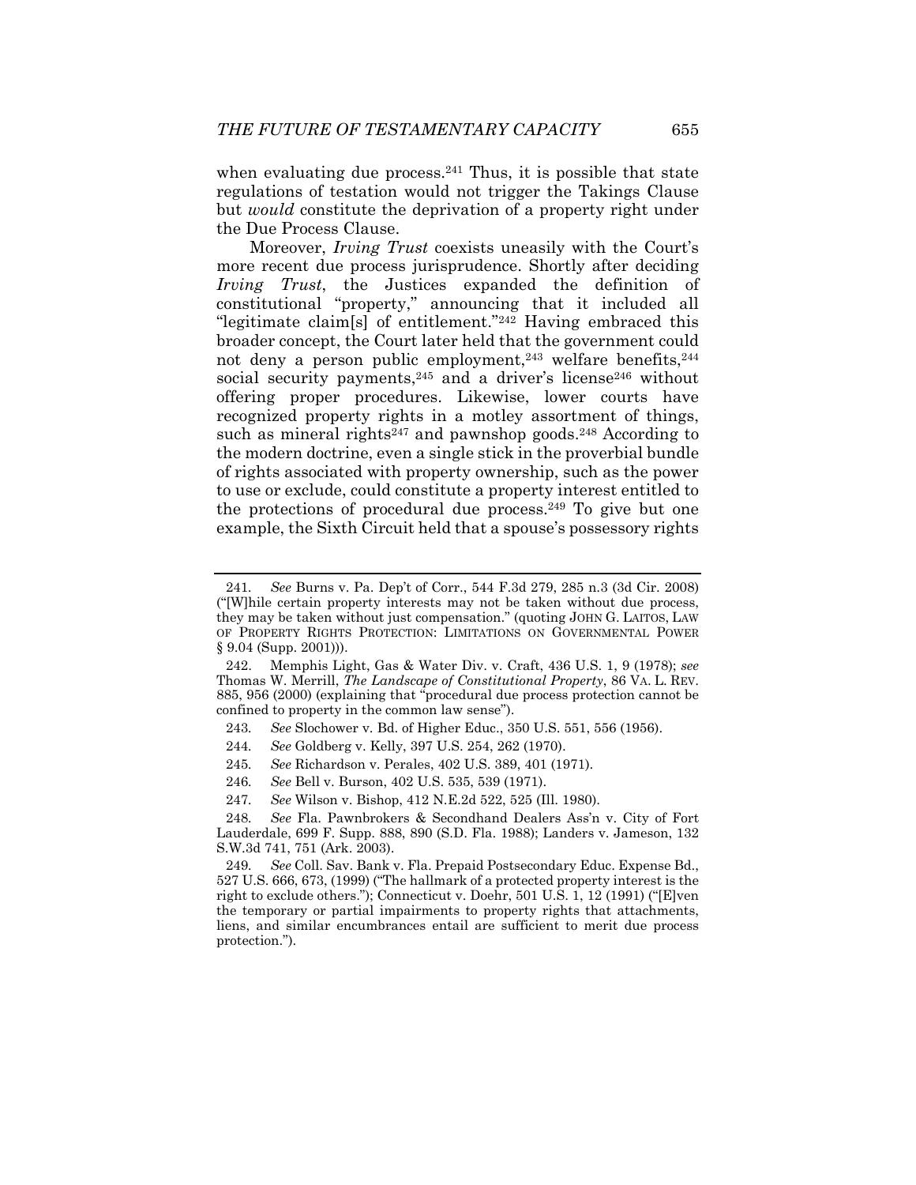when evaluating due process.[241] Thus, it is possible that state regulations of testation would not trigger the Takings Clause but *would* constitute the deprivation of a property right under the Due Process Clause.

Moreover, *Irving Trust* coexists uneasily with the Court's more recent due process jurisprudence. Shortly after deciding *Irving Trust*, the Justices expanded the definition of constitutional "property," announcing that it included all "legitimate claim[s] of entitlement."[242] Having embraced this broader concept, the Court later held that the government could not deny a person public employment,[243] welfare benefits,[244] social security payments,[245] and a driver's license[246] without offering proper procedures. Likewise, lower courts have recognized property rights in a motley assortment of things, such as mineral rights[247] and pawnshop goods.[248] According to the modern doctrine, even a single stick in the proverbial bundle of rights associated with property ownership, such as the power to use or exclude, could constitute a property interest entitled to the protections of procedural due process.[249] To give but one example, the Sixth Circuit held that a spouse's possessory rights

---

241. *See* Burns v. Pa. Dep't of Corr., 544 F.3d 279, 285 n.3 (3d Cir. 2008) ("[W]hile certain property interests may not be taken without due process, they may be taken without just compensation." (quoting JOHN G. LAITOS, LAW OF PROPERTY RIGHTS PROTECTION: LIMITATIONS ON GOVERNMENTAL POWER § 9.04 (Supp. 2001))).

242. Memphis Light, Gas & Water Div. v. Craft, 436 U.S. 1, 9 (1978); *see* Thomas W. Merrill, *The Landscape of Constitutional Property*, 86 VA. L. REV. 885, 956 (2000) (explaining that "procedural due process protection cannot be confined to property in the common law sense").

243. *See* Slochower v. Bd. of Higher Educ., 350 U.S. 551, 556 (1956).

244. *See* Goldberg v. Kelly, 397 U.S. 254, 262 (1970).

245. *See* Richardson v. Perales, 402 U.S. 389, 401 (1971).

246. *See* Bell v. Burson, 402 U.S. 535, 539 (1971).

247. *See* Wilson v. Bishop, 412 N.E.2d 522, 525 (Ill. 1980).

248. *See* Fla. Pawnbrokers & Secondhand Dealers Ass'n v. City of Fort Lauderdale, 699 F. Supp. 888, 890 (S.D. Fla. 1988); Landers v. Jameson, 132 S.W.3d 741, 751 (Ark. 2003).

249. *See* Coll. Sav. Bank v. Fla. Prepaid Postsecondary Educ. Expense Bd., 527 U.S. 666, 673, (1999) ("The hallmark of a protected property interest is the right to exclude others."); Connecticut v. Doehr, 501 U.S. 1, 12 (1991) ("[E]ven the temporary or partial impairments to property rights that attachments, liens, and similar encumbrances entail are sufficient to merit due process protection.").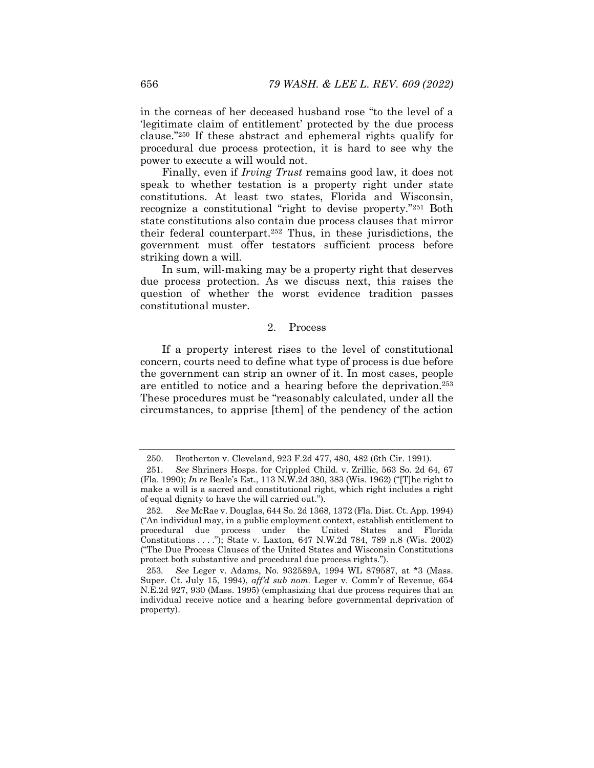in the corneas of her deceased husband rose "to the level of a 'legitimate claim of entitlement' protected by the due process clause."[250] If these abstract and ephemeral rights qualify for procedural due process protection, it is hard to see why the power to execute a will would not.

Finally, even if *Irving Trust* remains good law, it does not speak to whether testation is a property right under state constitutions. At least two states, Florida and Wisconsin, recognize a constitutional "right to devise property."[251] Both state constitutions also contain due process clauses that mirror their federal counterpart.[252] Thus, in these jurisdictions, the government must offer testators sufficient process before striking down a will.

In sum, will-making may be a property right that deserves due process protection. As we discuss next, this raises the question of whether the worst evidence tradition passes constitutional muster.

### 2. Process

If a property interest rises to the level of constitutional concern, courts need to define what type of process is due before the government can strip an owner of it. In most cases, people are entitled to notice and a hearing before the deprivation.[253] These procedures must be "reasonably calculated, under all the circumstances, to apprise [them] of the pendency of the action

---

250. Brotherton v. Cleveland, 923 F.2d 477, 480, 482 (6th Cir. 1991).

251. *See* Shriners Hosps. for Crippled Child. v. Zrillic, 563 So. 2d 64, 67 (Fla. 1990); *In re* Beale's Est., 113 N.W.2d 380, 383 (Wis. 1962) ("[T]he right to make a will is a sacred and constitutional right, which right includes a right of equal dignity to have the will carried out.").

252. *See* McRae v. Douglas, 644 So. 2d 1368, 1372 (Fla. Dist. Ct. App. 1994) ("An individual may, in a public employment context, establish entitlement to procedural due process under the United States and Florida Constitutions . . . ."); State v. Laxton, 647 N.W.2d 784, 789 n.8 (Wis. 2002) ("The Due Process Clauses of the United States and Wisconsin Constitutions protect both substantive and procedural due process rights.").

253. *See* Leger v. Adams, No. 932589A, 1994 WL 879587, at *3 (Mass. Super. Ct. July 15, 1994), *aff'd sub nom.* Leger v. Comm'r of Revenue, 654 N.E.2d 927, 930 (Mass. 1995) (emphasizing that due process requires that an individual receive notice and a hearing before governmental deprivation of property).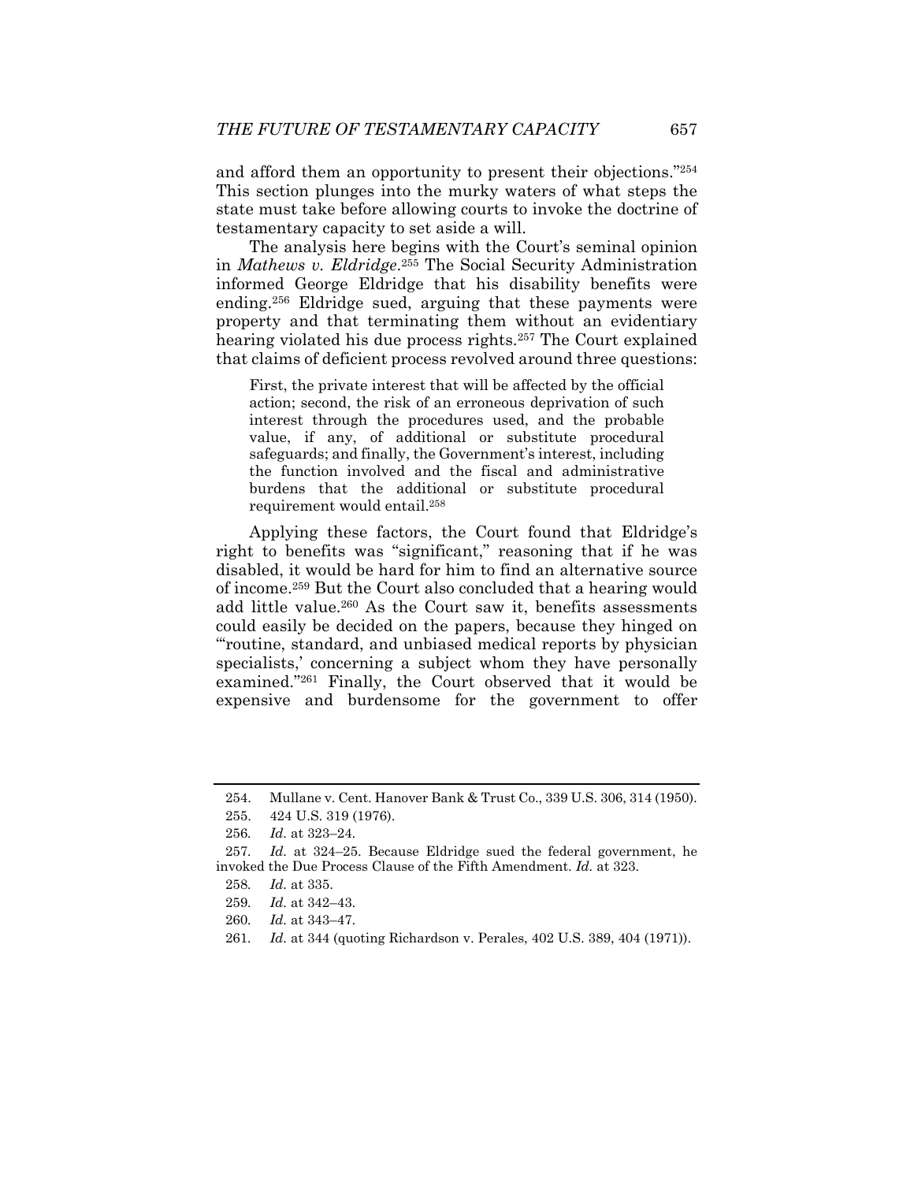and afford them an opportunity to present their objections."[254] This section plunges into the murky waters of what steps the state must take before allowing courts to invoke the doctrine of testamentary capacity to set aside a will.

The analysis here begins with the Court's seminal opinion in *Mathews v. Eldridge*.[255] The Social Security Administration informed George Eldridge that his disability benefits were ending.[256] Eldridge sued, arguing that these payments were property and that terminating them without an evidentiary hearing violated his due process rights.[257] The Court explained that claims of deficient process revolved around three questions:

> First, the private interest that will be affected by the official action; second, the risk of an erroneous deprivation of such interest through the procedures used, and the probable value, if any, of additional or substitute procedural safeguards; and finally, the Government's interest, including the function involved and the fiscal and administrative burdens that the additional or substitute procedural requirement would entail.[258]

Applying these factors, the Court found that Eldridge's right to benefits was "significant," reasoning that if he was disabled, it would be hard for him to find an alternative source of income.[259] But the Court also concluded that a hearing would add little value.[260] As the Court saw it, benefits assessments could easily be decided on the papers, because they hinged on "'routine, standard, and unbiased medical reports by physician specialists,' concerning a subject whom they have personally examined."[261] Finally, the Court observed that it would be expensive and burdensome for the government to offer

---

254. Mullane v. Cent. Hanover Bank & Trust Co., 339 U.S. 306, 314 (1950).

255. 424 U.S. 319 (1976).

256. *Id.* at 323–24.

257. *Id.* at 324–25. Because Eldridge sued the federal government, he invoked the Due Process Clause of the Fifth Amendment. *Id.* at 323.

258. *Id.* at 335.

259. *Id.* at 342–43.

260. *Id.* at 343–47.

261. *Id.* at 344 (quoting Richardson v. Perales, 402 U.S. 389, 404 (1971)).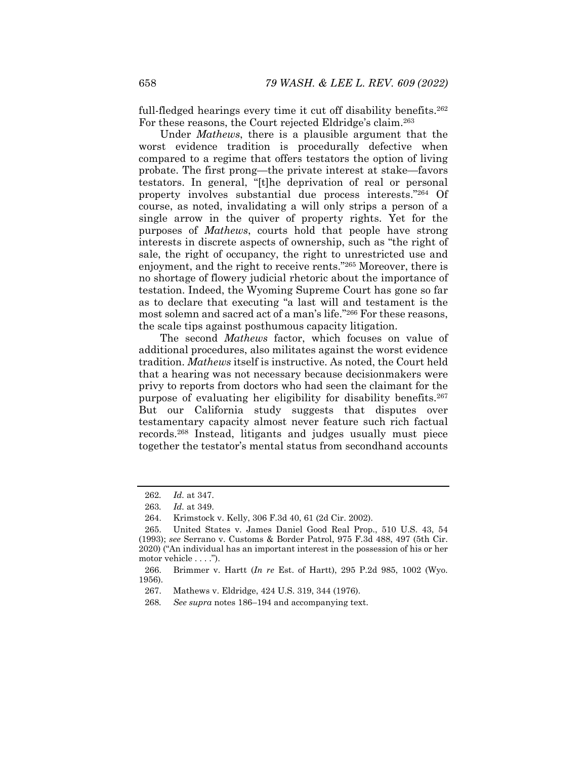full-fledged hearings every time it cut off disability benefits.[262] For these reasons, the Court rejected Eldridge's claim.[263]

Under *Mathews*, there is a plausible argument that the worst evidence tradition is procedurally defective when compared to a regime that offers testators the option of living probate. The first prong—the private interest at stake—favors testators. In general, "[t]he deprivation of real or personal property involves substantial due process interests."[264] Of course, as noted, invalidating a will only strips a person of a single arrow in the quiver of property rights. Yet for the purposes of *Mathews*, courts hold that people have strong interests in discrete aspects of ownership, such as "the right of sale, the right of occupancy, the right to unrestricted use and enjoyment, and the right to receive rents."[265] Moreover, there is no shortage of flowery judicial rhetoric about the importance of testation. Indeed, the Wyoming Supreme Court has gone so far as to declare that executing "a last will and testament is the most solemn and sacred act of a man's life."[266] For these reasons, the scale tips against posthumous capacity litigation.

The second *Mathews* factor, which focuses on value of additional procedures, also militates against the worst evidence tradition. *Mathews* itself is instructive. As noted, the Court held that a hearing was not necessary because decisionmakers were privy to reports from doctors who had seen the claimant for the purpose of evaluating her eligibility for disability benefits.[267] But our California study suggests that disputes over testamentary capacity almost never feature such rich factual records.[268] Instead, litigants and judges usually must piece together the testator's mental status from secondhand accounts

---

262. *Id.* at 347.

263. *Id.* at 349.

264. Krimstock v. Kelly, 306 F.3d 40, 61 (2d Cir. 2002).

265. United States v. James Daniel Good Real Prop., 510 U.S. 43, 54 (1993); *see* Serrano v. Customs & Border Patrol, 975 F.3d 488, 497 (5th Cir. 2020) ("An individual has an important interest in the possession of his or her motor vehicle . . . .").

266. Brimmer v. Hartt (*In re* Est. of Hartt), 295 P.2d 985, 1002 (Wyo. 1956).

267. Mathews v. Eldridge, 424 U.S. 319, 344 (1976).

268. *See supra* notes 186–194 and accompanying text.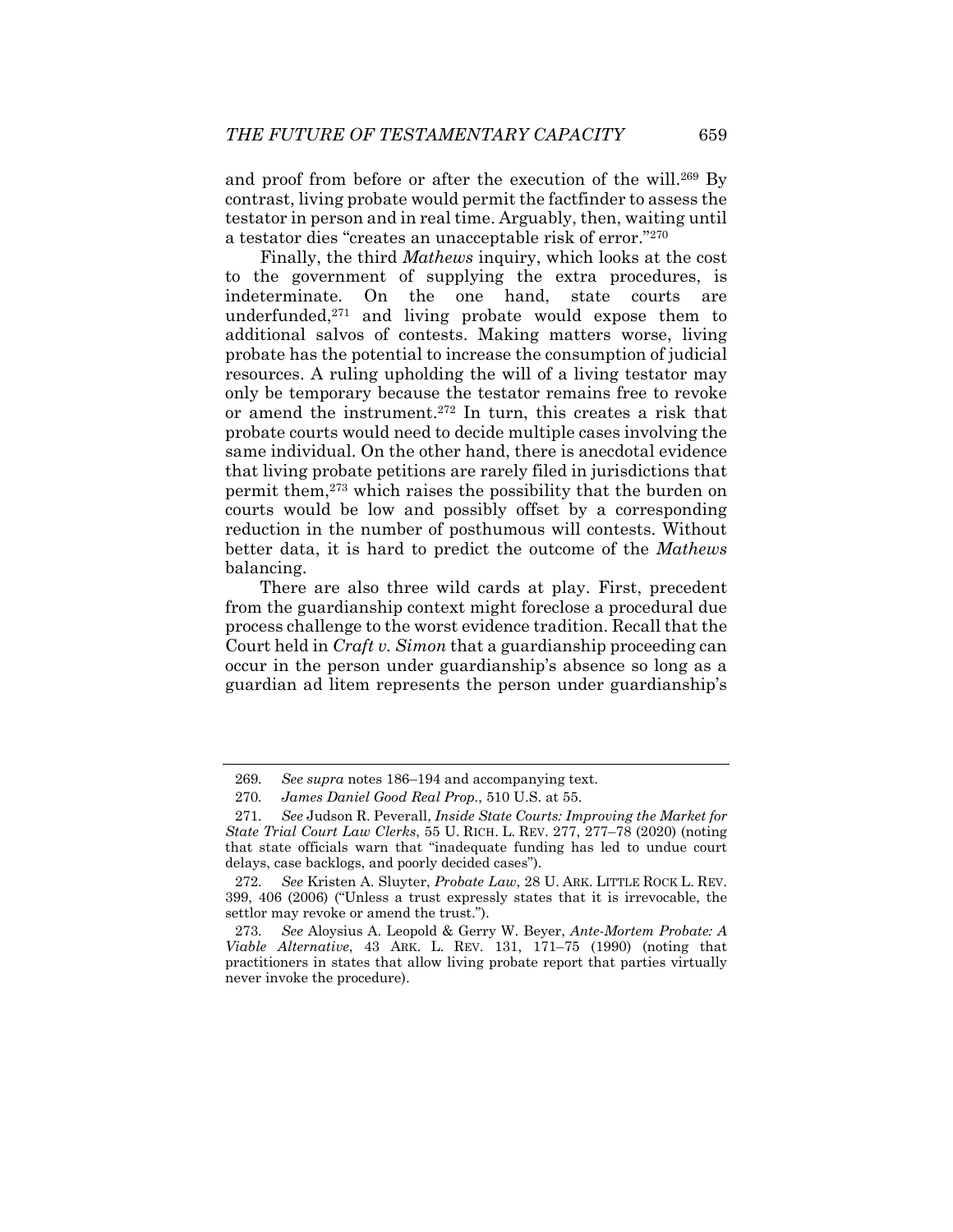and proof from before or after the execution of the will.[269] By contrast, living probate would permit the factfinder to assess the testator in person and in real time. Arguably, then, waiting until a testator dies "creates an unacceptable risk of error."[270]

Finally, the third *Mathews* inquiry, which looks at the cost to the government of supplying the extra procedures, is indeterminate. On the one hand, state courts are underfunded,[271] and living probate would expose them to additional salvos of contests. Making matters worse, living probate has the potential to increase the consumption of judicial resources. A ruling upholding the will of a living testator may only be temporary because the testator remains free to revoke or amend the instrument.[272] In turn, this creates a risk that probate courts would need to decide multiple cases involving the same individual. On the other hand, there is anecdotal evidence that living probate petitions are rarely filed in jurisdictions that permit them,[273] which raises the possibility that the burden on courts would be low and possibly offset by a corresponding reduction in the number of posthumous will contests. Without better data, it is hard to predict the outcome of the *Mathews* balancing.

There are also three wild cards at play. First, precedent from the guardianship context might foreclose a procedural due process challenge to the worst evidence tradition. Recall that the Court held in *Craft v. Simon* that a guardianship proceeding can occur in the person under guardianship's absence so long as a guardian ad litem represents the person under guardianship's

---

269. *See supra* notes 186–194 and accompanying text.

270. *James Daniel Good Real Prop.*, 510 U.S. at 55.

271. *See* Judson R. Peverall, *Inside State Courts: Improving the Market for State Trial Court Law Clerks*, 55 U. RICH. L. REV. 277, 277–78 (2020) (noting that state officials warn that "inadequate funding has led to undue court delays, case backlogs, and poorly decided cases").

272. *See* Kristen A. Sluyter, *Probate Law*, 28 U. ARK. LITTLE ROCK L. REV. 399, 406 (2006) ("Unless a trust expressly states that it is irrevocable, the settlor may revoke or amend the trust.").

273. *See* Aloysius A. Leopold & Gerry W. Beyer, *Ante-Mortem Probate: A Viable Alternative*, 43 ARK. L. REV. 131, 171–75 (1990) (noting that practitioners in states that allow living probate report that parties virtually never invoke the procedure).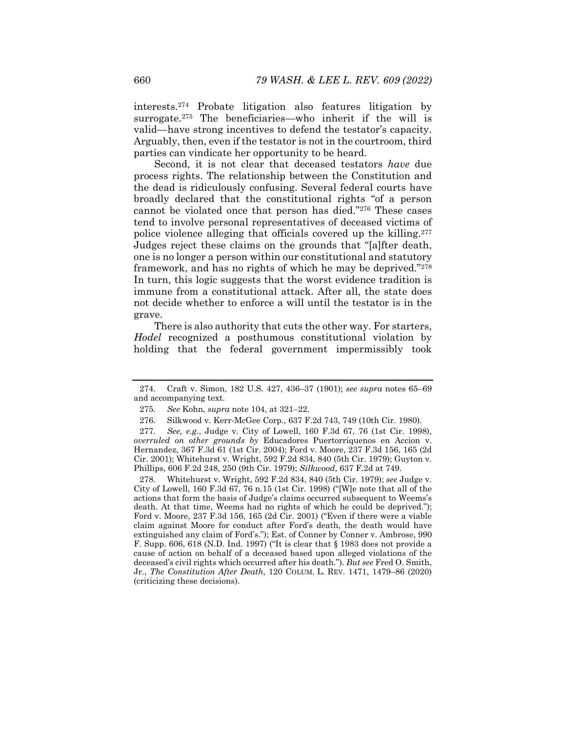interests.[274] Probate litigation also features litigation by surrogate.[275] The beneficiaries—who inherit if the will is valid—have strong incentives to defend the testator's capacity. Arguably, then, even if the testator is not in the courtroom, third parties can vindicate her opportunity to be heard.

Second, it is not clear that deceased testators *have* due process rights. The relationship between the Constitution and the dead is ridiculously confusing. Several federal courts have broadly declared that the constitutional rights "of a person cannot be violated once that person has died."[276] These cases tend to involve personal representatives of deceased victims of police violence alleging that officials covered up the killing.[277] Judges reject these claims on the grounds that "[a]fter death, one is no longer a person within our constitutional and statutory framework, and has no rights of which he may be deprived."[278] In turn, this logic suggests that the worst evidence tradition is immune from a constitutional attack. After all, the state does not decide whether to enforce a will until the testator is in the grave.

There is also authority that cuts the other way. For starters, *Hodel* recognized a posthumous constitutional violation by holding that the federal government impermissibly took

---

274. Craft v. Simon, 182 U.S. 427, 436–37 (1901); *see supra* notes 65–69 and accompanying text.

275. *See* Kohn, *supra* note 104, at 321–22.

276. Silkwood v. Kerr-McGee Corp., 637 F.2d 743, 749 (10th Cir. 1980).

277. *See, e.g.*, Judge v. City of Lowell, 160 F.3d 67, 76 (1st Cir. 1998), *overruled on other grounds by* Educadores Puertorriquenos en Accion v. Hernandez, 367 F.3d 61 (1st Cir. 2004); Ford v. Moore, 237 F.3d 156, 165 (2d Cir. 2001); Whitehurst v. Wright, 592 F.2d 834, 840 (5th Cir. 1979); Guyton v. Phillips, 606 F.2d 248, 250 (9th Cir. 1979); *Silkwood*, 637 F.2d at 749.

278. Whitehurst v. Wright, 592 F.2d 834, 840 (5th Cir. 1979); *see* Judge v. City of Lowell, 160 F.3d 67, 76 n.15 (1st Cir. 1998) ("[W]e note that all of the actions that form the basis of Judge's claims occurred subsequent to Weems's death. At that time, Weems had no rights of which he could be deprived."); Ford v. Moore, 237 F.3d 156, 165 (2d Cir. 2001) ("Even if there were a viable claim against Moore for conduct after Ford's death, the death would have extinguished any claim of Ford's."); Est. of Conner by Conner v. Ambrose, 990 F. Supp. 606, 618 (N.D. Ind. 1997) ("It is clear that § 1983 does not provide a cause of action on behalf of a deceased based upon alleged violations of the deceased's civil rights which occurred after his death."). *But see* Fred O. Smith, Jr., *The Constitution After Death*, 120 COLUM. L. REV. 1471, 1479–86 (2020) (criticizing these decisions).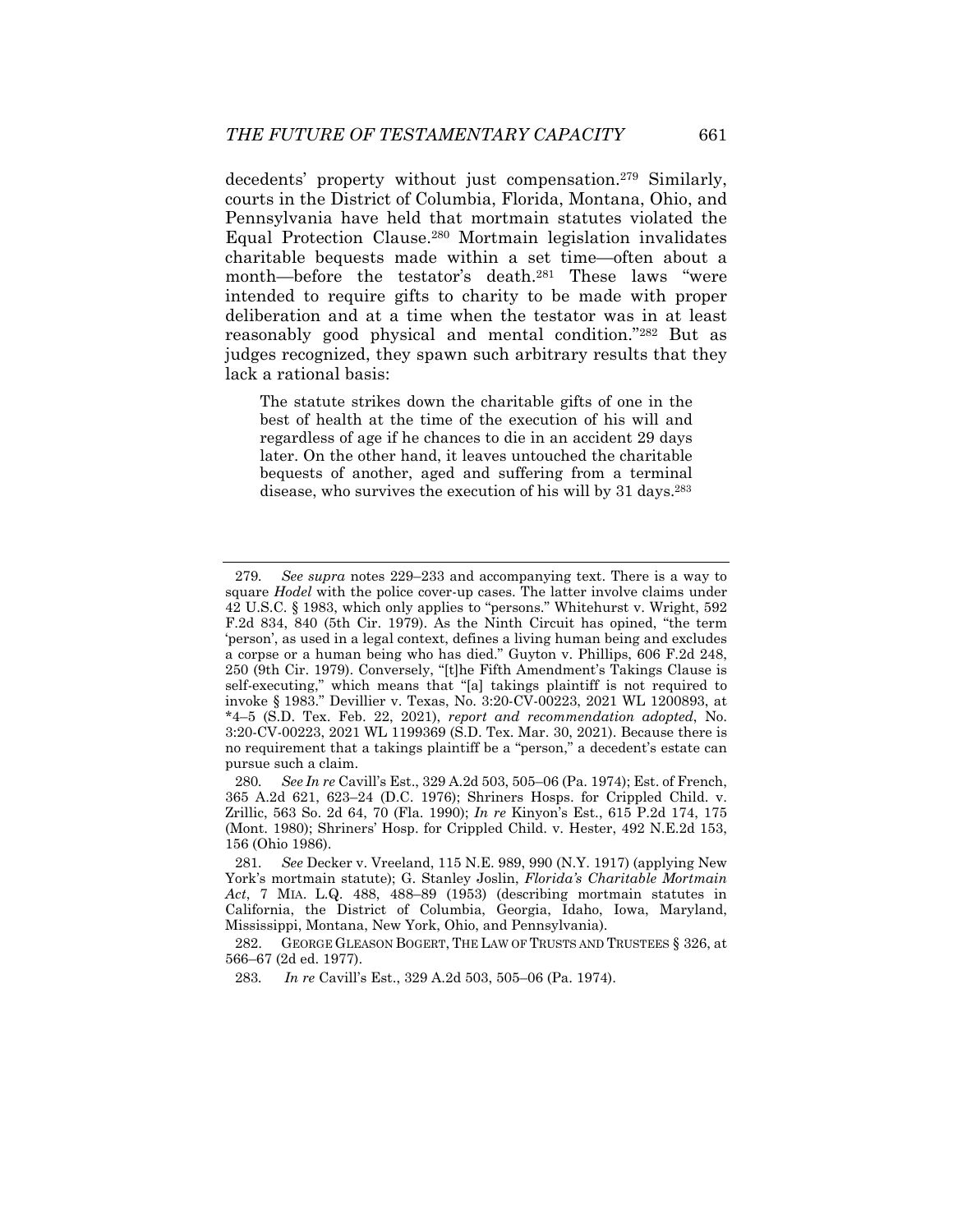decedents' property without just compensation.[279] Similarly, courts in the District of Columbia, Florida, Montana, Ohio, and Pennsylvania have held that mortmain statutes violated the Equal Protection Clause.[280] Mortmain legislation invalidates charitable bequests made within a set time—often about a month—before the testator's death.[281] These laws "were intended to require gifts to charity to be made with proper deliberation and at a time when the testator was in at least reasonably good physical and mental condition."[282] But as judges recognized, they spawn such arbitrary results that they lack a rational basis:

> The statute strikes down the charitable gifts of one in the best of health at the time of the execution of his will and regardless of age if he chances to die in an accident 29 days later. On the other hand, it leaves untouched the charitable bequests of another, aged and suffering from a terminal disease, who survives the execution of his will by 31 days.[283]

---

279. *See supra* notes 229–233 and accompanying text. There is a way to square *Hodel* with the police cover-up cases. The latter involve claims under 42 U.S.C. § 1983, which only applies to "persons." Whitehurst v. Wright, 592 F.2d 834, 840 (5th Cir. 1979). As the Ninth Circuit has opined, "the term 'person', as used in a legal context, defines a living human being and excludes a corpse or a human being who has died." Guyton v. Phillips, 606 F.2d 248, 250 (9th Cir. 1979). Conversely, "[t]he Fifth Amendment's Takings Clause is self-executing," which means that "[a] takings plaintiff is not required to invoke § 1983." Devillier v. Texas, No. 3:20-CV-00223, 2021 WL 1200893, at *4–5 (S.D. Tex. Feb. 22, 2021), *report and recommendation adopted*, No. 3:20-CV-00223, 2021 WL 1199369 (S.D. Tex. Mar. 30, 2021). Because there is no requirement that a takings plaintiff be a "person," a decedent's estate can pursue such a claim.

280. *See In re* Cavill's Est., 329 A.2d 503, 505–06 (Pa. 1974); Est. of French, 365 A.2d 621, 623–24 (D.C. 1976); Shriners Hosps. for Crippled Child. v. Zrillic, 563 So. 2d 64, 70 (Fla. 1990); *In re* Kinyon's Est., 615 P.2d 174, 175 (Mont. 1980); Shriners' Hosp. for Crippled Child. v. Hester, 492 N.E.2d 153, 156 (Ohio 1986).

281. *See* Decker v. Vreeland, 115 N.E. 989, 990 (N.Y. 1917) (applying New York's mortmain statute); G. Stanley Joslin, *Florida's Charitable Mortmain Act*, 7 MIA. L.Q. 488, 488–89 (1953) (describing mortmain statutes in California, the District of Columbia, Georgia, Idaho, Iowa, Maryland, Mississippi, Montana, New York, Ohio, and Pennsylvania).

282. GEORGE GLEASON BOGERT, THE LAW OF TRUSTS AND TRUSTEES § 326, at 566–67 (2d ed. 1977).

283. *In re* Cavill's Est., 329 A.2d 503, 505–06 (Pa. 1974).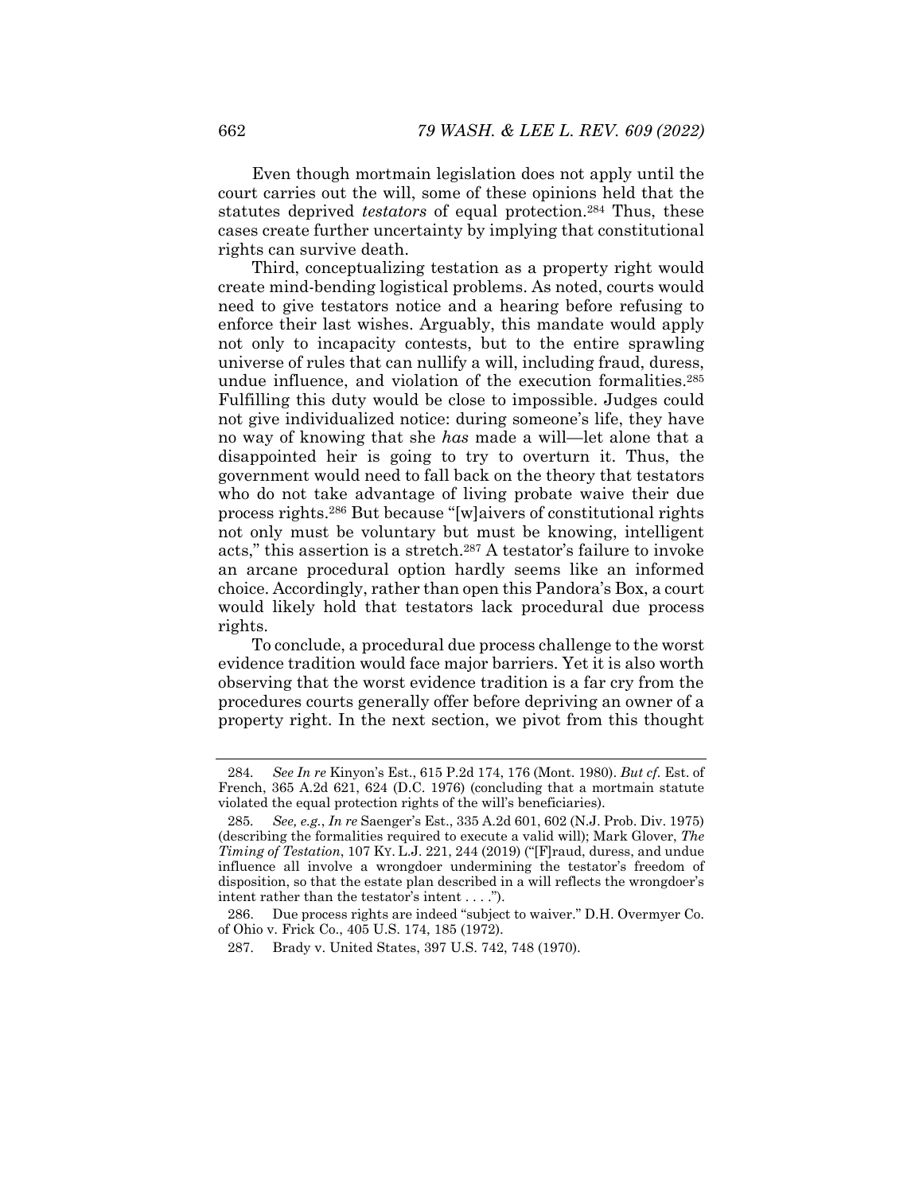Even though mortmain legislation does not apply until the court carries out the will, some of these opinions held that the statutes deprived *testators* of equal protection.[284] Thus, these cases create further uncertainty by implying that constitutional rights can survive death.

Third, conceptualizing testation as a property right would create mind-bending logistical problems. As noted, courts would need to give testators notice and a hearing before refusing to enforce their last wishes. Arguably, this mandate would apply not only to incapacity contests, but to the entire sprawling universe of rules that can nullify a will, including fraud, duress, undue influence, and violation of the execution formalities.[285] Fulfilling this duty would be close to impossible. Judges could not give individualized notice: during someone's life, they have no way of knowing that she *has* made a will—let alone that a disappointed heir is going to try to overturn it. Thus, the government would need to fall back on the theory that testators who do not take advantage of living probate waive their due process rights.[286] But because "[w]aivers of constitutional rights not only must be voluntary but must be knowing, intelligent acts," this assertion is a stretch.[287] A testator's failure to invoke an arcane procedural option hardly seems like an informed choice. Accordingly, rather than open this Pandora's Box, a court would likely hold that testators lack procedural due process rights.

To conclude, a procedural due process challenge to the worst evidence tradition would face major barriers. Yet it is also worth observing that the worst evidence tradition is a far cry from the procedures courts generally offer before depriving an owner of a property right. In the next section, we pivot from this thought

---

284. *See In re* Kinyon's Est., 615 P.2d 174, 176 (Mont. 1980). *But cf.* Est. of French, 365 A.2d 621, 624 (D.C. 1976) (concluding that a mortmain statute violated the equal protection rights of the will's beneficiaries).

285. *See, e.g.*, *In re* Saenger's Est., 335 A.2d 601, 602 (N.J. Prob. Div. 1975) (describing the formalities required to execute a valid will); Mark Glover, *The Timing of Testation*, 107 KY. L.J. 221, 244 (2019) ("[F]raud, duress, and undue influence all involve a wrongdoer undermining the testator's freedom of disposition, so that the estate plan described in a will reflects the wrongdoer's intent rather than the testator's intent . . . .").

286. Due process rights are indeed "subject to waiver." D.H. Overmyer Co. of Ohio v. Frick Co., 405 U.S. 174, 185 (1972).

287. Brady v. United States, 397 U.S. 742, 748 (1970).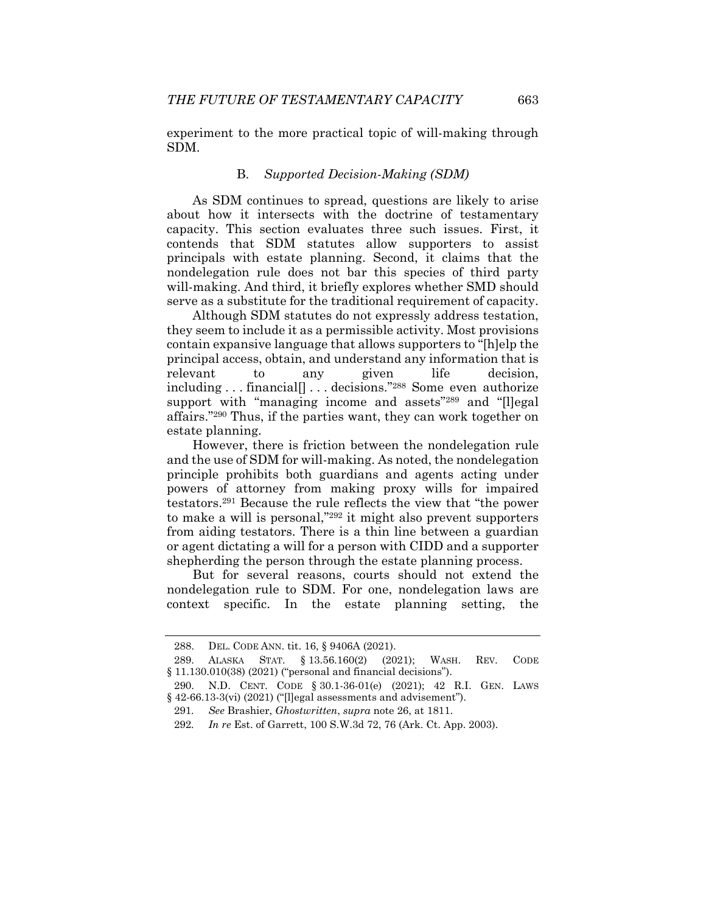experiment to the more practical topic of will-making through SDM.

### B. *Supported Decision-Making (SDM)*

As SDM continues to spread, questions are likely to arise about how it intersects with the doctrine of testamentary capacity. This section evaluates three such issues. First, it contends that SDM statutes allow supporters to assist principals with estate planning. Second, it claims that the nondelegation rule does not bar this species of third party will-making. And third, it briefly explores whether SMD should serve as a substitute for the traditional requirement of capacity.

Although SDM statutes do not expressly address testation, they seem to include it as a permissible activity. Most provisions contain expansive language that allows supporters to "[h]elp the principal access, obtain, and understand any information that is relevant to any given life decision, including . . . financial[] . . . decisions."[288] Some even authorize support with "managing income and assets"[289] and "[l]egal affairs."[290] Thus, if the parties want, they can work together on estate planning.

However, there is friction between the nondelegation rule and the use of SDM for will-making. As noted, the nondelegation principle prohibits both guardians and agents acting under powers of attorney from making proxy wills for impaired testators.[291] Because the rule reflects the view that "the power to make a will is personal,"[292] it might also prevent supporters from aiding testators. There is a thin line between a guardian or agent dictating a will for a person with CIDD and a supporter shepherding the person through the estate planning process.

But for several reasons, courts should not extend the nondelegation rule to SDM. For one, nondelegation laws are context specific. In the estate planning setting, the

---

288. DEL. CODE ANN. tit. 16, § 9406A (2021).

289. ALASKA STAT. § 13.56.160(2) (2021); WASH. REV. CODE § 11.130.010(38) (2021) ("personal and financial decisions").

290. N.D. CENT. CODE § 30.1-36-01(e) (2021); 42 R.I. GEN. LAWS § 42-66.13-3(vi) (2021) ("[l]egal assessments and advisement").

291. *See* Brashier, *Ghostwritten*, *supra* note 26, at 1811.

292. *In re* Est. of Garrett, 100 S.W.3d 72, 76 (Ark. Ct. App. 2003).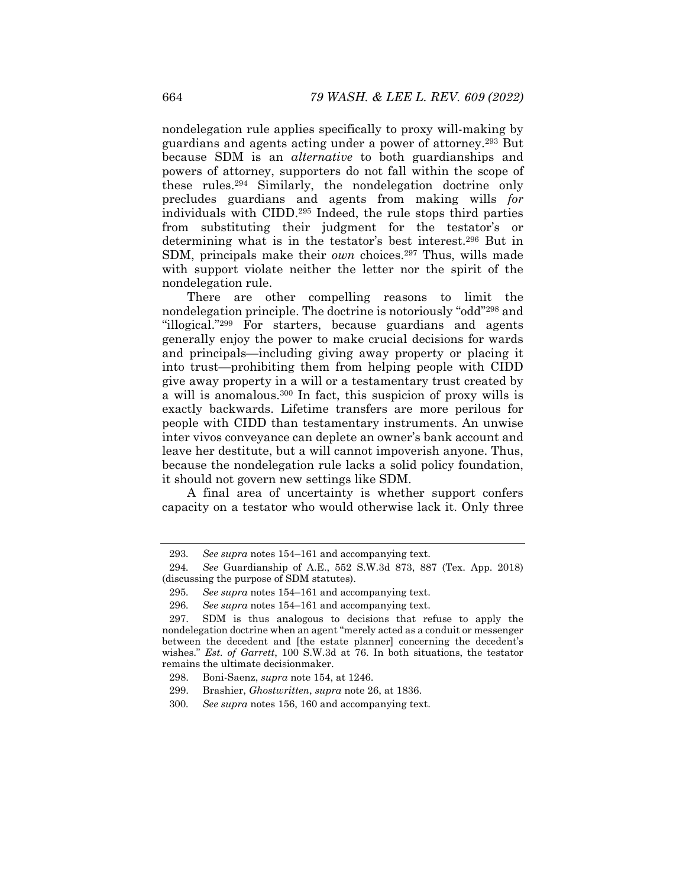nondelegation rule applies specifically to proxy will-making by guardians and agents acting under a power of attorney.[293] But because SDM is an *alternative* to both guardianships and powers of attorney, supporters do not fall within the scope of these rules.[294] Similarly, the nondelegation doctrine only precludes guardians and agents from making wills *for* individuals with CIDD.[295] Indeed, the rule stops third parties from substituting their judgment for the testator's or determining what is in the testator's best interest.[296] But in SDM, principals make their *own* choices.[297] Thus, wills made with support violate neither the letter nor the spirit of the nondelegation rule.

There are other compelling reasons to limit the nondelegation principle. The doctrine is notoriously "odd"[298] and "illogical."[299] For starters, because guardians and agents generally enjoy the power to make crucial decisions for wards and principals—including giving away property or placing it into trust—prohibiting them from helping people with CIDD give away property in a will or a testamentary trust created by a will is anomalous.[300] In fact, this suspicion of proxy wills is exactly backwards. Lifetime transfers are more perilous for people with CIDD than testamentary instruments. An unwise inter vivos conveyance can deplete an owner's bank account and leave her destitute, but a will cannot impoverish anyone. Thus, because the nondelegation rule lacks a solid policy foundation, it should not govern new settings like SDM.

A final area of uncertainty is whether support confers capacity on a testator who would otherwise lack it. Only three

---

293. *See supra* notes 154–161 and accompanying text.

294. *See* Guardianship of A.E., 552 S.W.3d 873, 887 (Tex. App. 2018) (discussing the purpose of SDM statutes).

295. *See supra* notes 154–161 and accompanying text.

296. *See supra* notes 154–161 and accompanying text.

297. SDM is thus analogous to decisions that refuse to apply the nondelegation doctrine when an agent "merely acted as a conduit or messenger between the decedent and [the estate planner] concerning the decedent's wishes." *Est. of Garrett*, 100 S.W.3d at 76. In both situations, the testator remains the ultimate decisionmaker.

298. Boni-Saenz, *supra* note 154, at 1246.

299. Brashier, *Ghostwritten*, *supra* note 26, at 1836.

300. *See supra* notes 156, 160 and accompanying text.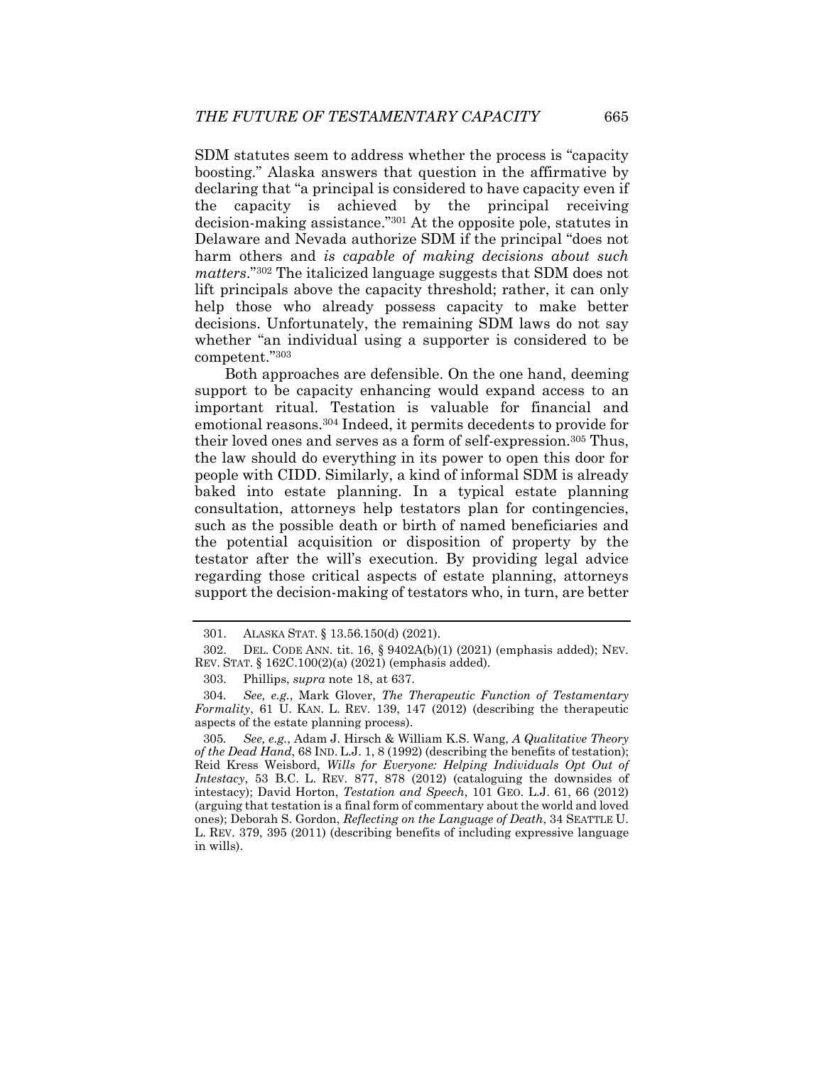SDM statutes seem to address whether the process is "capacity boosting." Alaska answers that question in the affirmative by declaring that "a principal is considered to have capacity even if the capacity is achieved by the principal receiving decision-making assistance."[301] At the opposite pole, statutes in Delaware and Nevada authorize SDM if the principal "does not harm others and *is capable of making decisions about such matters*."[302] The italicized language suggests that SDM does not lift principals above the capacity threshold; rather, it can only help those who already possess capacity to make better decisions. Unfortunately, the remaining SDM laws do not say whether "an individual using a supporter is considered to be competent."[303]

Both approaches are defensible. On the one hand, deeming support to be capacity enhancing would expand access to an important ritual. Testation is valuable for financial and emotional reasons.[304] Indeed, it permits decedents to provide for their loved ones and serves as a form of self-expression.[305] Thus, the law should do everything in its power to open this door for people with CIDD. Similarly, a kind of informal SDM is already baked into estate planning. In a typical estate planning consultation, attorneys help testators plan for contingencies, such as the possible death or birth of named beneficiaries and the potential acquisition or disposition of property by the testator after the will's execution. By providing legal advice regarding those critical aspects of estate planning, attorneys support the decision-making of testators who, in turn, are better

---

301. ALASKA STAT. § 13.56.150(d) (2021).

302. DEL. CODE ANN. tit. 16, § 9402A(b)(1) (2021) (emphasis added); NEV. REV. STAT. § 162C.100(2)(a) (2021) (emphasis added).

303. Phillips, *supra* note 18, at 637.

304. *See, e.g.*, Mark Glover, *The Therapeutic Function of Testamentary Formality*, 61 U. KAN. L. REV. 139, 147 (2012) (describing the therapeutic aspects of the estate planning process).

305. *See, e.g.*, Adam J. Hirsch & William K.S. Wang, *A Qualitative Theory of the Dead Hand*, 68 IND. L.J. 1, 8 (1992) (describing the benefits of testation); Reid Kress Weisbord, *Wills for Everyone: Helping Individuals Opt Out of Intestacy*, 53 B.C. L. REV. 877, 878 (2012) (cataloguing the downsides of intestacy); David Horton, *Testation and Speech*, 101 GEO. L.J. 61, 66 (2012) (arguing that testation is a final form of commentary about the world and loved ones); Deborah S. Gordon, *Reflecting on the Language of Death*, 34 SEATTLE U. L. REV. 379, 395 (2011) (describing benefits of including expressive language in wills).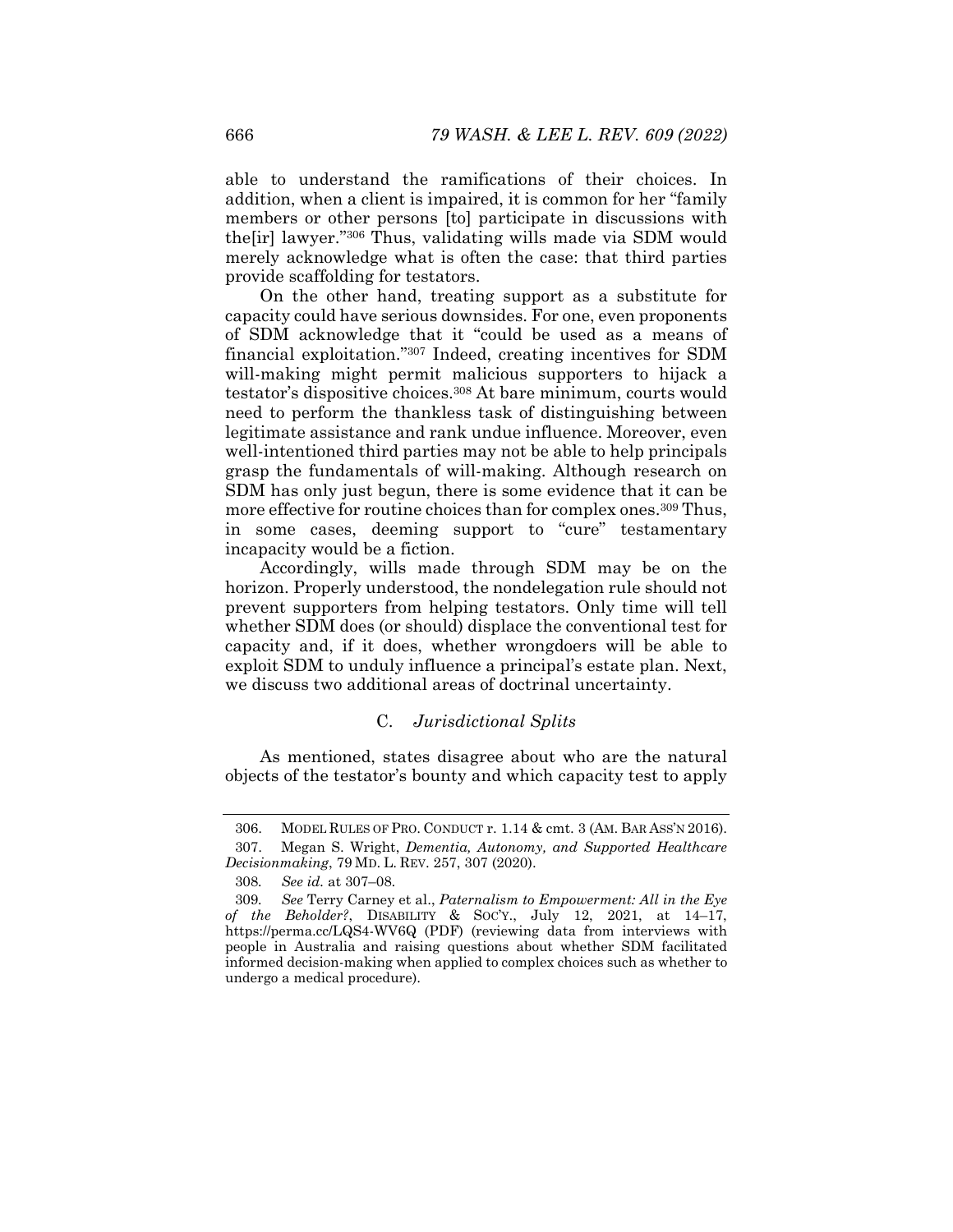able to understand the ramifications of their choices. In addition, when a client is impaired, it is common for her "family members or other persons [to] participate in discussions with the[ir] lawyer."[306] Thus, validating wills made via SDM would merely acknowledge what is often the case: that third parties provide scaffolding for testators.

On the other hand, treating support as a substitute for capacity could have serious downsides. For one, even proponents of SDM acknowledge that it "could be used as a means of financial exploitation."[307] Indeed, creating incentives for SDM will-making might permit malicious supporters to hijack a testator's dispositive choices.[308] At bare minimum, courts would need to perform the thankless task of distinguishing between legitimate assistance and rank undue influence. Moreover, even well-intentioned third parties may not be able to help principals grasp the fundamentals of will-making. Although research on SDM has only just begun, there is some evidence that it can be more effective for routine choices than for complex ones.[309] Thus, in some cases, deeming support to "cure" testamentary incapacity would be a fiction.

Accordingly, wills made through SDM may be on the horizon. Properly understood, the nondelegation rule should not prevent supporters from helping testators. Only time will tell whether SDM does (or should) displace the conventional test for capacity and, if it does, whether wrongdoers will be able to exploit SDM to unduly influence a principal's estate plan. Next, we discuss two additional areas of doctrinal uncertainty.

### C. *Jurisdictional Splits*

As mentioned, states disagree about who are the natural objects of the testator's bounty and which capacity test to apply

---

306. MODEL RULES OF PRO. CONDUCT r. 1.14 & cmt. 3 (AM. BAR ASS'N 2016).

307. Megan S. Wright, *Dementia, Autonomy, and Supported Healthcare Decisionmaking*, 79 MD. L. REV. 257, 307 (2020).

308. *See id.* at 307–08.

309. *See* Terry Carney et al., *Paternalism to Empowerment: All in the Eye of the Beholder?*, DISABILITY & SOC'Y., July 12, 2021, at 14–17, https://perma.cc/LQS4-WV6Q (PDF) (reviewing data from interviews with people in Australia and raising questions about whether SDM facilitated informed decision-making when applied to complex choices such as whether to undergo a medical procedure).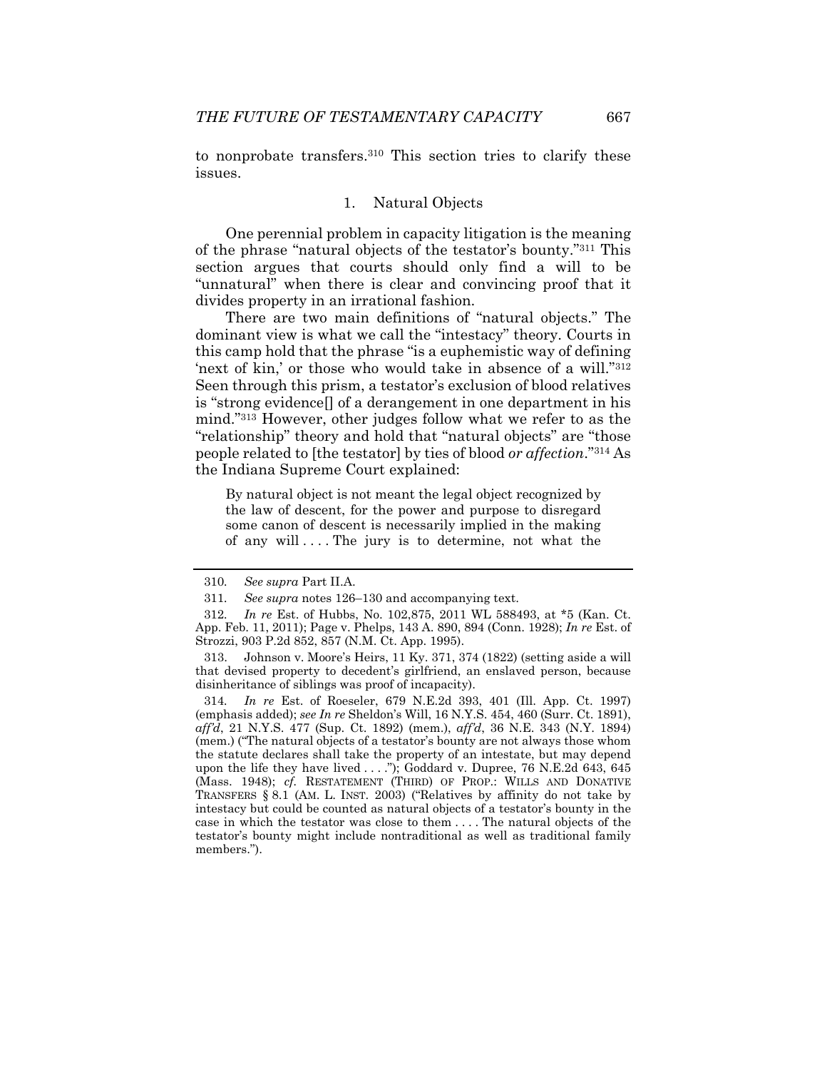to nonprobate transfers.[310] This section tries to clarify these issues.

### 1. Natural Objects

One perennial problem in capacity litigation is the meaning of the phrase "natural objects of the testator's bounty."[311] This section argues that courts should only find a will to be "unnatural" when there is clear and convincing proof that it divides property in an irrational fashion.

There are two main definitions of "natural objects." The dominant view is what we call the "intestacy" theory. Courts in this camp hold that the phrase "is a euphemistic way of defining 'next of kin,' or those who would take in absence of a will."[312] Seen through this prism, a testator's exclusion of blood relatives is "strong evidence[] of a derangement in one department in his mind."[313] However, other judges follow what we refer to as the "relationship" theory and hold that "natural objects" are "those people related to [the testator] by ties of blood *or affection*."[314] As the Indiana Supreme Court explained:

> By natural object is not meant the legal object recognized by the law of descent, for the power and purpose to disregard some canon of descent is necessarily implied in the making of any will . . . . The jury is to determine, not what the

---

310. *See supra* Part II.A.

311. *See supra* notes 126–130 and accompanying text.

312. *In re* Est. of Hubbs, No. 102,875, 2011 WL 588493, at *5 (Kan. Ct. App. Feb. 11, 2011); Page v. Phelps, 143 A. 890, 894 (Conn. 1928); *In re* Est. of Strozzi, 903 P.2d 852, 857 (N.M. Ct. App. 1995).

313. Johnson v. Moore's Heirs, 11 Ky. 371, 374 (1822) (setting aside a will that devised property to decedent's girlfriend, an enslaved person, because disinheritance of siblings was proof of incapacity).

314. *In re* Est. of Roeseler, 679 N.E.2d 393, 401 (Ill. App. Ct. 1997) (emphasis added); *see In re* Sheldon's Will, 16 N.Y.S. 454, 460 (Surr. Ct. 1891), *aff'd*, 21 N.Y.S. 477 (Sup. Ct. 1892) (mem.), *aff'd*, 36 N.E. 343 (N.Y. 1894) (mem.) ("The natural objects of a testator's bounty are not always those whom the statute declares shall take the property of an intestate, but may depend upon the life they have lived . . . ."); Goddard v. Dupree, 76 N.E.2d 643, 645 (Mass. 1948); *cf.* RESTATEMENT (THIRD) OF PROP.: WILLS AND DONATIVE TRANSFERS § 8.1 (AM. L. INST. 2003) ("Relatives by affinity do not take by intestacy but could be counted as natural objects of a testator's bounty in the case in which the testator was close to them . . . . The natural objects of the testator's bounty might include nontraditional as well as traditional family members.").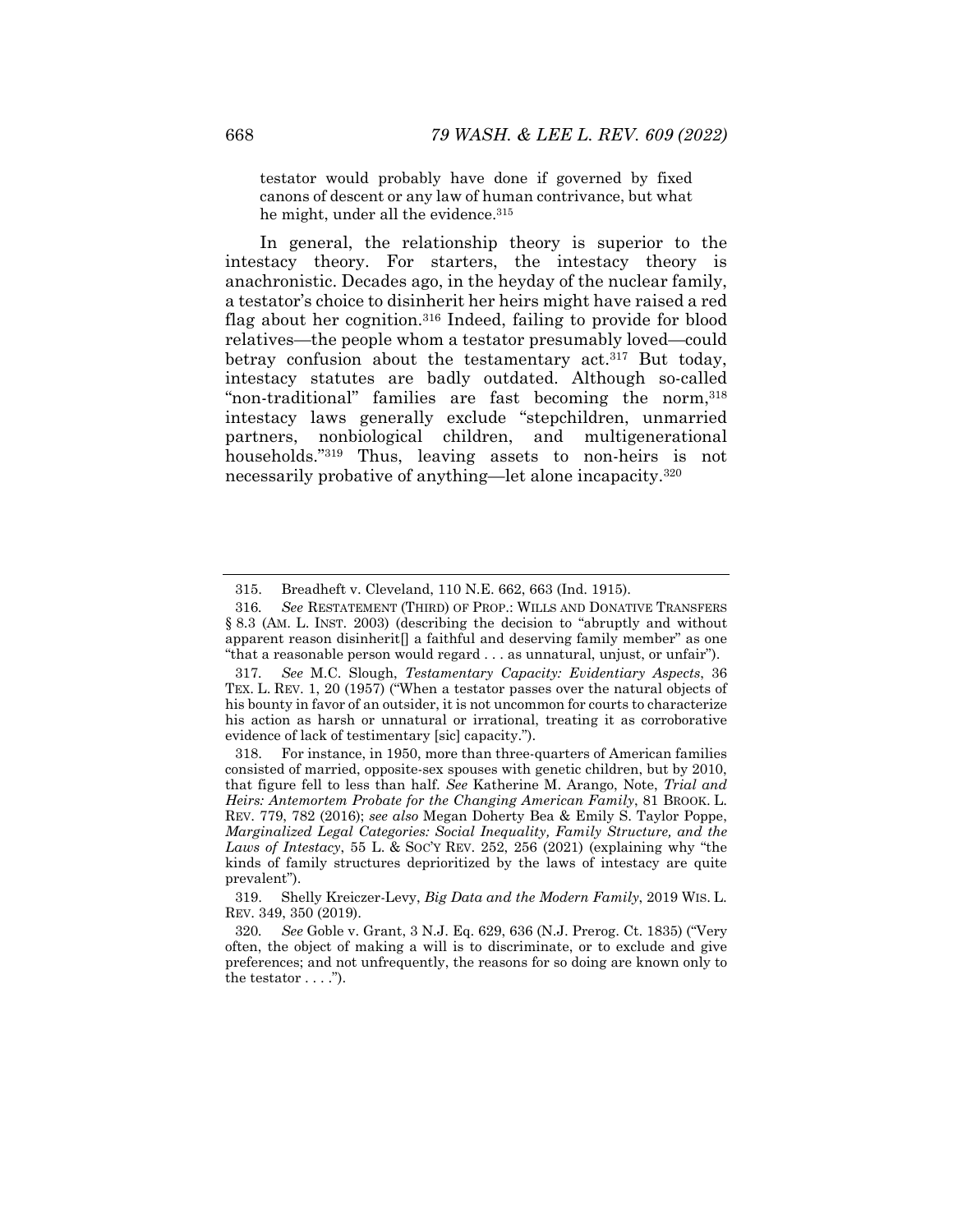testator would probably have done if governed by fixed canons of descent or any law of human contrivance, but what he might, under all the evidence.[315]

In general, the relationship theory is superior to the intestacy theory. For starters, the intestacy theory is anachronistic. Decades ago, in the heyday of the nuclear family, a testator's choice to disinherit her heirs might have raised a red flag about her cognition.[316] Indeed, failing to provide for blood relatives—the people whom a testator presumably loved—could betray confusion about the testamentary act.[317] But today, intestacy statutes are badly outdated. Although so-called "non-traditional" families are fast becoming the norm,[318] intestacy laws generally exclude "stepchildren, unmarried partners, nonbiological children, and multigenerational households."[319] Thus, leaving assets to non-heirs is not necessarily probative of anything—let alone incapacity.[320]

---

315. Breadheft v. Cleveland, 110 N.E. 662, 663 (Ind. 1915).

316. *See* RESTATEMENT (THIRD) OF PROP.: WILLS AND DONATIVE TRANSFERS § 8.3 (AM. L. INST. 2003) (describing the decision to "abruptly and without apparent reason disinherit[] a faithful and deserving family member" as one "that a reasonable person would regard . . . as unnatural, unjust, or unfair").

317. *See* M.C. Slough, *Testamentary Capacity: Evidentiary Aspects*, 36 TEX. L. REV. 1, 20 (1957) ("When a testator passes over the natural objects of his bounty in favor of an outsider, it is not uncommon for courts to characterize his action as harsh or unnatural or irrational, treating it as corroborative evidence of lack of testimentary [sic] capacity.").

318. For instance, in 1950, more than three-quarters of American families consisted of married, opposite-sex spouses with genetic children, but by 2010, that figure fell to less than half. *See* Katherine M. Arango, Note, *Trial and Heirs: Antemortem Probate for the Changing American Family*, 81 BROOK. L. REV. 779, 782 (2016); *see also* Megan Doherty Bea & Emily S. Taylor Poppe, *Marginalized Legal Categories: Social Inequality, Family Structure, and the Laws of Intestacy*, 55 L. & SOC'Y REV. 252, 256 (2021) (explaining why "the kinds of family structures deprioritized by the laws of intestacy are quite prevalent").

319. Shelly Kreiczer-Levy, *Big Data and the Modern Family*, 2019 WIS. L. REV. 349, 350 (2019).

320. *See* Goble v. Grant, 3 N.J. Eq. 629, 636 (N.J. Prerog. Ct. 1835) ("Very often, the object of making a will is to discriminate, or to exclude and give preferences; and not unfrequently, the reasons for so doing are known only to the testator . . . .").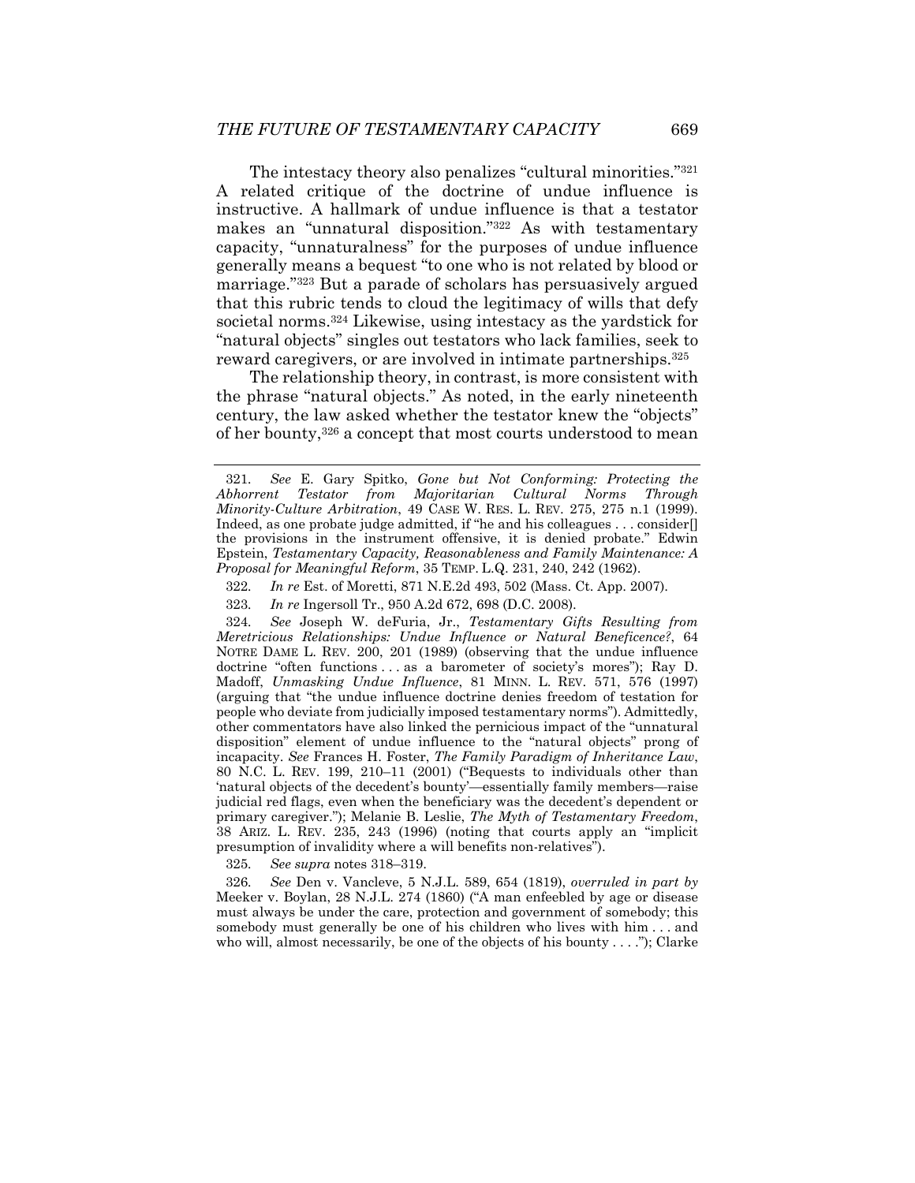The intestacy theory also penalizes "cultural minorities."[321] A related critique of the doctrine of undue influence is instructive. A hallmark of undue influence is that a testator makes an "unnatural disposition."[322] As with testamentary capacity, "unnaturalness" for the purposes of undue influence generally means a bequest "to one who is not related by blood or marriage."[323] But a parade of scholars has persuasively argued that this rubric tends to cloud the legitimacy of wills that defy societal norms.[324] Likewise, using intestacy as the yardstick for "natural objects" singles out testators who lack families, seek to reward caregivers, or are involved in intimate partnerships.[325]

The relationship theory, in contrast, is more consistent with the phrase "natural objects." As noted, in the early nineteenth century, the law asked whether the testator knew the "objects" of her bounty,[326] a concept that most courts understood to mean

---

321. *See* E. Gary Spitko, *Gone but Not Conforming: Protecting the Abhorrent Testator from Majoritarian Cultural Norms Through Minority-Culture Arbitration*, 49 CASE W. RES. L. REV. 275, 275 n.1 (1999). Indeed, as one probate judge admitted, if "he and his colleagues . . . consider[] the provisions in the instrument offensive, it is denied probate." Edwin Epstein, *Testamentary Capacity, Reasonableness and Family Maintenance: A Proposal for Meaningful Reform*, 35 TEMP. L.Q. 231, 240, 242 (1962).

322. *In re* Est. of Moretti, 871 N.E.2d 493, 502 (Mass. Ct. App. 2007).

323. *In re* Ingersoll Tr., 950 A.2d 672, 698 (D.C. 2008).

324. *See* Joseph W. deFuria, Jr., *Testamentary Gifts Resulting from Meretricious Relationships: Undue Influence or Natural Beneficence?*, 64 NOTRE DAME L. REV. 200, 201 (1989) (observing that the undue influence doctrine "often functions . . . as a barometer of society's mores"); Ray D. Madoff, *Unmasking Undue Influence*, 81 MINN. L. REV. 571, 576 (1997) (arguing that "the undue influence doctrine denies freedom of testation for people who deviate from judicially imposed testamentary norms"). Admittedly, other commentators have also linked the pernicious impact of the "unnatural disposition" element of undue influence to the "natural objects" prong of incapacity. *See* Frances H. Foster, *The Family Paradigm of Inheritance Law*, 80 N.C. L. REV. 199, 210–11 (2001) ("Bequests to individuals other than 'natural objects of the decedent's bounty'—essentially family members—raise judicial red flags, even when the beneficiary was the decedent's dependent or primary caregiver."); Melanie B. Leslie, *The Myth of Testamentary Freedom*, 38 ARIZ. L. REV. 235, 243 (1996) (noting that courts apply an "implicit presumption of invalidity where a will benefits non-relatives").

325. *See supra* notes 318–319.

326. *See* Den v. Vancleve, 5 N.J.L. 589, 654 (1819), *overruled in part by* Meeker v. Boylan, 28 N.J.L. 274 (1860) ("A man enfeebled by age or disease must always be under the care, protection and government of somebody; this somebody must generally be one of his children who lives with him . . . and who will, almost necessarily, be one of the objects of his bounty . . . ."); Clarke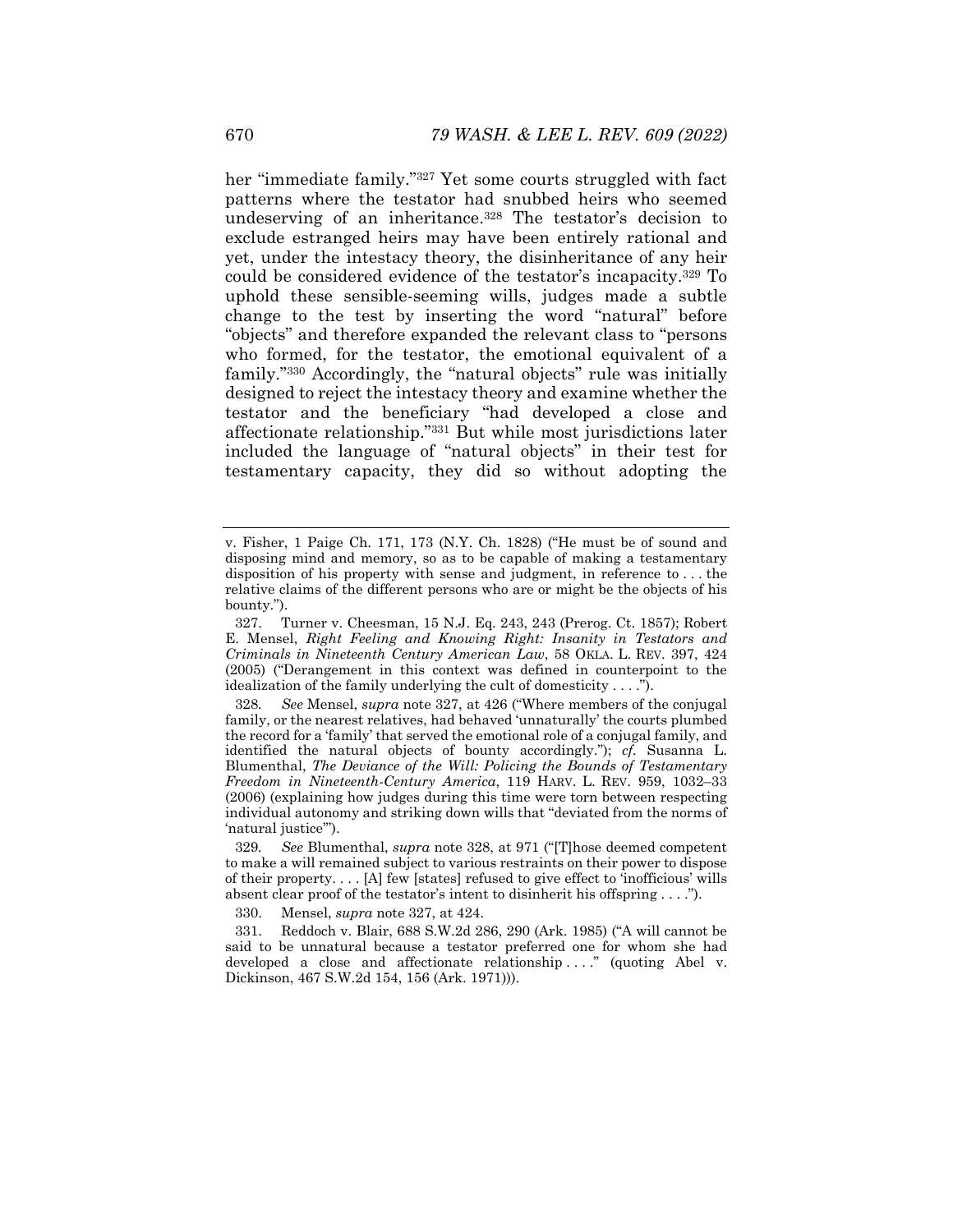her "immediate family."[327] Yet some courts struggled with fact patterns where the testator had snubbed heirs who seemed undeserving of an inheritance.[328] The testator's decision to exclude estranged heirs may have been entirely rational and yet, under the intestacy theory, the disinheritance of any heir could be considered evidence of the testator's incapacity.[329] To uphold these sensible-seeming wills, judges made a subtle change to the test by inserting the word "natural" before "objects" and therefore expanded the relevant class to "persons who formed, for the testator, the emotional equivalent of a family."[330] Accordingly, the "natural objects" rule was initially designed to reject the intestacy theory and examine whether the testator and the beneficiary "had developed a close and affectionate relationship."[331] But while most jurisdictions later included the language of "natural objects" in their test for testamentary capacity, they did so without adopting the

---

v. Fisher, 1 Paige Ch. 171, 173 (N.Y. Ch. 1828) ("He must be of sound and disposing mind and memory, so as to be capable of making a testamentary disposition of his property with sense and judgment, in reference to . . . the relative claims of the different persons who are or might be the objects of his bounty.").

327. Turner v. Cheesman, 15 N.J. Eq. 243, 243 (Prerog. Ct. 1857); Robert E. Mensel, *Right Feeling and Knowing Right: Insanity in Testators and Criminals in Nineteenth Century American Law*, 58 OKLA. L. REV. 397, 424 (2005) ("Derangement in this context was defined in counterpoint to the idealization of the family underlying the cult of domesticity . . . .").

328. *See* Mensel, *supra* note 327, at 426 ("Where members of the conjugal family, or the nearest relatives, had behaved 'unnaturally' the courts plumbed the record for a 'family' that served the emotional role of a conjugal family, and identified the natural objects of bounty accordingly."); *cf.* Susanna L. Blumenthal, *The Deviance of the Will: Policing the Bounds of Testamentary Freedom in Nineteenth-Century America*, 119 HARV. L. REV. 959, 1032–33 (2006) (explaining how judges during this time were torn between respecting individual autonomy and striking down wills that "deviated from the norms of 'natural justice'").

329. *See* Blumenthal, *supra* note 328, at 971 ("[T]hose deemed competent to make a will remained subject to various restraints on their power to dispose of their property. . . . [A] few [states] refused to give effect to 'inofficious' wills absent clear proof of the testator's intent to disinherit his offspring . . . .").

330. Mensel, *supra* note 327, at 424.

331. Reddoch v. Blair, 688 S.W.2d 286, 290 (Ark. 1985) ("A will cannot be said to be unnatural because a testator preferred one for whom she had developed a close and affectionate relationship . . . ." (quoting Abel v. Dickinson, 467 S.W.2d 154, 156 (Ark. 1971))).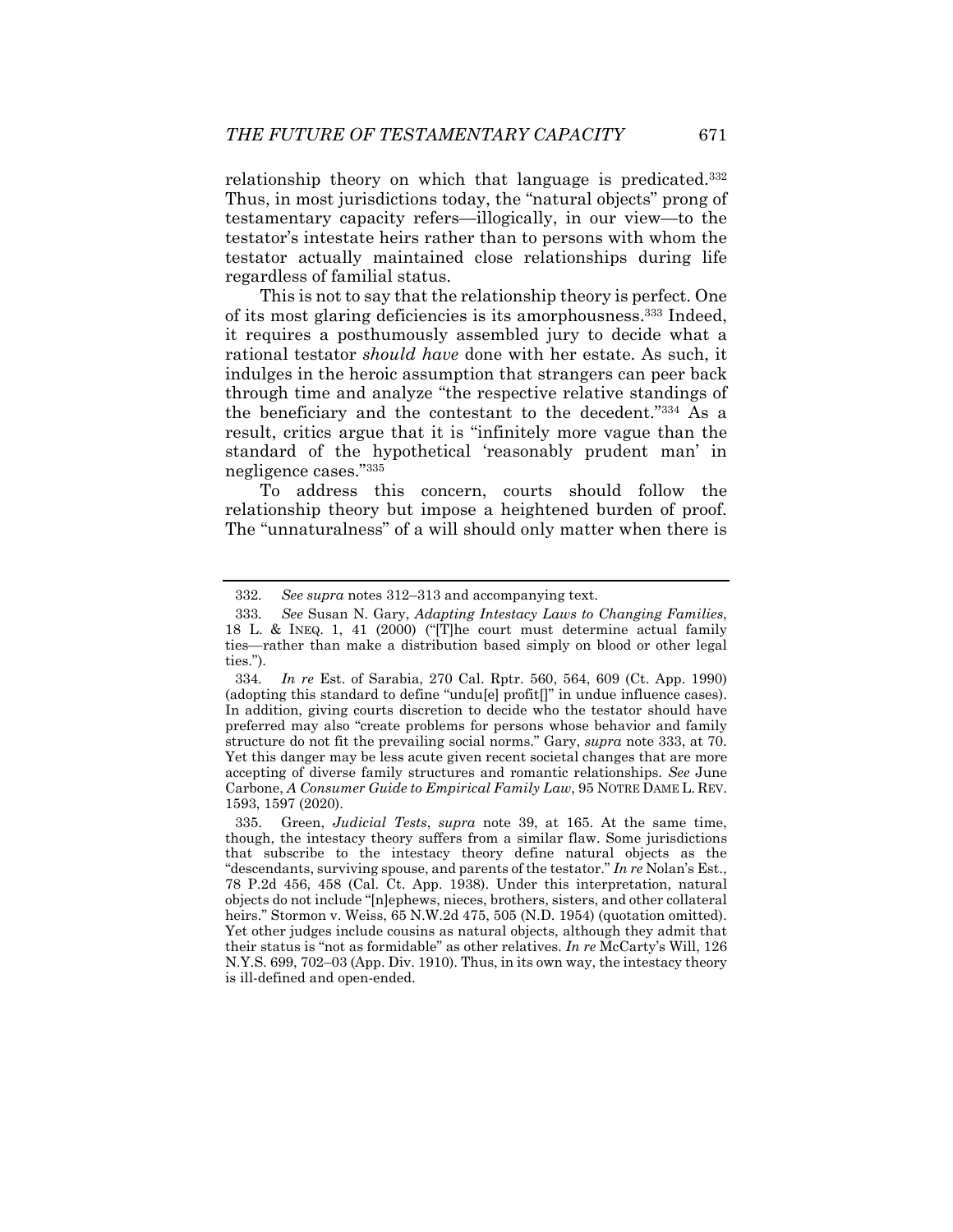relationship theory on which that language is predicated.[332] Thus, in most jurisdictions today, the "natural objects" prong of testamentary capacity refers—illogically, in our view—to the testator's intestate heirs rather than to persons with whom the testator actually maintained close relationships during life regardless of familial status.

This is not to say that the relationship theory is perfect. One of its most glaring deficiencies is its amorphousness.[333] Indeed, it requires a posthumously assembled jury to decide what a rational testator *should have* done with her estate. As such, it indulges in the heroic assumption that strangers can peer back through time and analyze "the respective relative standings of the beneficiary and the contestant to the decedent."[334] As a result, critics argue that it is "infinitely more vague than the standard of the hypothetical 'reasonably prudent man' in negligence cases."[335]

To address this concern, courts should follow the relationship theory but impose a heightened burden of proof. The "unnaturalness" of a will should only matter when there is

---

332. *See supra* notes 312–313 and accompanying text.

333. *See* Susan N. Gary, *Adapting Intestacy Laws to Changing Families*, 18 L. & INEQ. 1, 41 (2000) ("[T]he court must determine actual family ties—rather than make a distribution based simply on blood or other legal ties.").

334. *In re* Est. of Sarabia, 270 Cal. Rptr. 560, 564, 609 (Ct. App. 1990) (adopting this standard to define "undu[e] profit[]" in undue influence cases). In addition, giving courts discretion to decide who the testator should have preferred may also "create problems for persons whose behavior and family structure do not fit the prevailing social norms." Gary, *supra* note 333, at 70. Yet this danger may be less acute given recent societal changes that are more accepting of diverse family structures and romantic relationships. *See* June Carbone, *A Consumer Guide to Empirical Family Law*, 95 NOTRE DAME L. REV. 1593, 1597 (2020).

335. Green, *Judicial Tests*, *supra* note 39, at 165. At the same time, though, the intestacy theory suffers from a similar flaw. Some jurisdictions that subscribe to the intestacy theory define natural objects as the "descendants, surviving spouse, and parents of the testator." *In re* Nolan's Est., 78 P.2d 456, 458 (Cal. Ct. App. 1938). Under this interpretation, natural objects do not include "[n]ephews, nieces, brothers, sisters, and other collateral heirs." Stormon v. Weiss, 65 N.W.2d 475, 505 (N.D. 1954) (quotation omitted). Yet other judges include cousins as natural objects, although they admit that their status is "not as formidable" as other relatives. *In re* McCarty's Will, 126 N.Y.S. 699, 702–03 (App. Div. 1910). Thus, in its own way, the intestacy theory is ill-defined and open-ended.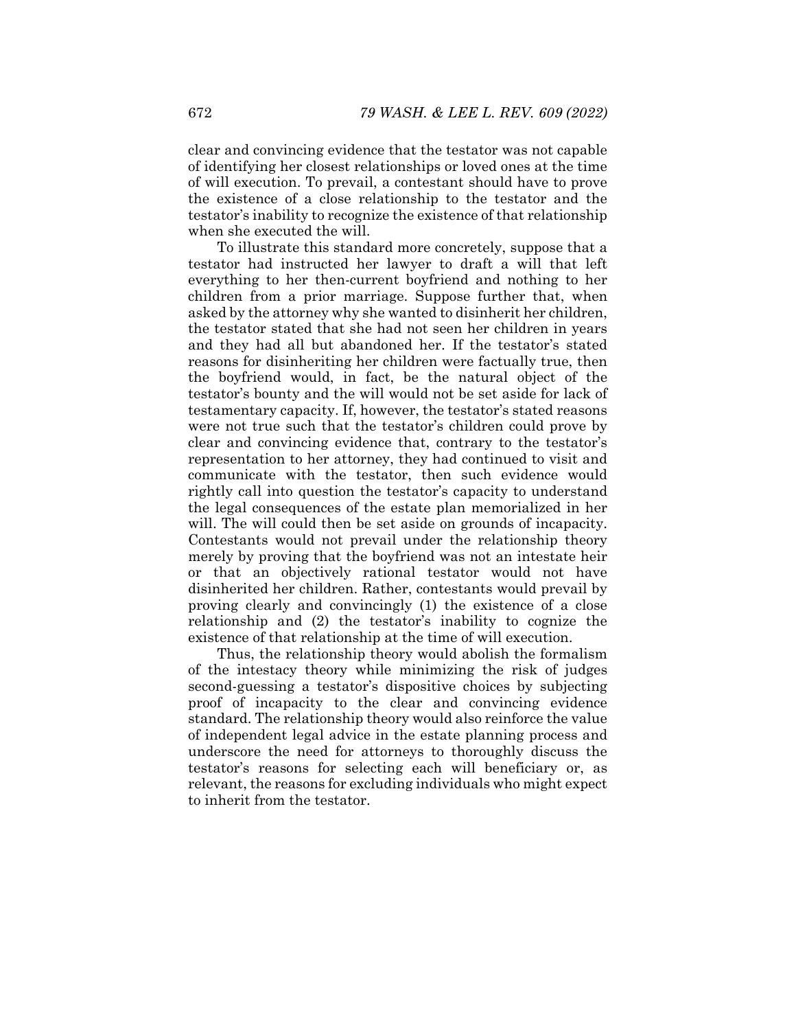clear and convincing evidence that the testator was not capable of identifying her closest relationships or loved ones at the time of will execution. To prevail, a contestant should have to prove the existence of a close relationship to the testator and the testator's inability to recognize the existence of that relationship when she executed the will.

To illustrate this standard more concretely, suppose that a testator had instructed her lawyer to draft a will that left everything to her then-current boyfriend and nothing to her children from a prior marriage. Suppose further that, when asked by the attorney why she wanted to disinherit her children, the testator stated that she had not seen her children in years and they had all but abandoned her. If the testator's stated reasons for disinheriting her children were factually true, then the boyfriend would, in fact, be the natural object of the testator's bounty and the will would not be set aside for lack of testamentary capacity. If, however, the testator's stated reasons were not true such that the testator's children could prove by clear and convincing evidence that, contrary to the testator's representation to her attorney, they had continued to visit and communicate with the testator, then such evidence would rightly call into question the testator's capacity to understand the legal consequences of the estate plan memorialized in her will. The will could then be set aside on grounds of incapacity. Contestants would not prevail under the relationship theory merely by proving that the boyfriend was not an intestate heir or that an objectively rational testator would not have disinherited her children. Rather, contestants would prevail by proving clearly and convincingly (1) the existence of a close relationship and (2) the testator's inability to cognize the existence of that relationship at the time of will execution.

Thus, the relationship theory would abolish the formalism of the intestacy theory while minimizing the risk of judges second-guessing a testator's dispositive choices by subjecting proof of incapacity to the clear and convincing evidence standard. The relationship theory would also reinforce the value of independent legal advice in the estate planning process and underscore the need for attorneys to thoroughly discuss the testator's reasons for selecting each will beneficiary or, as relevant, the reasons for excluding individuals who might expect to inherit from the testator.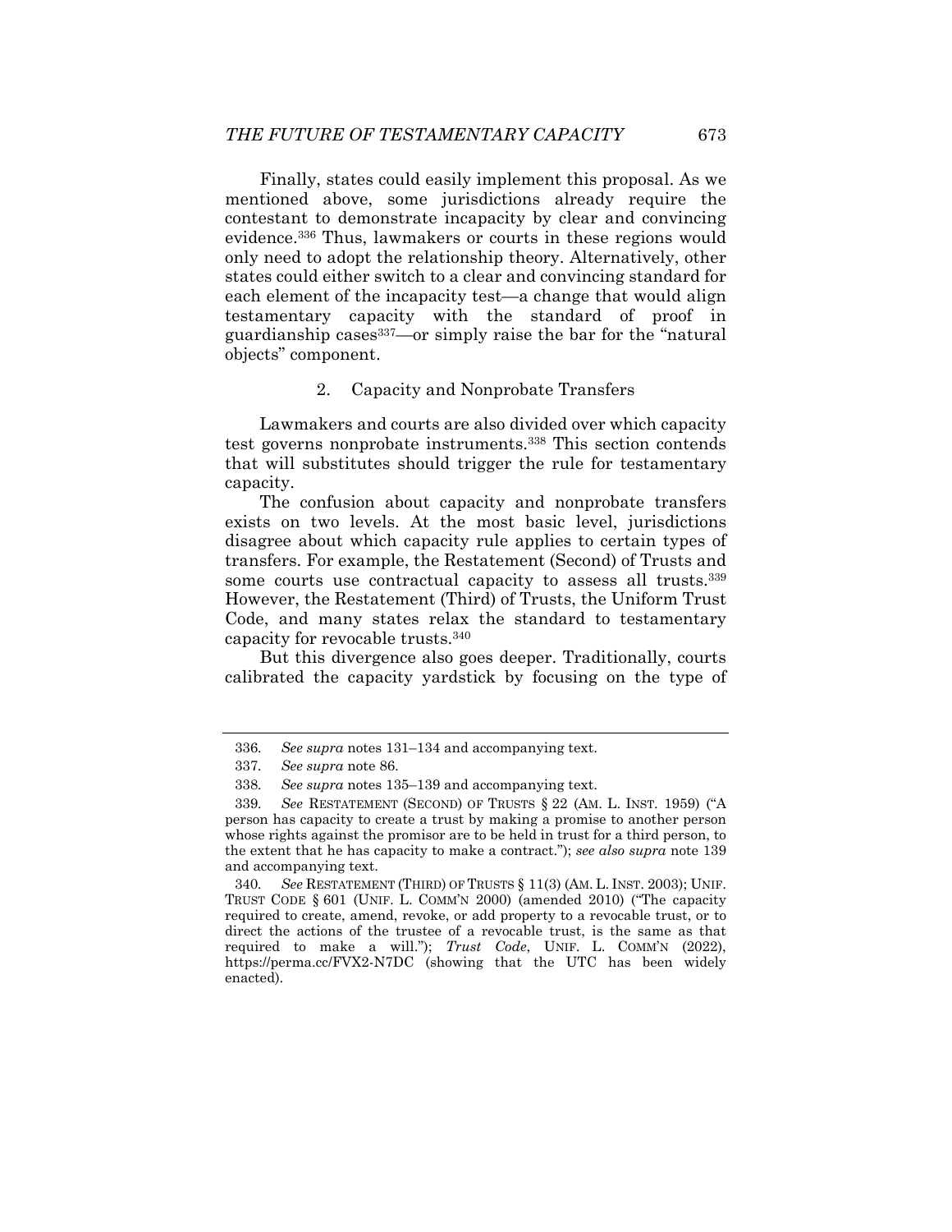Finally, states could easily implement this proposal. As we mentioned above, some jurisdictions already require the contestant to demonstrate incapacity by clear and convincing evidence.[336] Thus, lawmakers or courts in these regions would only need to adopt the relationship theory. Alternatively, other states could either switch to a clear and convincing standard for each element of the incapacity test—a change that would align testamentary capacity with the standard of proof in guardianship cases[337]—or simply raise the bar for the "natural objects" component.

### 2. Capacity and Nonprobate Transfers

Lawmakers and courts are also divided over which capacity test governs nonprobate instruments.[338] This section contends that will substitutes should trigger the rule for testamentary capacity.

The confusion about capacity and nonprobate transfers exists on two levels. At the most basic level, jurisdictions disagree about which capacity rule applies to certain types of transfers. For example, the Restatement (Second) of Trusts and some courts use contractual capacity to assess all trusts.[339] However, the Restatement (Third) of Trusts, the Uniform Trust Code, and many states relax the standard to testamentary capacity for revocable trusts.[340]

But this divergence also goes deeper. Traditionally, courts calibrated the capacity yardstick by focusing on the type of

---

336. *See supra* notes 131–134 and accompanying text.

337. *See supra* note 86.

338. *See supra* notes 135–139 and accompanying text.

339. *See* RESTATEMENT (SECOND) OF TRUSTS § 22 (AM. L. INST. 1959) ("A person has capacity to create a trust by making a promise to another person whose rights against the promisor are to be held in trust for a third person, to the extent that he has capacity to make a contract."); *see also supra* note 139 and accompanying text.

340. *See* RESTATEMENT (THIRD) OF TRUSTS § 11(3) (AM. L. INST. 2003); UNIF. TRUST CODE § 601 (UNIF. L. COMM'N 2000) (amended 2010) ("The capacity required to create, amend, revoke, or add property to a revocable trust, or to direct the actions of the trustee of a revocable trust, is the same as that required to make a will."); *Trust Code*, UNIF. L. COMM'N (2022), https://perma.cc/FVX2-N7DC (showing that the UTC has been widely enacted).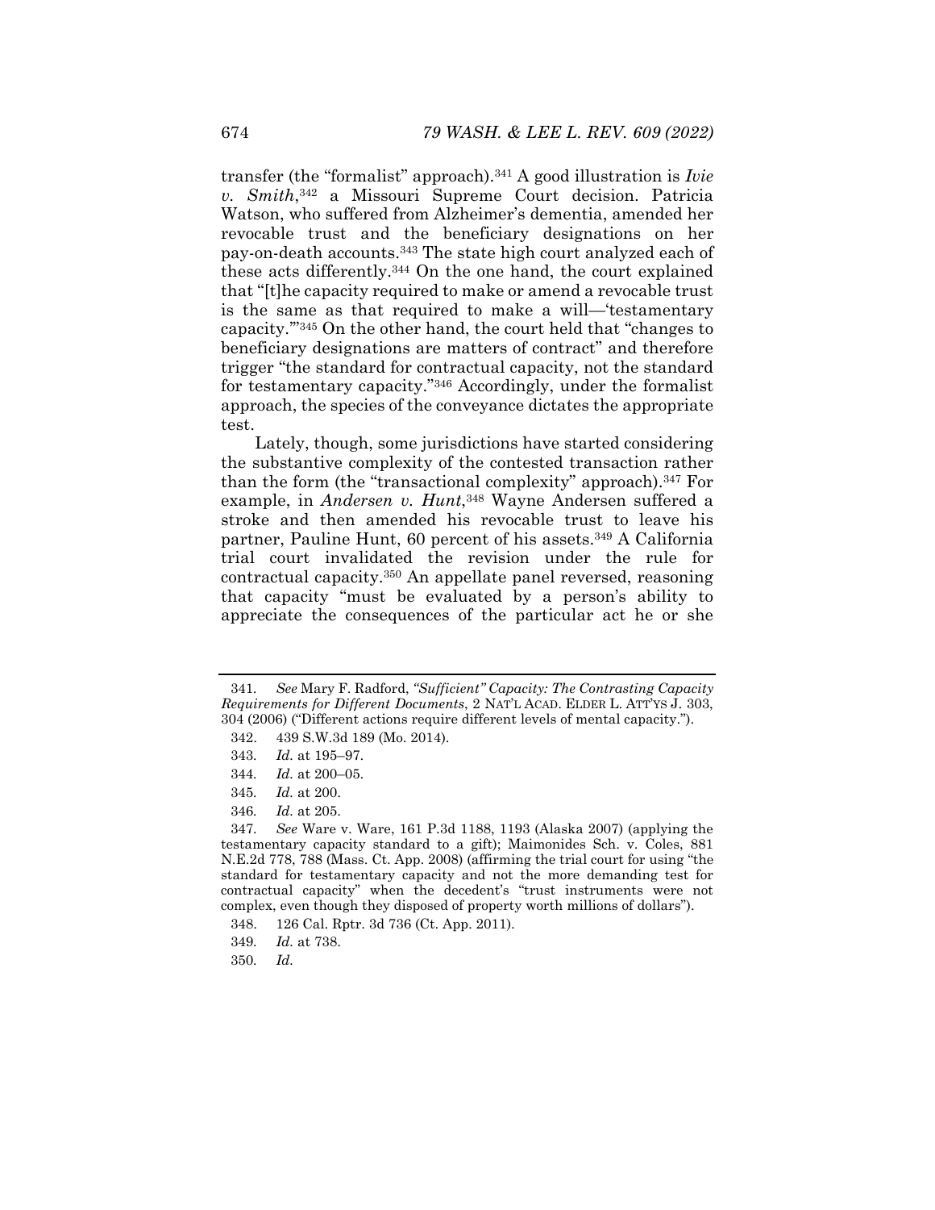transfer (the "formalist" approach).[341] A good illustration is *Ivie v. Smith*,[342] a Missouri Supreme Court decision. Patricia Watson, who suffered from Alzheimer's dementia, amended her revocable trust and the beneficiary designations on her pay-on-death accounts.[343] The state high court analyzed each of these acts differently.[344] On the one hand, the court explained that "[t]he capacity required to make or amend a revocable trust is the same as that required to make a will—'testamentary capacity.'"[345] On the other hand, the court held that "changes to beneficiary designations are matters of contract" and therefore trigger "the standard for contractual capacity, not the standard for testamentary capacity."[346] Accordingly, under the formalist approach, the species of the conveyance dictates the appropriate test.

Lately, though, some jurisdictions have started considering the substantive complexity of the contested transaction rather than the form (the "transactional complexity" approach).[347] For example, in *Andersen v. Hunt*,[348] Wayne Andersen suffered a stroke and then amended his revocable trust to leave his partner, Pauline Hunt, 60 percent of his assets.[349] A California trial court invalidated the revision under the rule for contractual capacity.[350] An appellate panel reversed, reasoning that capacity "must be evaluated by a person's ability to appreciate the consequences of the particular act he or she

---

341. *See* Mary F. Radford, *"Sufficient" Capacity: The Contrasting Capacity Requirements for Different Documents*, 2 NAT'L ACAD. ELDER L. ATT'YS J. 303, 304 (2006) ("Different actions require different levels of mental capacity.").

342. 439 S.W.3d 189 (Mo. 2014).

343. *Id.* at 195–97.

344. *Id.* at 200–05.

345. *Id.* at 200.

346. *Id.* at 205.

347. *See* Ware v. Ware, 161 P.3d 1188, 1193 (Alaska 2007) (applying the testamentary capacity standard to a gift); Maimonides Sch. v. Coles, 881 N.E.2d 778, 788 (Mass. Ct. App. 2008) (affirming the trial court for using "the standard for testamentary capacity and not the more demanding test for contractual capacity" when the decedent's "trust instruments were not complex, even though they disposed of property worth millions of dollars").

348. 126 Cal. Rptr. 3d 736 (Ct. App. 2011).

349. *Id.* at 738.

350. *Id.*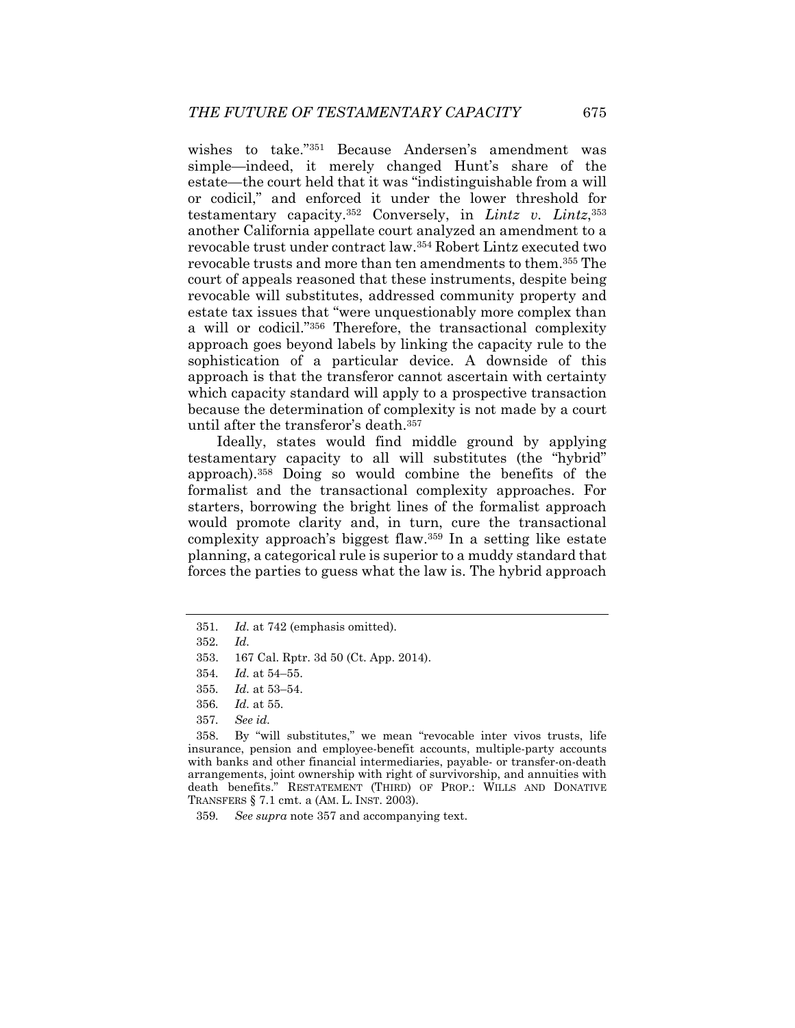wishes to take."[351] Because Andersen's amendment was simple—indeed, it merely changed Hunt's share of the estate—the court held that it was "indistinguishable from a will or codicil," and enforced it under the lower threshold for testamentary capacity.[352] Conversely, in *Lintz v. Lintz*,[353] another California appellate court analyzed an amendment to a revocable trust under contract law.[354] Robert Lintz executed two revocable trusts and more than ten amendments to them.[355] The court of appeals reasoned that these instruments, despite being revocable will substitutes, addressed community property and estate tax issues that "were unquestionably more complex than a will or codicil."[356] Therefore, the transactional complexity approach goes beyond labels by linking the capacity rule to the sophistication of a particular device. A downside of this approach is that the transferor cannot ascertain with certainty which capacity standard will apply to a prospective transaction because the determination of complexity is not made by a court until after the transferor's death.[357]

Ideally, states would find middle ground by applying testamentary capacity to all will substitutes (the "hybrid" approach).[358] Doing so would combine the benefits of the formalist and the transactional complexity approaches. For starters, borrowing the bright lines of the formalist approach would promote clarity and, in turn, cure the transactional complexity approach's biggest flaw.[359] In a setting like estate planning, a categorical rule is superior to a muddy standard that forces the parties to guess what the law is. The hybrid approach

---

351. *Id.* at 742 (emphasis omitted).

352. *Id.*

353. 167 Cal. Rptr. 3d 50 (Ct. App. 2014).

354. *Id.* at 54–55.

355. *Id.* at 53–54.

356. *Id.* at 55.

357. *See id.*

358. By "will substitutes," we mean "revocable inter vivos trusts, life insurance, pension and employee-benefit accounts, multiple-party accounts with banks and other financial intermediaries, payable- or transfer-on-death arrangements, joint ownership with right of survivorship, and annuities with death benefits." RESTATEMENT (THIRD) OF PROP.: WILLS AND DONATIVE TRANSFERS § 7.1 cmt. a (AM. L. INST. 2003).

359. *See supra* note 357 and accompanying text.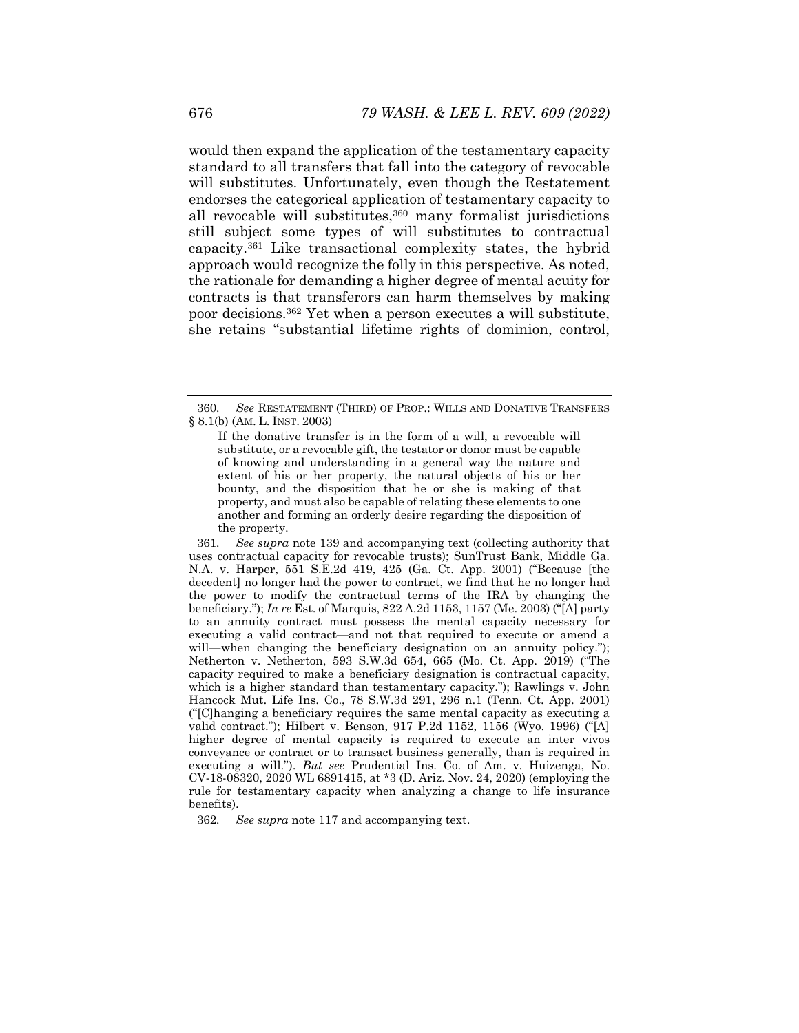would then expand the application of the testamentary capacity standard to all transfers that fall into the category of revocable will substitutes. Unfortunately, even though the Restatement endorses the categorical application of testamentary capacity to all revocable will substitutes,[360] many formalist jurisdictions still subject some types of will substitutes to contractual capacity.[361] Like transactional complexity states, the hybrid approach would recognize the folly in this perspective. As noted, the rationale for demanding a higher degree of mental acuity for contracts is that transferors can harm themselves by making poor decisions.[362] Yet when a person executes a will substitute, she retains "substantial lifetime rights of dominion, control,

---

360. *See* RESTATEMENT (THIRD) OF PROP.: WILLS AND DONATIVE TRANSFERS § 8.1(b) (AM. L. INST. 2003)

> If the donative transfer is in the form of a will, a revocable will substitute, or a revocable gift, the testator or donor must be capable of knowing and understanding in a general way the nature and extent of his or her property, the natural objects of his or her bounty, and the disposition that he or she is making of that property, and must also be capable of relating these elements to one another and forming an orderly desire regarding the disposition of the property.

361. *See supra* note 139 and accompanying text (collecting authority that uses contractual capacity for revocable trusts); SunTrust Bank, Middle Ga. N.A. v. Harper, 551 S.E.2d 419, 425 (Ga. Ct. App. 2001) ("Because [the decedent] no longer had the power to contract, we find that he no longer had the power to modify the contractual terms of the IRA by changing the beneficiary."); *In re* Est. of Marquis, 822 A.2d 1153, 1157 (Me. 2003) ("[A] party to an annuity contract must possess the mental capacity necessary for executing a valid contract—and not that required to execute or amend a will—when changing the beneficiary designation on an annuity policy."); Netherton v. Netherton, 593 S.W.3d 654, 665 (Mo. Ct. App. 2019) ("The capacity required to make a beneficiary designation is contractual capacity, which is a higher standard than testamentary capacity."); Rawlings v. John Hancock Mut. Life Ins. Co., 78 S.W.3d 291, 296 n.1 (Tenn. Ct. App. 2001) ("[C]hanging a beneficiary requires the same mental capacity as executing a valid contract."); Hilbert v. Benson, 917 P.2d 1152, 1156 (Wyo. 1996) ("[A] higher degree of mental capacity is required to execute an inter vivos conveyance or contract or to transact business generally, than is required in executing a will."). *But see* Prudential Ins. Co. of Am. v. Huizenga, No. CV-18-08320, 2020 WL 6891415, at *3 (D. Ariz. Nov. 24, 2020) (employing the rule for testamentary capacity when analyzing a change to life insurance benefits).

362. *See supra* note 117 and accompanying text.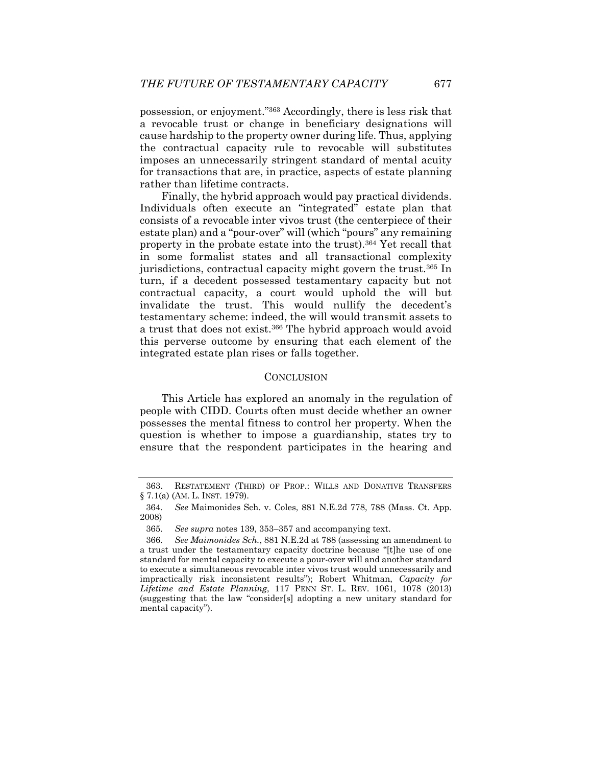possession, or enjoyment."[363] Accordingly, there is less risk that a revocable trust or change in beneficiary designations will cause hardship to the property owner during life. Thus, applying the contractual capacity rule to revocable will substitutes imposes an unnecessarily stringent standard of mental acuity for transactions that are, in practice, aspects of estate planning rather than lifetime contracts.

Finally, the hybrid approach would pay practical dividends. Individuals often execute an "integrated" estate plan that consists of a revocable inter vivos trust (the centerpiece of their estate plan) and a "pour-over" will (which "pours" any remaining property in the probate estate into the trust).[364] Yet recall that in some formalist states and all transactional complexity jurisdictions, contractual capacity might govern the trust.[365] In turn, if a decedent possessed testamentary capacity but not contractual capacity, a court would uphold the will but invalidate the trust. This would nullify the decedent's testamentary scheme: indeed, the will would transmit assets to a trust that does not exist.[366] The hybrid approach would avoid this perverse outcome by ensuring that each element of the integrated estate plan rises or falls together.

## CONCLUSION

This Article has explored an anomaly in the regulation of people with CIDD. Courts often must decide whether an owner possesses the mental fitness to control her property. When the question is whether to impose a guardianship, states try to ensure that the respondent participates in the hearing and

---

363. RESTATEMENT (THIRD) OF PROP.: WILLS AND DONATIVE TRANSFERS § 7.1(a) (AM. L. INST. 1979).

364. *See* Maimonides Sch. v. Coles, 881 N.E.2d 778, 788 (Mass. Ct. App. 2008)

365. *See supra* notes 139, 353–357 and accompanying text.

366. *See Maimonides Sch.*, 881 N.E.2d at 788 (assessing an amendment to a trust under the testamentary capacity doctrine because "[t]he use of one standard for mental capacity to execute a pour-over will and another standard to execute a simultaneous revocable inter vivos trust would unnecessarily and impractically risk inconsistent results"); Robert Whitman, *Capacity for Lifetime and Estate Planning*, 117 PENN ST. L. REV. 1061, 1078 (2013) (suggesting that the law "consider[s] adopting a new unitary standard for mental capacity").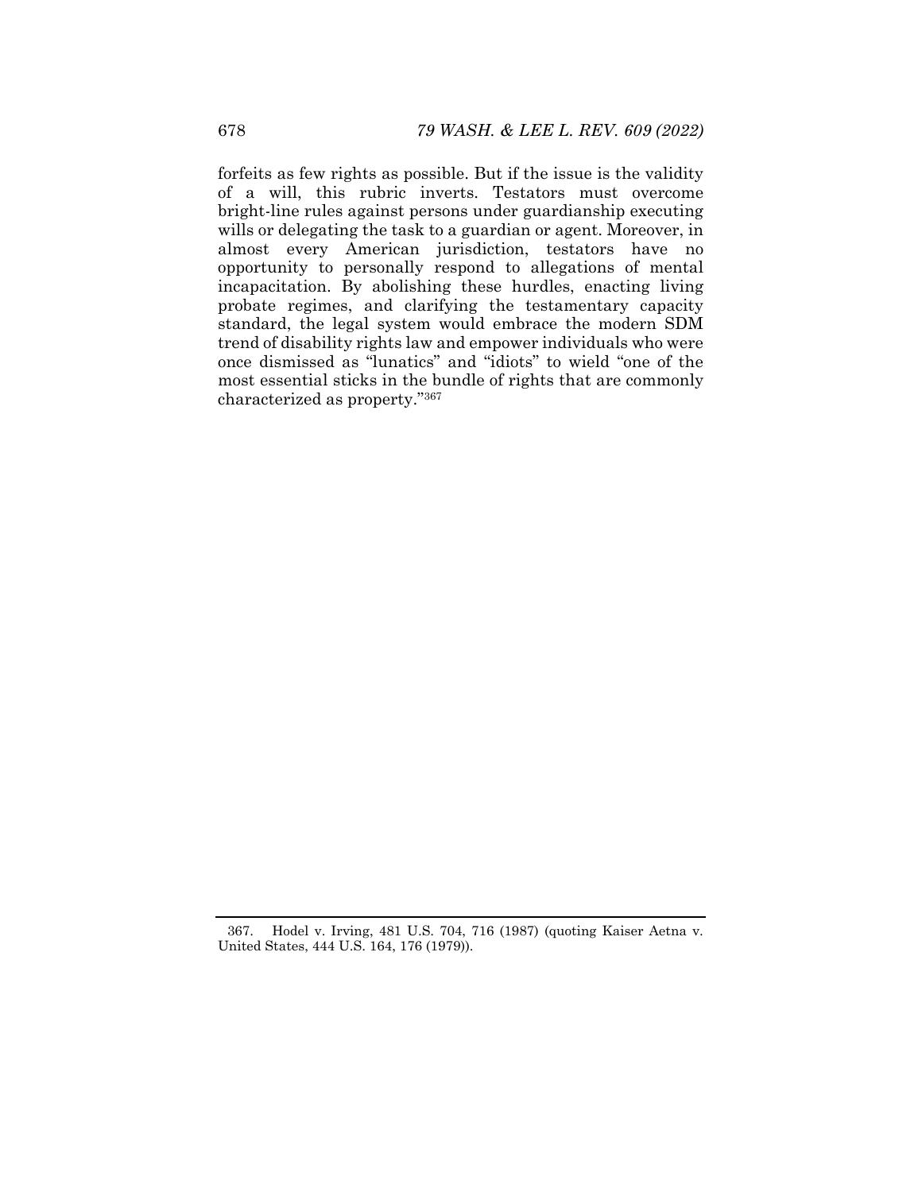forfeits as few rights as possible. But if the issue is the validity of a will, this rubric inverts. Testators must overcome bright-line rules against persons under guardianship executing wills or delegating the task to a guardian or agent. Moreover, in almost every American jurisdiction, testators have no opportunity to personally respond to allegations of mental incapacitation. By abolishing these hurdles, enacting living probate regimes, and clarifying the testamentary capacity standard, the legal system would embrace the modern SDM trend of disability rights law and empower individuals who were once dismissed as "lunatics" and "idiots" to wield "one of the most essential sticks in the bundle of rights that are commonly characterized as property."[367]

---

367. Hodel v. Irving, 481 U.S. 704, 716 (1987) (quoting Kaiser Aetna v. United States, 444 U.S. 164, 176 (1979)).